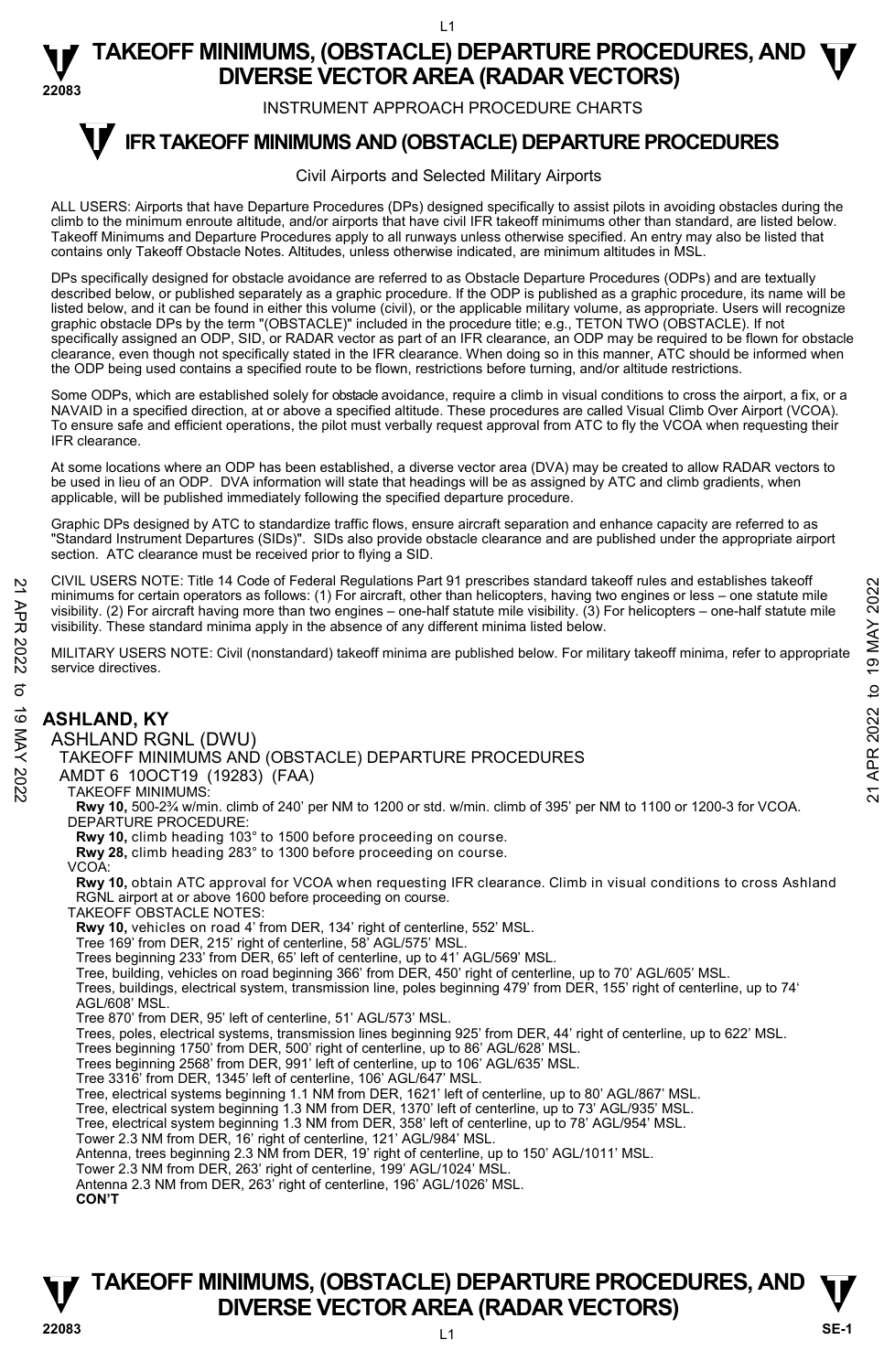# TAKEOFF MINIMUMS, (OBSTACLE) DEPARTURE PROCEDURES, AND DIVERSE VECTOR AREA (RADAR VECTORS)

INSTRUMENT APPROACH PROCEDURE CHARTS

## IFR TAKEOFF MINIMUMS AND (OBSTACLE) DEPARTURE PROCEDURES

Civil Airports and Selected Military Airports

ALL USERS: Airports that have Departure Procedures (DPs) designed specifically to assist pilots in avoiding obstacles during the climb to the minimum enroute altitude, and/or airports that have civil IFR takeoff minimums other than standard, are listed below. Takeoff Minimums and Departure Procedures apply to all runways unless otherwise specified. An entry may also be listed that contains only Takeoff Obstacle Notes. Altitudes, unless otherwise indicated, are minimum altitudes in MSL.

DPs specifically designed for obstacle avoidance are referred to as Obstacle Departure Procedures (ODPs) and are textually described below, or published separately as a graphic procedure. If the ODP is published as a graphic procedure, its name will be listed below, and it can be found in either this volume (civil), or the applicable military volume, as appropriate. Users will recognize graphic obstacle DPs by the term "(OBSTACLE)" included in the procedure title; e.g., TETON TWO (OBSTACLE). If not specifically assigned an ODP, SID, or RADAR vector as part of an IFR clearance, an ODP may be required to be flown for obstacle clearance, even though not specifically stated in the IFR clearance. When doing so in this manner, ATC should be informed when the ODP being used contains a specified route to be flown, restrictions before turning, and/or altitude restrictions.

Some ODPs, which are established solely for obstacle avoidance, require a climb in visual conditions to cross the airport, a fix, or a NAVAID in a specified direction, at or above a specified altitude. These procedures are called Visual Climb Over Airport (VCOA). To ensure safe and efficient operations, the pilot must verbally request approval from ATC to fly the VCOA when requesting their IFR clearance.

At some locations where an ODP has been established, a diverse vector area (DVA) may be created to allow RADAR vectors to be used in lieu of an ODP. DVA information will state that headings will be as assigned by ATC and climb gradients, when applicable, will be published immediately following the specified departure procedure.

Graphic DPs designed by ATC to standardize traffic flows, ensure aircraft separation and enhance capacity are referred to as "Standard Instrument Departures (SIDs)". SIDs also provide obstacle clearance and are published under the appropriate airport section. ATC clearance must be received prior to flying a SID.

CIVIL USERS NOTE: Title 14 Code of Federal Regulations Part 91 prescribes standard takeoff rules and establishes takeoff minimums for certain operators as follows: (1) For aircraft, other than helicopters, having two engines or less – one statute mile visibility. (2) For aircraft having more than two engines – one-half statute mile visibility. (3) For helicopters – one-half statute mile visibility. These standard minima apply in the absence of any different minima listed below.

MILITARY USERS NOTE: Civil (nonstandard) takeoff minima are published below. For military takeoff minima, refer to appropriate service directives.

## ASHLAND, KY

ASHLAND RGNL (DWU)
TAKEOFF MINIMUMS AND (OBSTACLE) DEPARTURE PROCEDURES
AMDT 6 10OCT19 (19283) (FAA)

TAKEOFF MINIMUMS:
**Rwy 10,** 500-2¾ w/min. climb of 240' per NM to 1200 or std. w/min. climb of 395' per NM to 1100 or 1200-3 for VCOA.

DEPARTURE PROCEDURE:
**Rwy 10,** climb heading 103° to 1500 before proceeding on course.
**Rwy 28,** climb heading 283° to 1300 before proceeding on course.

VCOA:
**Rwy 10,** obtain ATC approval for VCOA when requesting IFR clearance. Climb in visual conditions to cross Ashland RGNL airport at or above 1600 before proceeding on course.

TAKEOFF OBSTACLE NOTES:
**Rwy 10,** vehicles on road 4' from DER, 134' right of centerline, 552' MSL.
Tree 169' from DER, 215' right of centerline, 58' AGL/575' MSL.
Trees beginning 233' from DER, 65' left of centerline, up to 41' AGL/569' MSL.
Tree, building, vehicles on road beginning 366' from DER, 450' right of centerline, up to 70' AGL/605' MSL.
Trees, buildings, electrical system, transmission line, poles beginning 479' from DER, 155' right of centerline, up to 74' AGL/608' MSL.
Tree 870' from DER, 95' left of centerline, 51' AGL/573' MSL.
Trees, poles, electrical systems, transmission lines beginning 925' from DER, 44' right of centerline, up to 622' MSL.
Trees beginning 1750' from DER, 500' right of centerline, up to 86' AGL/628' MSL.
Trees beginning 2568' from DER, 991' left of centerline, up to 106' AGL/635' MSL.
Tree 3316' from DER, 1345' left of centerline, 106' AGL/647' MSL.
Tree, electrical systems beginning 1.1 NM from DER, 1621' left of centerline, up to 80' AGL/867' MSL.
Tree, electrical system beginning 1.3 NM from DER, 1370' left of centerline, up to 73' AGL/935' MSL.
Tree, electrical system beginning 1.3 NM from DER, 358' left of centerline, up to 78' AGL/954' MSL.
Tower 2.3 NM from DER, 16' right of centerline, 121' AGL/984' MSL.
Antenna, trees beginning 2.3 NM from DER, 19' right of centerline, up to 150' AGL/1011' MSL.
Tower 2.3 NM from DER, 263' right of centerline, 199' AGL/1024' MSL.
Antenna 2.3 NM from DER, 263' right of centerline, 196' AGL/1026' MSL.
**CON'T**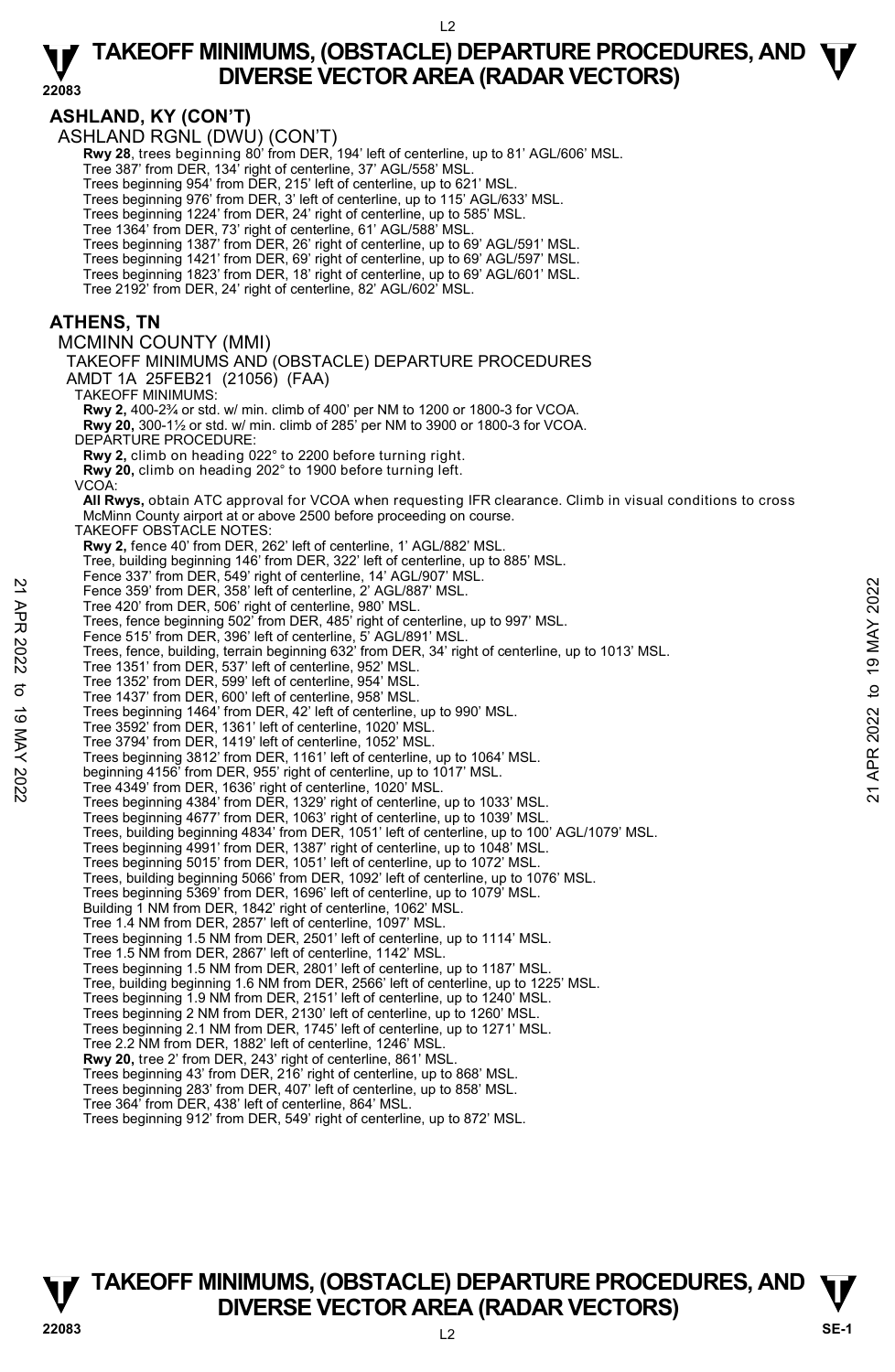## ASHLAND, KY (CON'T)

ASHLAND RGNL (DWU) (CON'T)

**Rwy 28**, trees beginning 80' from DER, 194' left of centerline, up to 81' AGL/606' MSL.
Tree 387' from DER, 134' right of centerline, 37' AGL/558' MSL.
Trees beginning 954' from DER, 215' left of centerline, up to 621' MSL.
Trees beginning 976' from DER, 3' left of centerline, up to 115' AGL/633' MSL.
Trees beginning 1224' from DER, 24' right of centerline, up to 585' MSL.
Tree 1364' from DER, 73' right of centerline, 61' AGL/588' MSL.
Trees beginning 1387' from DER, 26' right of centerline, up to 69' AGL/591' MSL.
Trees beginning 1421' from DER, 69' right of centerline, up to 69' AGL/597' MSL.
Trees beginning 1823' from DER, 18' right of centerline, up to 69' AGL/601' MSL.
Tree 2192' from DER, 24' right of centerline, 82' AGL/602' MSL.

## ATHENS, TN

MCMINN COUNTY (MMI)

TAKEOFF MINIMUMS AND (OBSTACLE) DEPARTURE PROCEDURES
AMDT 1A 25FEB21 (21056) (FAA)

TAKEOFF MINIMUMS:
**Rwy 2,** 400-2¾ or std. w/ min. climb of 400' per NM to 1200 or 1800-3 for VCOA.
**Rwy 20,** 300-1½ or std. w/ min. climb of 285' per NM to 3900 or 1800-3 for VCOA.

DEPARTURE PROCEDURE:
**Rwy 2,** climb on heading 022° to 2200 before turning right.
**Rwy 20,** climb on heading 202° to 1900 before turning left.

VCOA:
**All Rwys,** obtain ATC approval for VCOA when requesting IFR clearance. Climb in visual conditions to cross McMinn County airport at or above 2500 before proceeding on course.

TAKEOFF OBSTACLE NOTES:
**Rwy 2,** fence 40' from DER, 262' left of centerline, 1' AGL/882' MSL.
Tree, building beginning 146' from DER, 322' left of centerline, up to 885' MSL.
Fence 337' from DER, 549' right of centerline, 14' AGL/907' MSL.
Fence 359' from DER, 358' left of centerline, 2' AGL/887' MSL.
Tree 420' from DER, 506' right of centerline, 980' MSL.
Trees, fence beginning 502' from DER, 485' right of centerline, up to 997' MSL.
Fence 515' from DER, 396' left of centerline, 5' AGL/891' MSL.
Trees, fence, building, terrain beginning 632' from DER, 34' right of centerline, up to 1013' MSL.
Tree 1351' from DER, 537' left of centerline, 952' MSL.
Tree 1352' from DER, 599' left of centerline, 954' MSL.
Tree 1437' from DER, 600' left of centerline, 958' MSL.
Trees beginning 1464' from DER, 42' left of centerline, up to 990' MSL.
Tree 3592' from DER, 1361' left of centerline, 1020' MSL.
Tree 3794' from DER, 1419' left of centerline, 1052' MSL.
Trees beginning 3812' from DER, 1161' left of centerline, up to 1064' MSL.
beginning 4156' from DER, 955' right of centerline, up to 1017' MSL.
Tree 4349' from DER, 1636' right of centerline, 1020' MSL.
Trees beginning 4384' from DER, 1329' right of centerline, up to 1033' MSL.
Trees beginning 4677' from DER, 1063' right of centerline, up to 1039' MSL.
Trees, building beginning 4834' from DER, 1051' left of centerline, up to 100' AGL/1079' MSL.
Trees beginning 4991' from DER, 1387' right of centerline, up to 1048' MSL.
Trees beginning 5015' from DER, 1051' left of centerline, up to 1072' MSL.
Trees, building beginning 5066' from DER, 1092' left of centerline, up to 1076' MSL.
Trees beginning 5369' from DER, 1696' left of centerline, up to 1079' MSL.
Building 1 NM from DER, 1842' right of centerline, 1062' MSL.
Tree 1.4 NM from DER, 2857' left of centerline, 1097' MSL.
Trees beginning 1.5 NM from DER, 2501' left of centerline, up to 1114' MSL.
Tree 1.5 NM from DER, 2867' left of centerline, 1142' MSL.
Trees beginning 1.5 NM from DER, 2801' left of centerline, up to 1187' MSL.
Tree, building beginning 1.6 NM from DER, 2566' left of centerline, up to 1225' MSL.
Trees beginning 1.9 NM from DER, 2151' left of centerline, up to 1240' MSL.
Trees beginning 2 NM from DER, 2130' left of centerline, up to 1260' MSL.
Trees beginning 2.1 NM from DER, 1745' left of centerline, up to 1271' MSL.
Tree 2.2 NM from DER, 1882' left of centerline, 1246' MSL.
**Rwy 20,** tree 2' from DER, 243' right of centerline, 861' MSL.
Trees beginning 43' from DER, 216' right of centerline, up to 868' MSL.
Trees beginning 283' from DER, 407' left of centerline, up to 858' MSL.
Tree 364' from DER, 438' left of centerline, 864' MSL.
Trees beginning 912' from DER, 549' right of centerline, up to 872' MSL.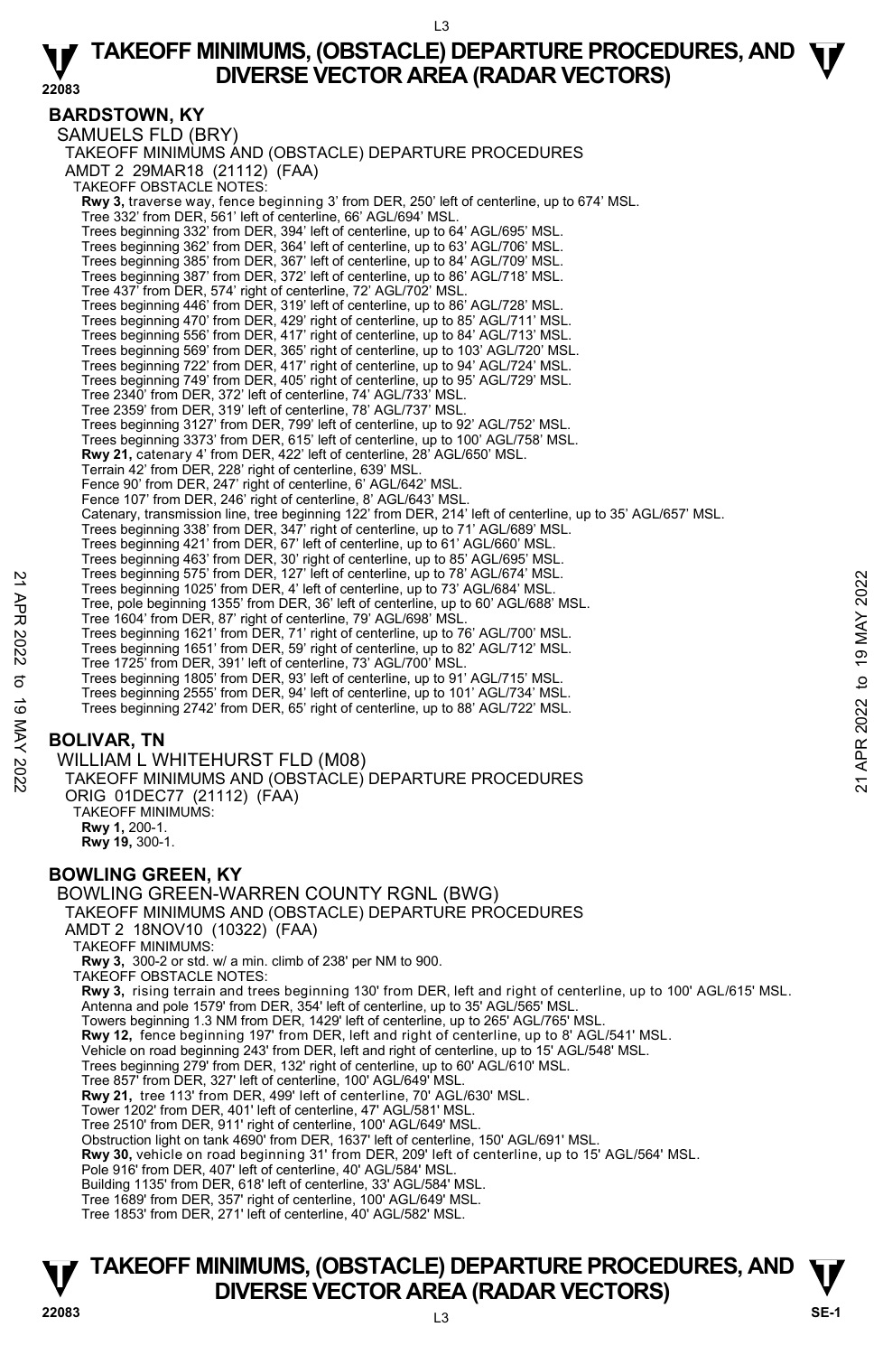## BARDSTOWN, KY

SAMUELS FLD (BRY)

TAKEOFF MINIMUMS AND (OBSTACLE) DEPARTURE PROCEDURES

AMDT 2 29MAR18 (21112) (FAA)

TAKEOFF OBSTACLE NOTES:

**Rwy 3,** traverse way, fence beginning 3' from DER, 250' left of centerline, up to 674' MSL.
Tree 332' from DER, 561' left of centerline, 66' AGL/694' MSL.
Trees beginning 332' from DER, 394' left of centerline, up to 64' AGL/695' MSL.
Trees beginning 362' from DER, 364' left of centerline, up to 63' AGL/706' MSL.
Trees beginning 385' from DER, 367' left of centerline, up to 84' AGL/709' MSL.
Trees beginning 387' from DER, 372' left of centerline, up to 86' AGL/718' MSL.
Tree 437' from DER, 574' right of centerline, 72' AGL/702' MSL.
Trees beginning 446' from DER, 319' left of centerline, up to 86' AGL/728' MSL.
Trees beginning 470' from DER, 429' right of centerline, up to 85' AGL/711' MSL.
Trees beginning 556' from DER, 417' right of centerline, up to 84' AGL/713' MSL.
Trees beginning 569' from DER, 365' right of centerline, up to 103' AGL/720' MSL.
Trees beginning 722' from DER, 417' right of centerline, up to 94' AGL/724' MSL.
Trees beginning 749' from DER, 405' right of centerline, up to 95' AGL/729' MSL.
Tree 2340' from DER, 372' left of centerline, 74' AGL/733' MSL.
Tree 2359' from DER, 319' left of centerline, 78' AGL/737' MSL.
Trees beginning 3127' from DER, 799' left of centerline, up to 92' AGL/752' MSL.
Trees beginning 3373' from DER, 615' left of centerline, up to 100' AGL/758' MSL.
**Rwy 21,** catenary 4' from DER, 422' left of centerline, 28' AGL/650' MSL.
Terrain 42' from DER, 228' right of centerline, 639' MSL.
Fence 90' from DER, 247' right of centerline, 6' AGL/642' MSL.
Fence 107' from DER, 246' right of centerline, 8' AGL/643' MSL.
Catenary, transmission line, tree beginning 122' from DER, 214' left of centerline, up to 35' AGL/657' MSL.
Trees beginning 338' from DER, 347' right of centerline, up to 71' AGL/689' MSL.
Trees beginning 421' from DER, 67' left of centerline, up to 61' AGL/660' MSL.
Trees beginning 463' from DER, 30' right of centerline, up to 85' AGL/695' MSL.
Trees beginning 575' from DER, 127' left of centerline, up to 78' AGL/674' MSL.
Trees beginning 1025' from DER, 4' left of centerline, up to 73' AGL/684' MSL.
Tree, pole beginning 1355' from DER, 36' left of centerline, up to 60' AGL/688' MSL.
Tree 1604' from DER, 87' right of centerline, 79' AGL/698' MSL.
Trees beginning 1621' from DER, 71' right of centerline, up to 76' AGL/700' MSL.
Trees beginning 1651' from DER, 59' right of centerline, up to 82' AGL/712' MSL.
Tree 1725' from DER, 391' left of centerline, 73' AGL/700' MSL.
Trees beginning 1805' from DER, 93' left of centerline, up to 91' AGL/715' MSL.
Trees beginning 2555' from DER, 94' left of centerline, up to 101' AGL/734' MSL.
Trees beginning 2742' from DER, 65' right of centerline, up to 88' AGL/722' MSL.

## BOLIVAR, TN

WILLIAM L WHITEHURST FLD (M08)

TAKEOFF MINIMUMS AND (OBSTACLE) DEPARTURE PROCEDURES

ORIG 01DEC77 (21112) (FAA)

TAKEOFF MINIMUMS:

**Rwy 1,** 200-1.
**Rwy 19,** 300-1.

## BOWLING GREEN, KY

BOWLING GREEN-WARREN COUNTY RGNL (BWG)

TAKEOFF MINIMUMS AND (OBSTACLE) DEPARTURE PROCEDURES

AMDT 2 18NOV10 (10322) (FAA)

TAKEOFF MINIMUMS:

**Rwy 3,** 300-2 or std. w/ a min. climb of 238' per NM to 900.

TAKEOFF OBSTACLE NOTES:

**Rwy 3,** rising terrain and trees beginning 130' from DER, left and right of centerline, up to 100' AGL/615' MSL.
Antenna and pole 1579' from DER, 354' left of centerline, up to 35' AGL/565' MSL.
Towers beginning 1.3 NM from DER, 1429' left of centerline, up to 265' AGL/765' MSL.
**Rwy 12,** fence beginning 197' from DER, left and right of centerline, up to 8' AGL/541' MSL.
Vehicle on road beginning 243' from DER, left and right of centerline, up to 15' AGL/548' MSL.
Trees beginning 279' from DER, 132' right of centerline, up to 60' AGL/610' MSL.
Tree 857' from DER, 327' left of centerline, 100' AGL/649' MSL.
**Rwy 21,** tree 113' from DER, 499' left of centerline, 70' AGL/630' MSL.
Tower 1202' from DER, 401' left of centerline, 47' AGL/581' MSL.
Tree 2510' from DER, 911' right of centerline, 100' AGL/649' MSL.
Obstruction light on tank 4690' from DER, 1637' left of centerline, 150' AGL/691' MSL.
**Rwy 30,** vehicle on road beginning 31' from DER, 209' left of centerline, up to 15' AGL/564' MSL.
Pole 916' from DER, 407' left of centerline, 40' AGL/584' MSL.
Building 1135' from DER, 618' left of centerline, 33' AGL/584' MSL.
Tree 1689' from DER, 357' right of centerline, 100' AGL/649' MSL.
Tree 1853' from DER, 271' left of centerline, 40' AGL/582' MSL.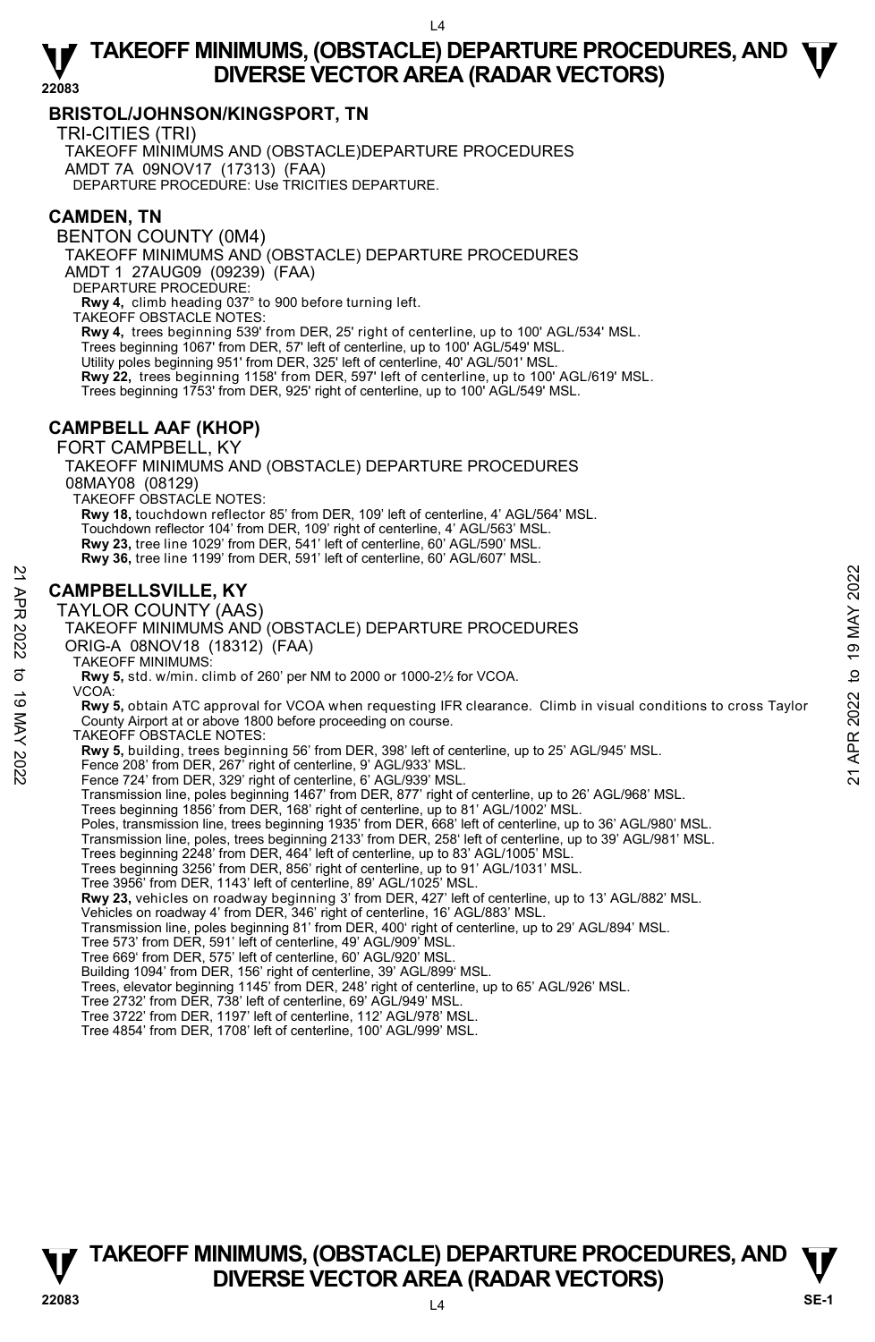## BRISTOL/JOHNSON/KINGSPORT, TN

TRI-CITIES (TRI)
TAKEOFF MINIMUMS AND (OBSTACLE)DEPARTURE PROCEDURES
AMDT 7A 09NOV17 (17313) (FAA)
DEPARTURE PROCEDURE: Use TRICITIES DEPARTURE.

## CAMDEN, TN

BENTON COUNTY (0M4)
TAKEOFF MINIMUMS AND (OBSTACLE) DEPARTURE PROCEDURES
AMDT 1 27AUG09 (09239) (FAA)
DEPARTURE PROCEDURE:
**Rwy 4,** climb heading 037° to 900 before turning left.
TAKEOFF OBSTACLE NOTES:
**Rwy 4,** trees beginning 539' from DER, 25' right of centerline, up to 100' AGL/534' MSL.
Trees beginning 1067' from DER, 57' left of centerline, up to 100' AGL/549' MSL.
Utility poles beginning 951' from DER, 325' left of centerline, 40' AGL/501' MSL.
**Rwy 22,** trees beginning 1158' from DER, 597' left of centerline, up to 100' AGL/619' MSL.
Trees beginning 1753' from DER, 925' right of centerline, up to 100' AGL/549' MSL.

## CAMPBELL AAF (KHOP)

FORT CAMPBELL, KY
TAKEOFF MINIMUMS AND (OBSTACLE) DEPARTURE PROCEDURES
08MAY08 (08129)
TAKEOFF OBSTACLE NOTES:
**Rwy 18,** touchdown reflector 85' from DER, 109' left of centerline, 4' AGL/564' MSL.
Touchdown reflector 104' from DER, 109' right of centerline, 4' AGL/563' MSL.
**Rwy 23,** tree line 1029' from DER, 541' left of centerline, 60' AGL/590' MSL.
**Rwy 36,** tree line 1199' from DER, 591' left of centerline, 60' AGL/607' MSL.

## CAMPBELLSVILLE, KY

TAYLOR COUNTY (AAS)
TAKEOFF MINIMUMS AND (OBSTACLE) DEPARTURE PROCEDURES
ORIG-A 08NOV18 (18312) (FAA)
TAKEOFF MINIMUMS:
**Rwy 5,** std. w/min. climb of 260' per NM to 2000 or 1000-2½ for VCOA.
VCOA:
**Rwy 5,** obtain ATC approval for VCOA when requesting IFR clearance. Climb in visual conditions to cross Taylor County Airport at or above 1800 before proceeding on course.
TAKEOFF OBSTACLE NOTES:
**Rwy 5,** building, trees beginning 56' from DER, 398' left of centerline, up to 25' AGL/945' MSL.
Fence 208' from DER, 267' right of centerline, 9' AGL/933' MSL.
Fence 724' from DER, 329' right of centerline, 6' AGL/939' MSL.
Transmission line, poles beginning 1467' from DER, 877' right of centerline, up to 26' AGL/968' MSL.
Trees beginning 1856' from DER, 168' right of centerline, up to 81' AGL/1002' MSL.
Poles, transmission line, trees beginning 1935' from DER, 668' left of centerline, up to 36' AGL/980' MSL.
Transmission line, poles, trees beginning 2133' from DER, 258' left of centerline, up to 39' AGL/981' MSL.
Trees beginning 2248' from DER, 464' left of centerline, up to 83' AGL/1005' MSL.
Trees beginning 3256' from DER, 856' right of centerline, up to 91' AGL/1031' MSL.
Tree 3956' from DER, 1143' left of centerline, 89' AGL/1025' MSL.
**Rwy 23,** vehicles on roadway beginning 3' from DER, 427' left of centerline, up to 13' AGL/882' MSL.
Vehicles on roadway 4' from DER, 346' right of centerline, 16' AGL/883' MSL.
Transmission line, poles beginning 81' from DER, 400' right of centerline, up to 29' AGL/894' MSL.
Tree 573' from DER, 591' left of centerline, 49' AGL/909' MSL.
Tree 669' from DER, 575' left of centerline, 60' AGL/920' MSL.
Building 1094' from DER, 156' right of centerline, 39' AGL/899' MSL.
Trees, elevator beginning 1145' from DER, 248' right of centerline, up to 65' AGL/926' MSL.
Tree 2732' from DER, 738' left of centerline, 69' AGL/949' MSL.
Tree 3722' from DER, 1197' left of centerline, 112' AGL/978' MSL.
Tree 4854' from DER, 1708' left of centerline, 100' AGL/999' MSL.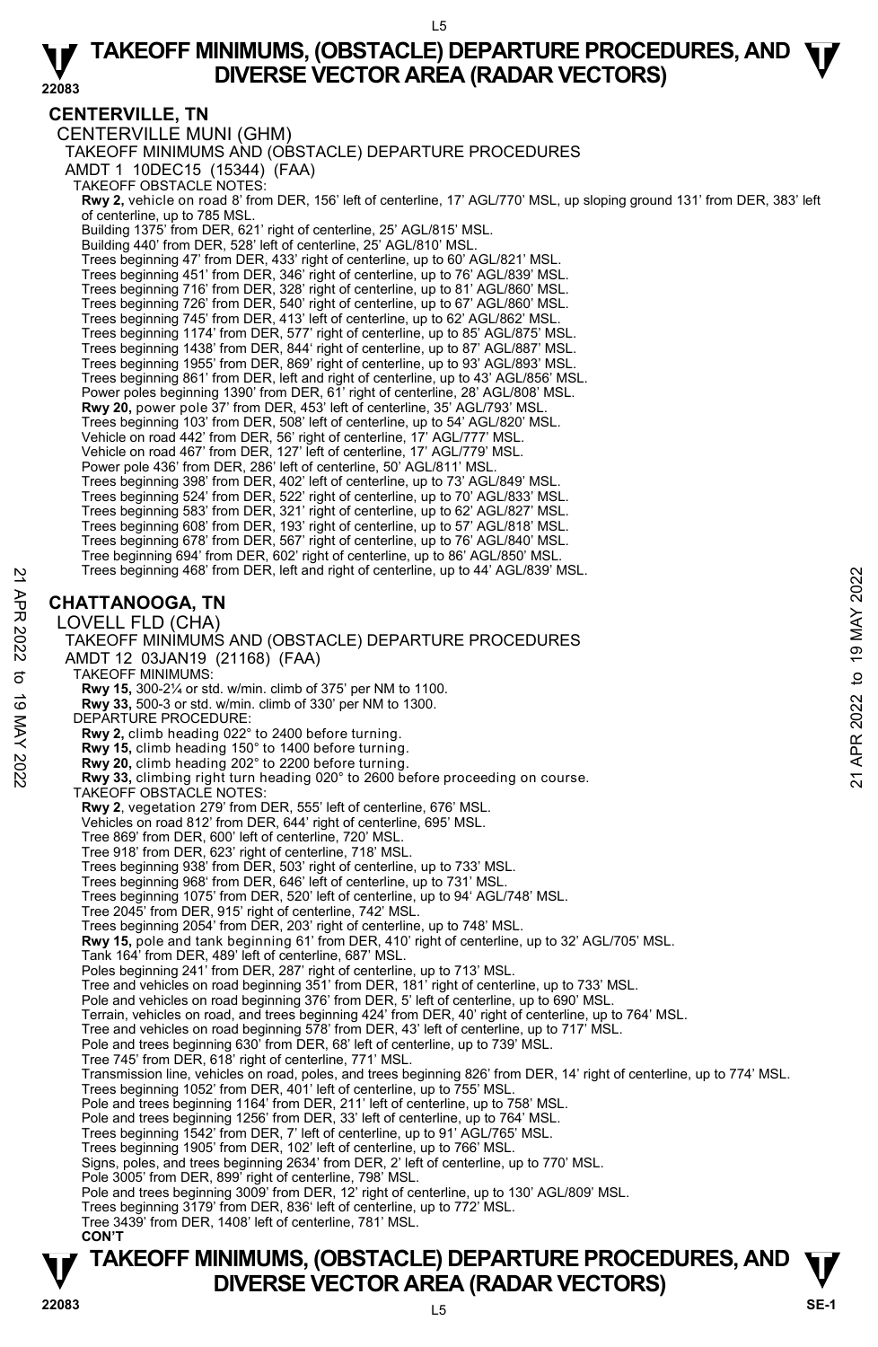## CENTERVILLE, TN

CENTERVILLE MUNI (GHM)

TAKEOFF MINIMUMS AND (OBSTACLE) DEPARTURE PROCEDURES

AMDT 1 10DEC15 (15344) (FAA)

TAKEOFF OBSTACLE NOTES:

**Rwy 2,** vehicle on road 8' from DER, 156' left of centerline, 17' AGL/770' MSL, up sloping ground 131' from DER, 383' left of centerline, up to 785 MSL.
Building 1375' from DER, 621' right of centerline, 25' AGL/815' MSL.
Building 440' from DER, 528' left of centerline, 25' AGL/810' MSL.
Trees beginning 47' from DER, 433' right of centerline, up to 60' AGL/821' MSL.
Trees beginning 451' from DER, 346' right of centerline, up to 76' AGL/839' MSL.
Trees beginning 716' from DER, 328' right of centerline, up to 81' AGL/860' MSL.
Trees beginning 726' from DER, 540' right of centerline, up to 67' AGL/860' MSL.
Trees beginning 745' from DER, 413' left of centerline, up to 62' AGL/862' MSL.
Trees beginning 1174' from DER, 577' right of centerline, up to 85' AGL/875' MSL.
Trees beginning 1438' from DER, 844' right of centerline, up to 87' AGL/887' MSL.
Trees beginning 1955' from DER, 869' right of centerline, up to 93' AGL/893' MSL.
Trees beginning 861' from DER, left and right of centerline, up to 43' AGL/856' MSL.
Power poles beginning 1390' from DER, 61' right of centerline, 28' AGL/808' MSL.
**Rwy 20,** power pole 37' from DER, 453' left of centerline, 35' AGL/793' MSL.
Trees beginning 103' from DER, 508' left of centerline, up to 54' AGL/820' MSL.
Vehicle on road 442' from DER, 56' right of centerline, 17' AGL/777' MSL.
Vehicle on road 467' from DER, 127' left of centerline, 17' AGL/779' MSL.
Power pole 436' from DER, 286' left of centerline, 50' AGL/811' MSL.
Trees beginning 398' from DER, 402' left of centerline, up to 73' AGL/849' MSL.
Trees beginning 524' from DER, 522' right of centerline, up to 70' AGL/833' MSL.
Trees beginning 583' from DER, 321' right of centerline, up to 62' AGL/827' MSL.
Trees beginning 608' from DER, 193' right of centerline, up to 57' AGL/818' MSL.
Trees beginning 678' from DER, 567' right of centerline, up to 76' AGL/840' MSL.
Tree beginning 694' from DER, 602' right of centerline, up to 86' AGL/850' MSL.
Trees beginning 468' from DER, left and right of centerline, up to 44' AGL/839' MSL.

## CHATTANOOGA, TN

LOVELL FLD (CHA)

TAKEOFF MINIMUMS AND (OBSTACLE) DEPARTURE PROCEDURES

AMDT 12 03JAN19 (21168) (FAA)

TAKEOFF MINIMUMS:

**Rwy 15,** 300-2¼ or std. w/min. climb of 375' per NM to 1100.
**Rwy 33,** 500-3 or std. w/min. climb of 330' per NM to 1300.

DEPARTURE PROCEDURE:

**Rwy 2,** climb heading 022° to 2400 before turning.
**Rwy 15,** climb heading 150° to 1400 before turning.
**Rwy 20,** climb heading 202° to 2200 before turning.
**Rwy 33,** climbing right turn heading 020° to 2600 before proceeding on course.

TAKEOFF OBSTACLE NOTES:

**Rwy 2**, vegetation 279' from DER, 555' left of centerline, 676' MSL.
Vehicles on road 812' from DER, 644' right of centerline, 695' MSL.
Tree 869' from DER, 600' left of centerline, 720' MSL.
Tree 918' from DER, 623' right of centerline, 718' MSL.
Trees beginning 938' from DER, 503' right of centerline, up to 733' MSL.
Trees beginning 968' from DER, 646' left of centerline, up to 731' MSL.
Trees beginning 1075' from DER, 520' left of centerline, up to 94' AGL/748' MSL.
Tree 2045' from DER, 915' right of centerline, 742' MSL.
Trees beginning 2054' from DER, 203' right of centerline, up to 748' MSL.
**Rwy 15,** pole and tank beginning 61' from DER, 410' right of centerline, up to 32' AGL/705' MSL.
Tank 164' from DER, 489' left of centerline, 687' MSL.
Poles beginning 241' from DER, 287' right of centerline, up to 713' MSL.
Tree and vehicles on road beginning 351' from DER, 181' right of centerline, up to 733' MSL.
Pole and vehicles on road beginning 376' from DER, 5' left of centerline, up to 690' MSL.
Terrain, vehicles on road, and trees beginning 424' from DER, 40' right of centerline, up to 764' MSL.
Tree and vehicles on road beginning 578' from DER, 43' left of centerline, up to 717' MSL.
Pole and trees beginning 630' from DER, 68' left of centerline, up to 739' MSL.
Tree 745' from DER, 618' right of centerline, 771' MSL.
Transmission line, vehicles on road, poles, and trees beginning 826' from DER, 14' right of centerline, up to 774' MSL.
Trees beginning 1052' from DER, 401' left of centerline, up to 755' MSL.
Pole and trees beginning 1164' from DER, 211' left of centerline, up to 758' MSL.
Pole and trees beginning 1256' from DER, 33' left of centerline, up to 764' MSL.
Trees beginning 1542' from DER, 7' left of centerline, up to 91' AGL/765' MSL.
Trees beginning 1905' from DER, 102' left of centerline, up to 766' MSL.
Signs, poles, and trees beginning 2634' from DER, 2' left of centerline, up to 770' MSL.
Pole 3005' from DER, 899' right of centerline, 798' MSL.
Pole and trees beginning 3009' from DER, 12' right of centerline, up to 130' AGL/809' MSL.
Trees beginning 3179' from DER, 836' left of centerline, up to 772' MSL.
Tree 3439' from DER, 1408' left of centerline, 781' MSL.

**CON'T**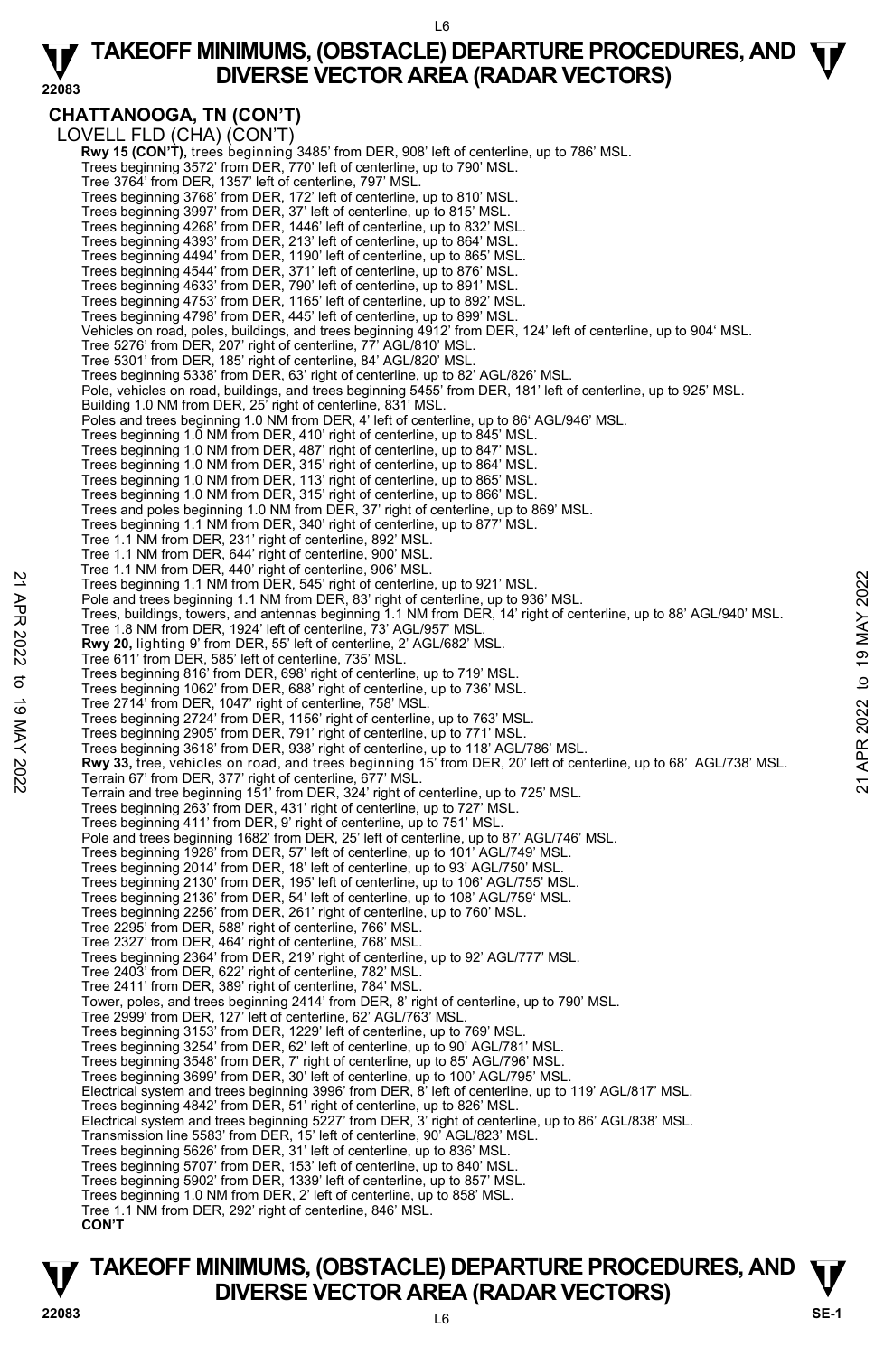# TAKEOFF MINIMUMS, (OBSTACLE) DEPARTURE PROCEDURES, AND DIVERSE VECTOR AREA (RADAR VECTORS)

## CHATTANOOGA, TN (CON'T)

LOVELL FLD (CHA) (CON'T)

**Rwy 15 (CON'T),** trees beginning 3485' from DER, 908' left of centerline, up to 786' MSL.
Trees beginning 3572' from DER, 770' left of centerline, up to 790' MSL.
Tree 3764' from DER, 1357' left of centerline, 797' MSL.
Trees beginning 3768' from DER, 172' left of centerline, up to 810' MSL.
Trees beginning 3997' from DER, 37' left of centerline, up to 815' MSL.
Trees beginning 4268' from DER, 1446' left of centerline, up to 832' MSL.
Trees beginning 4393' from DER, 213' left of centerline, up to 864' MSL.
Trees beginning 4494' from DER, 1190' left of centerline, up to 865' MSL.
Trees beginning 4544' from DER, 371' left of centerline, up to 876' MSL.
Trees beginning 4633' from DER, 790' left of centerline, up to 891' MSL.
Trees beginning 4753' from DER, 1165' left of centerline, up to 892' MSL.
Trees beginning 4798' from DER, 445' left of centerline, up to 899' MSL.
Vehicles on road, poles, buildings, and trees beginning 4912' from DER, 124' left of centerline, up to 904' MSL.
Tree 5276' from DER, 207' right of centerline, 77' AGL/810' MSL.
Tree 5301' from DER, 185' right of centerline, 84' AGL/820' MSL.
Trees beginning 5338' from DER, 63' right of centerline, up to 82' AGL/826' MSL.
Pole, vehicles on road, buildings, and trees beginning 5455' from DER, 181' left of centerline, up to 925' MSL.
Building 1.0 NM from DER, 25' right of centerline, 831' MSL.
Poles and trees beginning 1.0 NM from DER, 4' left of centerline, up to 86' AGL/946' MSL.
Trees beginning 1.0 NM from DER, 410' right of centerline, up to 845' MSL.
Trees beginning 1.0 NM from DER, 487' right of centerline, up to 847' MSL.
Trees beginning 1.0 NM from DER, 315' right of centerline, up to 864' MSL.
Trees beginning 1.0 NM from DER, 113' right of centerline, up to 865' MSL.
Trees beginning 1.0 NM from DER, 315' right of centerline, up to 866' MSL.
Trees and poles beginning 1.0 NM from DER, 37' right of centerline, up to 869' MSL.
Trees beginning 1.1 NM from DER, 340' right of centerline, up to 877' MSL.
Tree 1.1 NM from DER, 231' right of centerline, 892' MSL.
Tree 1.1 NM from DER, 644' right of centerline, 900' MSL.
Tree 1.1 NM from DER, 440' right of centerline, 906' MSL.
Trees beginning 1.1 NM from DER, 545' right of centerline, up to 921' MSL.
Pole and trees beginning 1.1 NM from DER, 83' right of centerline, up to 936' MSL.
Trees, buildings, towers, and antennas beginning 1.1 NM from DER, 14' right of centerline, up to 88' AGL/940' MSL.
Tree 1.8 NM from DER, 1924' left of centerline, 73' AGL/957' MSL.

**Rwy 20,** lighting 9' from DER, 55' left of centerline, 2' AGL/682' MSL.
Tree 611' from DER, 585' left of centerline, 735' MSL.
Trees beginning 816' from DER, 698' right of centerline, up to 719' MSL.
Trees beginning 1062' from DER, 688' right of centerline, up to 736' MSL.
Tree 2714' from DER, 1047' right of centerline, 758' MSL.
Trees beginning 2724' from DER, 1156' right of centerline, up to 763' MSL.
Trees beginning 2905' from DER, 791' right of centerline, up to 771' MSL.
Trees beginning 3618' from DER, 938' right of centerline, up to 118' AGL/786' MSL.

**Rwy 33,** tree, vehicles on road, and trees beginning 15' from DER, 20' left of centerline, up to 68' AGL/738' MSL.
Terrain 67' from DER, 377' right of centerline, 677' MSL.
Terrain and tree beginning 151' from DER, 324' right of centerline, up to 725' MSL.
Trees beginning 263' from DER, 431' right of centerline, up to 727' MSL.
Trees beginning 411' from DER, 9' right of centerline, up to 751' MSL.
Pole and trees beginning 1682' from DER, 25' left of centerline, up to 87' AGL/746' MSL.
Trees beginning 1928' from DER, 57' left of centerline, up to 101' AGL/749' MSL.
Trees beginning 2014' from DER, 18' left of centerline, up to 93' AGL/750' MSL.
Trees beginning 2130' from DER, 195' left of centerline, up to 106' AGL/755' MSL.
Trees beginning 2136' from DER, 54' left of centerline, up to 108' AGL/759' MSL.
Trees beginning 2256' from DER, 261' right of centerline, up to 760' MSL.
Tree 2295' from DER, 588' right of centerline, 766' MSL.
Tree 2327' from DER, 464' right of centerline, 768' MSL.
Trees beginning 2364' from DER, 219' right of centerline, up to 92' AGL/777' MSL.
Tree 2403' from DER, 622' right of centerline, 782' MSL.
Tree 2411' from DER, 389' right of centerline, 784' MSL.
Tower, poles, and trees beginning 2414' from DER, 8' right of centerline, up to 790' MSL.
Tree 2999' from DER, 127' left of centerline, 62' AGL/763' MSL.
Trees beginning 3153' from DER, 1229' left of centerline, up to 769' MSL.
Trees beginning 3254' from DER, 62' left of centerline, up to 90' AGL/781' MSL.
Trees beginning 3548' from DER, 7' right of centerline, up to 85' AGL/796' MSL.
Trees beginning 3699' from DER, 30' left of centerline, up to 100' AGL/795' MSL.
Electrical system and trees beginning 3996' from DER, 8' left of centerline, up to 119' AGL/817' MSL.
Trees beginning 4842' from DER, 51' right of centerline, up to 826' MSL.
Electrical system and trees beginning 5227' from DER, 3' right of centerline, up to 86' AGL/838' MSL.
Transmission line 5583' from DER, 15' left of centerline, 90' AGL/823' MSL.
Trees beginning 5626' from DER, 31' left of centerline, up to 836' MSL.
Trees beginning 5707' from DER, 153' left of centerline, up to 840' MSL.
Trees beginning 5902' from DER, 1339' left of centerline, up to 857' MSL.
Trees beginning 1.0 NM from DER, 2' left of centerline, up to 858' MSL.
Tree 1.1 NM from DER, 292' right of centerline, 846' MSL.

**CON'T**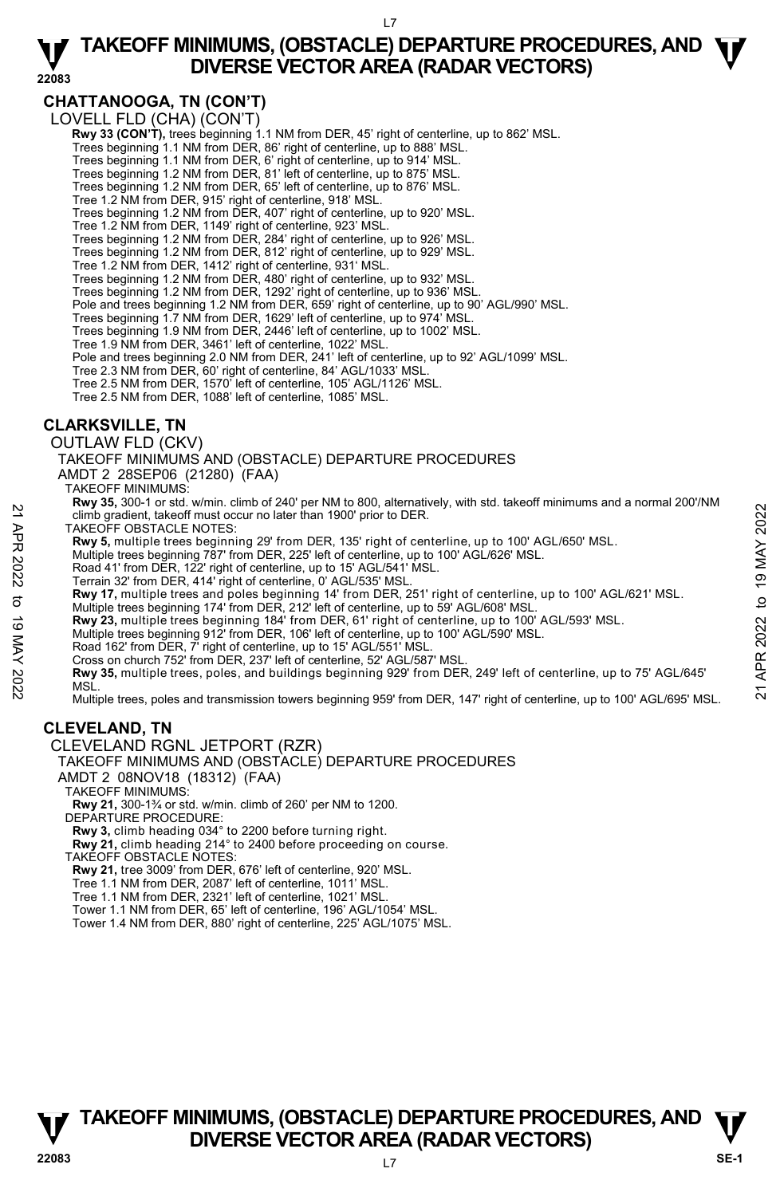## CHATTANOOGA, TN (CON'T)

LOVELL FLD (CHA) (CON'T)

**Rwy 33 (CON'T),** trees beginning 1.1 NM from DER, 45' right of centerline, up to 862' MSL.
Trees beginning 1.1 NM from DER, 86' right of centerline, up to 888' MSL.
Trees beginning 1.1 NM from DER, 6' right of centerline, up to 914' MSL.
Trees beginning 1.2 NM from DER, 81' left of centerline, up to 875' MSL.
Trees beginning 1.2 NM from DER, 65' left of centerline, up to 876' MSL.
Tree 1.2 NM from DER, 915' right of centerline, 918' MSL.
Trees beginning 1.2 NM from DER, 407' right of centerline, up to 920' MSL.
Tree 1.2 NM from DER, 1149' right of centerline, 923' MSL.
Trees beginning 1.2 NM from DER, 284' right of centerline, up to 926' MSL.
Trees beginning 1.2 NM from DER, 812' right of centerline, up to 929' MSL.
Tree 1.2 NM from DER, 1412' right of centerline, 931' MSL.
Trees beginning 1.2 NM from DER, 480' right of centerline, up to 932' MSL.
Trees beginning 1.2 NM from DER, 1292' right of centerline, up to 936' MSL.
Pole and trees beginning 1.2 NM from DER, 659' right of centerline, up to 90' AGL/990' MSL.
Trees beginning 1.7 NM from DER, 1629' left of centerline, up to 974' MSL.
Trees beginning 1.9 NM from DER, 2446' left of centerline, up to 1002' MSL.
Tree 1.9 NM from DER, 3461' left of centerline, 1022' MSL.
Pole and trees beginning 2.0 NM from DER, 241' left of centerline, up to 92' AGL/1099' MSL.
Tree 2.3 NM from DER, 60' right of centerline, 84' AGL/1033' MSL.
Tree 2.5 NM from DER, 1570' left of centerline, 105' AGL/1126' MSL.
Tree 2.5 NM from DER, 1088' left of centerline, 1085' MSL.

## CLARKSVILLE, TN

OUTLAW FLD (CKV)
TAKEOFF MINIMUMS AND (OBSTACLE) DEPARTURE PROCEDURES
AMDT 2 28SEP06 (21280) (FAA)
TAKEOFF MINIMUMS:
**Rwy 35,** 300-1 or std. w/min. climb of 240' per NM to 800, alternatively, with std. takeoff minimums and a normal 200'/NM climb gradient, takeoff must occur no later than 1900' prior to DER.
TAKEOFF OBSTACLE NOTES:
**Rwy 5,** multiple trees beginning 29' from DER, 135' right of centerline, up to 100' AGL/650' MSL.
Multiple trees beginning 787' from DER, 225' left of centerline, up to 100' AGL/626' MSL.
Road 41' from DER, 122' right of centerline, up to 15' AGL/541' MSL.
Terrain 32' from DER, 414' right of centerline, 0' AGL/535' MSL.
**Rwy 17,** multiple trees and poles beginning 14' from DER, 251' right of centerline, up to 100' AGL/621' MSL.
Multiple trees beginning 174' from DER, 212' left of centerline, up to 59' AGL/608' MSL.
**Rwy 23,** multiple trees beginning 184' from DER, 61' right of centerline, up to 100' AGL/593' MSL.
Multiple trees beginning 912' from DER, 106' left of centerline, up to 100' AGL/590' MSL.
Road 162' from DER, 7' right of centerline, up to 15' AGL/551' MSL.
Cross on church 752' from DER, 237' left of centerline, 52' AGL/587' MSL.
**Rwy 35,** multiple trees, poles, and buildings beginning 929' from DER, 249' left of centerline, up to 75' AGL/645' MSL.
Multiple trees, poles and transmission towers beginning 959' from DER, 147' right of centerline, up to 100' AGL/695' MSL.

## CLEVELAND, TN

CLEVELAND RGNL JETPORT (RZR)
TAKEOFF MINIMUMS AND (OBSTACLE) DEPARTURE PROCEDURES
AMDT 2 08NOV18 (18312) (FAA)
TAKEOFF MINIMUMS:
**Rwy 21,** 300-1¾ or std. w/min. climb of 260' per NM to 1200.
DEPARTURE PROCEDURE:
**Rwy 3,** climb heading 034° to 2200 before turning right.
**Rwy 21,** climb heading 214° to 2400 before proceeding on course.
TAKEOFF OBSTACLE NOTES:
**Rwy 21,** tree 3009' from DER, 676' left of centerline, 920' MSL.
Tree 1.1 NM from DER, 2087' left of centerline, 1011' MSL.
Tree 1.1 NM from DER, 2321' left of centerline, 1021' MSL.
Tower 1.1 NM from DER, 65' left of centerline, 196' AGL/1054' MSL.
Tower 1.4 NM from DER, 880' right of centerline, 225' AGL/1075' MSL.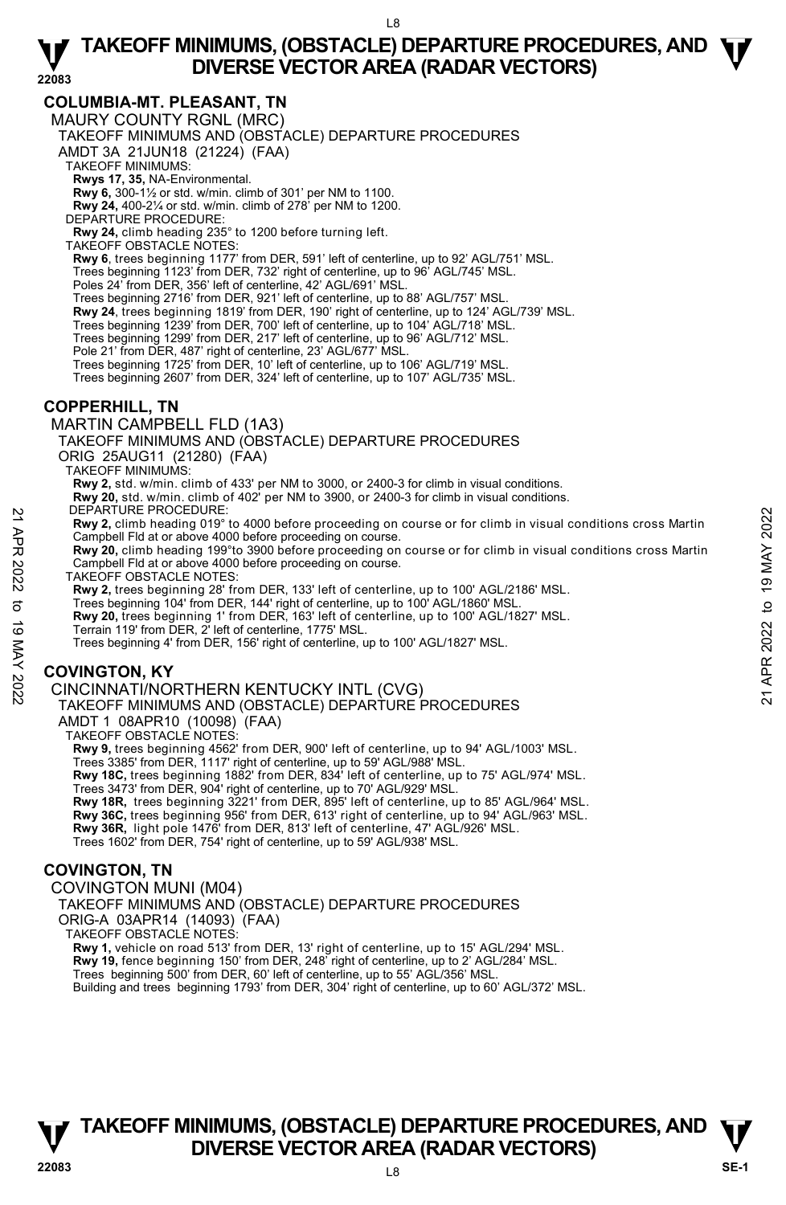## COLUMBIA-MT. PLEASANT, TN

MAURY COUNTY RGNL (MRC)

TAKEOFF MINIMUMS AND (OBSTACLE) DEPARTURE PROCEDURES

AMDT 3A 21JUN18 (21224) (FAA)

TAKEOFF MINIMUMS:

**Rwys 17, 35,** NA-Environmental.

**Rwy 6,** 300-1½ or std. w/min. climb of 301' per NM to 1100.

**Rwy 24,** 400-2¼ or std. w/min. climb of 278' per NM to 1200.

DEPARTURE PROCEDURE:

**Rwy 24,** climb heading 235° to 1200 before turning left.

TAKEOFF OBSTACLE NOTES:

**Rwy 6**, trees beginning 1177' from DER, 591' left of centerline, up to 92' AGL/751' MSL.
Trees beginning 1123' from DER, 732' right of centerline, up to 96' AGL/745' MSL.
Poles 24' from DER, 356' left of centerline, 42' AGL/691' MSL.
Trees beginning 2716' from DER, 921' left of centerline, up to 88' AGL/757' MSL.

**Rwy 24**, trees beginning 1819' from DER, 190' right of centerline, up to 124' AGL/739' MSL.
Trees beginning 1239' from DER, 700' left of centerline, up to 104' AGL/718' MSL.
Trees beginning 1299' from DER, 217' left of centerline, up to 96' AGL/712' MSL.
Pole 21' from DER, 487' right of centerline, 23' AGL/677' MSL.
Trees beginning 1725' from DER, 10' left of centerline, up to 106' AGL/719' MSL.
Trees beginning 2607' from DER, 324' left of centerline, up to 107' AGL/735' MSL.

## COPPERHILL, TN

MARTIN CAMPBELL FLD (1A3)

TAKEOFF MINIMUMS AND (OBSTACLE) DEPARTURE PROCEDURES

ORIG 25AUG11 (21280) (FAA)

TAKEOFF MINIMUMS:

**Rwy 2,** std. w/min. climb of 433' per NM to 3000, or 2400-3 for climb in visual conditions.

**Rwy 20,** std. w/min. climb of 402' per NM to 3900, or 2400-3 for climb in visual conditions.

DEPARTURE PROCEDURE:

**Rwy 2,** climb heading 019° to 4000 before proceeding on course or for climb in visual conditions cross Martin Campbell Fld at or above 4000 before proceeding on course.

**Rwy 20,** climb heading 199°to 3900 before proceeding on course or for climb in visual conditions cross Martin Campbell Fld at or above 4000 before proceeding on course.

TAKEOFF OBSTACLE NOTES:

**Rwy 2,** trees beginning 28' from DER, 133' left of centerline, up to 100' AGL/2186' MSL.
Trees beginning 104' from DER, 144' right of centerline, up to 100' AGL/1860' MSL.

**Rwy 20,** trees beginning 1' from DER, 163' left of centerline, up to 100' AGL/1827' MSL.
Terrain 119' from DER, 2' left of centerline, 1775' MSL.
Trees beginning 4' from DER, 156' right of centerline, up to 100' AGL/1827' MSL.

## COVINGTON, KY

CINCINNATI/NORTHERN KENTUCKY INTL (CVG)

TAKEOFF MINIMUMS AND (OBSTACLE) DEPARTURE PROCEDURES

AMDT 1 08APR10 (10098) (FAA)

TAKEOFF OBSTACLE NOTES:

**Rwy 9,** trees beginning 4562' from DER, 900' left of centerline, up to 94' AGL/1003' MSL.
Trees 3385' from DER, 1117' right of centerline, up to 59' AGL/988' MSL.

**Rwy 18C,** trees beginning 1882' from DER, 834' left of centerline, up to 75' AGL/974' MSL.
Trees 3473' from DER, 904' right of centerline, up to 70' AGL/929' MSL.

**Rwy 18R,** trees beginning 3221' from DER, 895' left of centerline, up to 85' AGL/964' MSL.

**Rwy 36C,** trees beginning 956' from DER, 613' right of centerline, up to 94' AGL/963' MSL.

**Rwy 36R,** light pole 1476' from DER, 813' left of centerline, 47' AGL/926' MSL.
Trees 1602' from DER, 754' right of centerline, up to 59' AGL/938' MSL.

## COVINGTON, TN

COVINGTON MUNI (M04)

TAKEOFF MINIMUMS AND (OBSTACLE) DEPARTURE PROCEDURES

ORIG-A 03APR14 (14093) (FAA)

TAKEOFF OBSTACLE NOTES:

**Rwy 1,** vehicle on road 513' from DER, 13' right of centerline, up to 15' AGL/294' MSL.

**Rwy 19,** fence beginning 150' from DER, 248' right of centerline, up to 2' AGL/284' MSL.
Trees beginning 500' from DER, 60' left of centerline, up to 55' AGL/356' MSL.
Building and trees beginning 1793' from DER, 304' right of centerline, up to 60' AGL/372' MSL.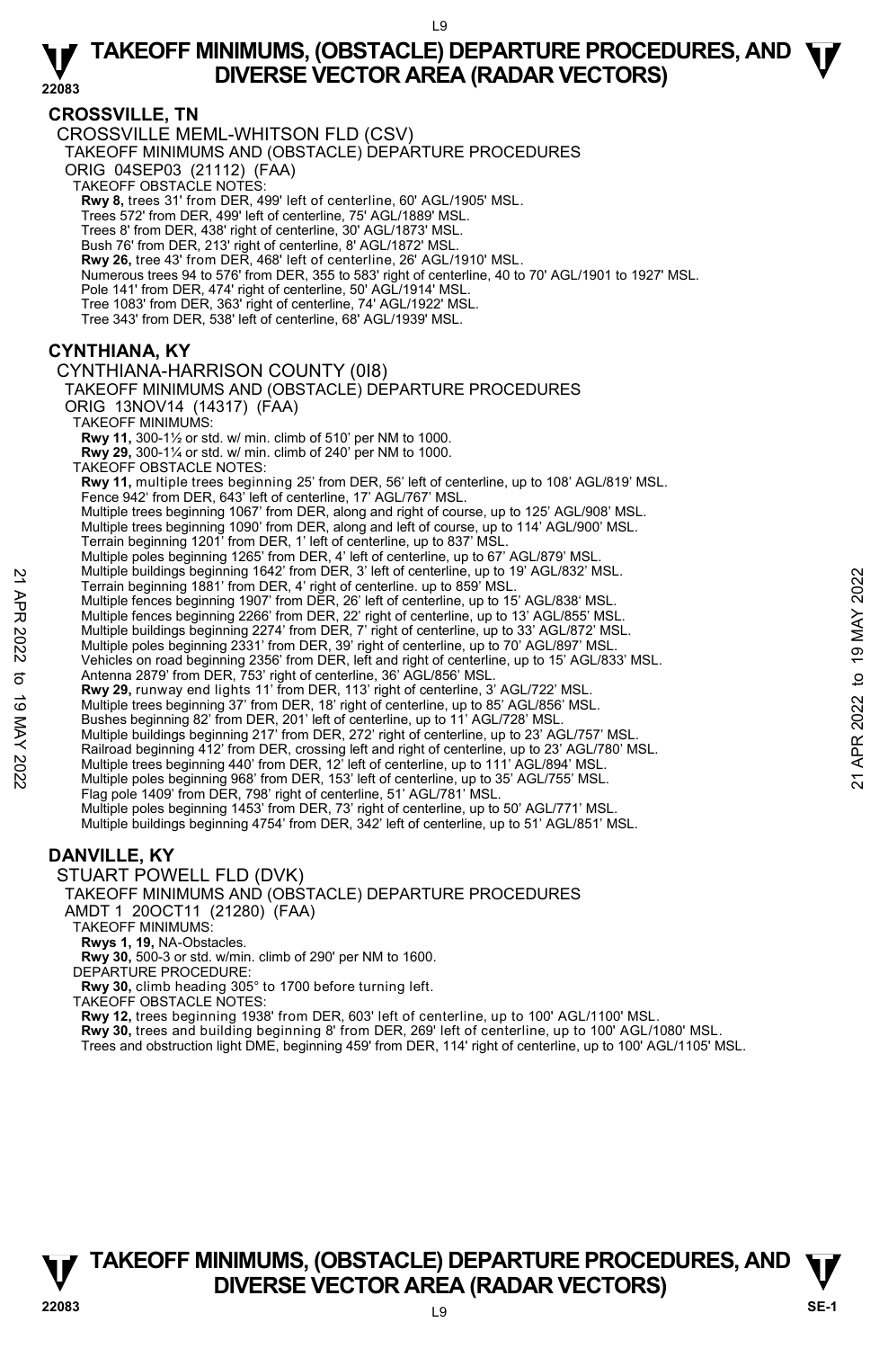## CROSSVILLE, TN

CROSSVILLE MEML-WHITSON FLD (CSV)

TAKEOFF MINIMUMS AND (OBSTACLE) DEPARTURE PROCEDURES

ORIG 04SEP03 (21112) (FAA)

TAKEOFF OBSTACLE NOTES:

**Rwy 8,** trees 31' from DER, 499' left of centerline, 60' AGL/1905' MSL.
Trees 572' from DER, 499' left of centerline, 75' AGL/1889' MSL.
Trees 8' from DER, 438' right of centerline, 30' AGL/1873' MSL.
Bush 76' from DER, 213' right of centerline, 8' AGL/1872' MSL.
**Rwy 26,** tree 43' from DER, 468' left of centerline, 26' AGL/1910' MSL.
Numerous trees 94 to 576' from DER, 355 to 583' right of centerline, 40 to 70' AGL/1901 to 1927' MSL.
Pole 141' from DER, 474' right of centerline, 50' AGL/1914' MSL.
Tree 1083' from DER, 363' right of centerline, 74' AGL/1922' MSL.
Tree 343' from DER, 538' left of centerline, 68' AGL/1939' MSL.

## CYNTHIANA, KY

CYNTHIANA-HARRISON COUNTY (0I8)

TAKEOFF MINIMUMS AND (OBSTACLE) DEPARTURE PROCEDURES

ORIG 13NOV14 (14317) (FAA)

TAKEOFF MINIMUMS:

**Rwy 11,** 300-1½ or std. w/ min. climb of 510' per NM to 1000.
**Rwy 29,** 300-1¼ or std. w/ min. climb of 240' per NM to 1000.

TAKEOFF OBSTACLE NOTES:

**Rwy 11,** multiple trees beginning 25' from DER, 56' left of centerline, up to 108' AGL/819' MSL.
Fence 942' from DER, 643' left of centerline, 17' AGL/767' MSL.
Multiple trees beginning 1067' from DER, along and right of course, up to 125' AGL/908' MSL.
Multiple trees beginning 1090' from DER, along and left of course, up to 114' AGL/900' MSL.
Terrain beginning 1201' from DER, 1' left of centerline, up to 837' MSL.
Multiple poles beginning 1265' from DER, 4' left of centerline, up to 67' AGL/879' MSL.
Multiple buildings beginning 1642' from DER, 3' left of centerline, up to 19' AGL/832' MSL.
Terrain beginning 1881' from DER, 4' right of centerline. up to 859' MSL.
Multiple fences beginning 1907' from DER, 26' left of centerline, up to 15' AGL/838' MSL.
Multiple fences beginning 2266' from DER, 22' right of centerline, up to 13' AGL/855' MSL.
Multiple buildings beginning 2274' from DER, 7' right of centerline, up to 33' AGL/872' MSL.
Multiple poles beginning 2331' from DER, 39' right of centerline, up to 70' AGL/897' MSL.
Vehicles on road beginning 2356' from DER, left and right of centerline, up to 15' AGL/833' MSL.
Antenna 2879' from DER, 753' right of centerline, 36' AGL/856' MSL.
**Rwy 29,** runway end lights 11' from DER, 113' right of centerline, 3' AGL/722' MSL.
Multiple trees beginning 37' from DER, 18' right of centerline, up to 85' AGL/856' MSL.
Bushes beginning 82' from DER, 201' left of centerline, up to 11' AGL/728' MSL.
Multiple buildings beginning 217' from DER, 272' right of centerline, up to 23' AGL/757' MSL.
Railroad beginning 412' from DER, crossing left and right of centerline, up to 23' AGL/780' MSL.
Multiple trees beginning 440' from DER, 12' left of centerline, up to 111' AGL/894' MSL.
Multiple poles beginning 968' from DER, 153' left of centerline, up to 35' AGL/755' MSL.
Flag pole 1409' from DER, 798' right of centerline, 51' AGL/781' MSL.
Multiple poles beginning 1453' from DER, 73' right of centerline, up to 50' AGL/771' MSL.
Multiple buildings beginning 4754' from DER, 342' left of centerline, up to 51' AGL/851' MSL.

## DANVILLE, KY

STUART POWELL FLD (DVK)

TAKEOFF MINIMUMS AND (OBSTACLE) DEPARTURE PROCEDURES

AMDT 1 20OCT11 (21280) (FAA)

TAKEOFF MINIMUMS:

**Rwys 1, 19,** NA-Obstacles.
**Rwy 30,** 500-3 or std. w/min. climb of 290' per NM to 1600.

DEPARTURE PROCEDURE:

**Rwy 30,** climb heading 305° to 1700 before turning left.

TAKEOFF OBSTACLE NOTES:

**Rwy 12,** trees beginning 1938' from DER, 603' left of centerline, up to 100' AGL/1100' MSL.
**Rwy 30,** trees and building beginning 8' from DER, 269' left of centerline, up to 100' AGL/1080' MSL.
Trees and obstruction light DME, beginning 459' from DER, 114' right of centerline, up to 100' AGL/1105' MSL.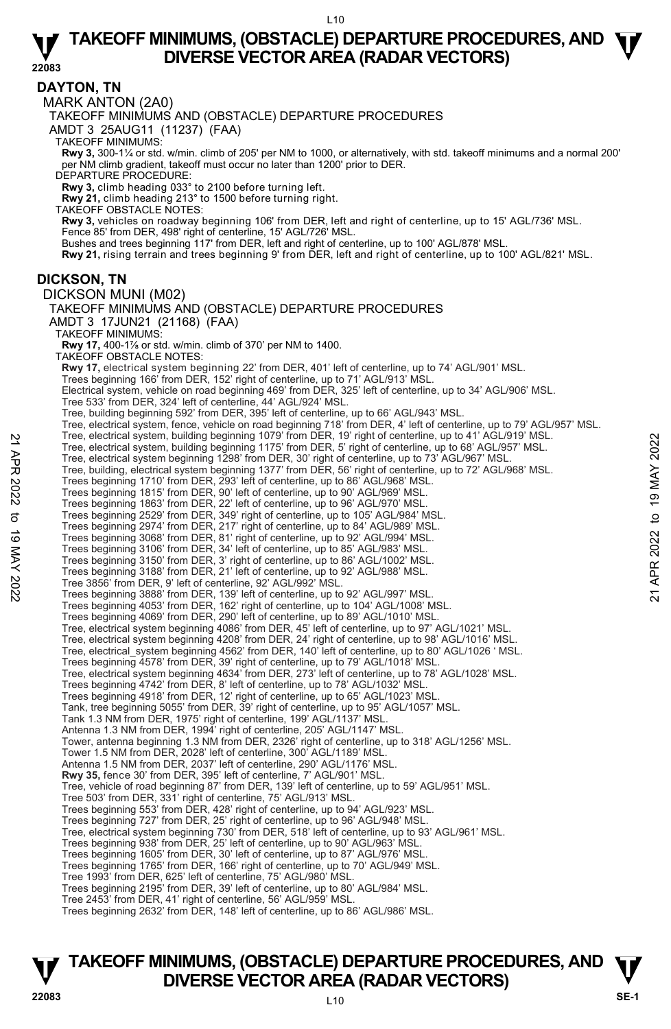## DAYTON, TN

### MARK ANTON (2A0)

TAKEOFF MINIMUMS AND (OBSTACLE) DEPARTURE PROCEDURES

AMDT 3 25AUG11 (11237) (FAA)

TAKEOFF MINIMUMS:

**Rwy 3,** 300-1¼ or std. w/min. climb of 205' per NM to 1000, or alternatively, with std. takeoff minimums and a normal 200' per NM climb gradient, takeoff must occur no later than 1200' prior to DER.

DEPARTURE PROCEDURE:

**Rwy 3,** climb heading 033° to 2100 before turning left.
**Rwy 21,** climb heading 213° to 1500 before turning right.

TAKEOFF OBSTACLE NOTES:

**Rwy 3,** vehicles on roadway beginning 106' from DER, left and right of centerline, up to 15' AGL/736' MSL.
Fence 85' from DER, 498' right of centerline, 15' AGL/726' MSL.
Bushes and trees beginning 117' from DER, left and right of centerline, up to 100' AGL/878' MSL.
**Rwy 21,** rising terrain and trees beginning 9' from DER, left and right of centerline, up to 100' AGL/821' MSL.

## DICKSON, TN

### DICKSON MUNI (M02)

TAKEOFF MINIMUMS AND (OBSTACLE) DEPARTURE PROCEDURES

AMDT 3 17JUN21 (21168) (FAA)

TAKEOFF MINIMUMS:

**Rwy 17,** 400-1⅞ or std. w/min. climb of 370' per NM to 1400.

TAKEOFF OBSTACLE NOTES:

**Rwy 17,** electrical system beginning 22' from DER, 401' left of centerline, up to 74' AGL/901' MSL.
Trees beginning 166' from DER, 152' right of centerline, up to 71' AGL/913' MSL.
Electrical system, vehicle on road beginning 469' from DER, 325' left of centerline, up to 34' AGL/906' MSL.
Tree 533' from DER, 324' left of centerline, 44' AGL/924' MSL.
Tree, building beginning 592' from DER, 395' left of centerline, up to 66' AGL/943' MSL.
Tree, electrical system, fence, vehicle on road beginning 718' from DER, 4' left of centerline, up to 79' AGL/957' MSL.
Tree, electrical system, building beginning 1079' from DER, 19' right of centerline, up to 41' AGL/919' MSL.
Tree, electrical system, building beginning 1175' from DER, 5' right of centerline, up to 68' AGL/957' MSL.
Tree, electrical system beginning 1298' from DER, 30' right of centerline, up to 73' AGL/967' MSL.
Tree, building, electrical system beginning 1377' from DER, 56' right of centerline, up to 72' AGL/968' MSL.
Trees beginning 1710' from DER, 293' left of centerline, up to 86' AGL/968' MSL.
Trees beginning 1815' from DER, 90' left of centerline, up to 90' AGL/969' MSL.
Trees beginning 1863' from DER, 22' left of centerline, up to 96' AGL/970' MSL.
Trees beginning 2529' from DER, 349' right of centerline, up to 105' AGL/984' MSL.
Trees beginning 2974' from DER, 217' right of centerline, up to 84' AGL/989' MSL.
Trees beginning 3068' from DER, 81' right of centerline, up to 92' AGL/994' MSL.
Trees beginning 3106' from DER, 34' left of centerline, up to 85' AGL/983' MSL.
Trees beginning 3150' from DER, 3' right of centerline, up to 86' AGL/1002' MSL.
Trees beginning 3188' from DER, 21' left of centerline, up to 92' AGL/988' MSL.
Tree 3856' from DER, 9' left of centerline, 92' AGL/992' MSL.
Trees beginning 3888' from DER, 139' left of centerline, up to 92' AGL/997' MSL.
Trees beginning 4053' from DER, 162' right of centerline, up to 104' AGL/1008' MSL.
Trees beginning 4069' from DER, 290' left of centerline, up to 89' AGL/1010' MSL.
Tree, electrical system beginning 4086' from DER, 45' left of centerline, up to 97' AGL/1021' MSL.
Tree, electrical system beginning 4208' from DER, 24' right of centerline, up to 98' AGL/1016' MSL.
Tree, electrical_system beginning 4562' from DER, 140' left of centerline, up to 80' AGL/1026 ' MSL.
Trees beginning 4578' from DER, 39' right of centerline, up to 79' AGL/1018' MSL.
Tree, electrical system beginning 4634' from DER, 273' left of centerline, up to 78' AGL/1028' MSL.
Trees beginning 4742' from DER, 8' left of centerline, up to 78' AGL/1032' MSL.
Trees beginning 4918' from DER, 12' right of centerline, up to 65' AGL/1023' MSL.
Tank, tree beginning 5055' from DER, 39' right of centerline, up to 95' AGL/1057' MSL.
Tank 1.3 NM from DER, 1975' right of centerline, 199' AGL/1137' MSL.
Antenna 1.3 NM from DER, 1994' right of centerline, 205' AGL/1147' MSL.
Tower, antenna beginning 1.3 NM from DER, 2326' right of centerline, up to 318' AGL/1256' MSL.
Tower 1.5 NM from DER, 2028' left of centerline, 300' AGL/1189' MSL.
Antenna 1.5 NM from DER, 2037' left of centerline, 290' AGL/1176' MSL.
**Rwy 35,** fence 30' from DER, 395' left of centerline, 7' AGL/901' MSL.
Tree, vehicle of road beginning 87' from DER, 139' left of centerline, up to 59' AGL/951' MSL.
Tree 503' from DER, 331' right of centerline, 75' AGL/913' MSL.
Trees beginning 553' from DER, 428' right of centerline, up to 94' AGL/923' MSL.
Trees beginning 727' from DER, 25' right of centerline, up to 96' AGL/948' MSL.
Tree, electrical system beginning 730' from DER, 518' left of centerline, up to 93' AGL/961' MSL.
Trees beginning 938' from DER, 25' left of centerline, up to 90' AGL/963' MSL.
Trees beginning 1605' from DER, 30' left of centerline, up to 87' AGL/976' MSL.
Trees beginning 1765' from DER, 166' right of centerline, up to 70' AGL/949' MSL.
Tree 1993' from DER, 625' left of centerline, 75' AGL/980' MSL.
Trees beginning 2195' from DER, 39' left of centerline, up to 80' AGL/984' MSL.
Tree 2453' from DER, 41' right of centerline, 56' AGL/959' MSL.
Trees beginning 2632' from DER, 148' left of centerline, up to 86' AGL/986' MSL.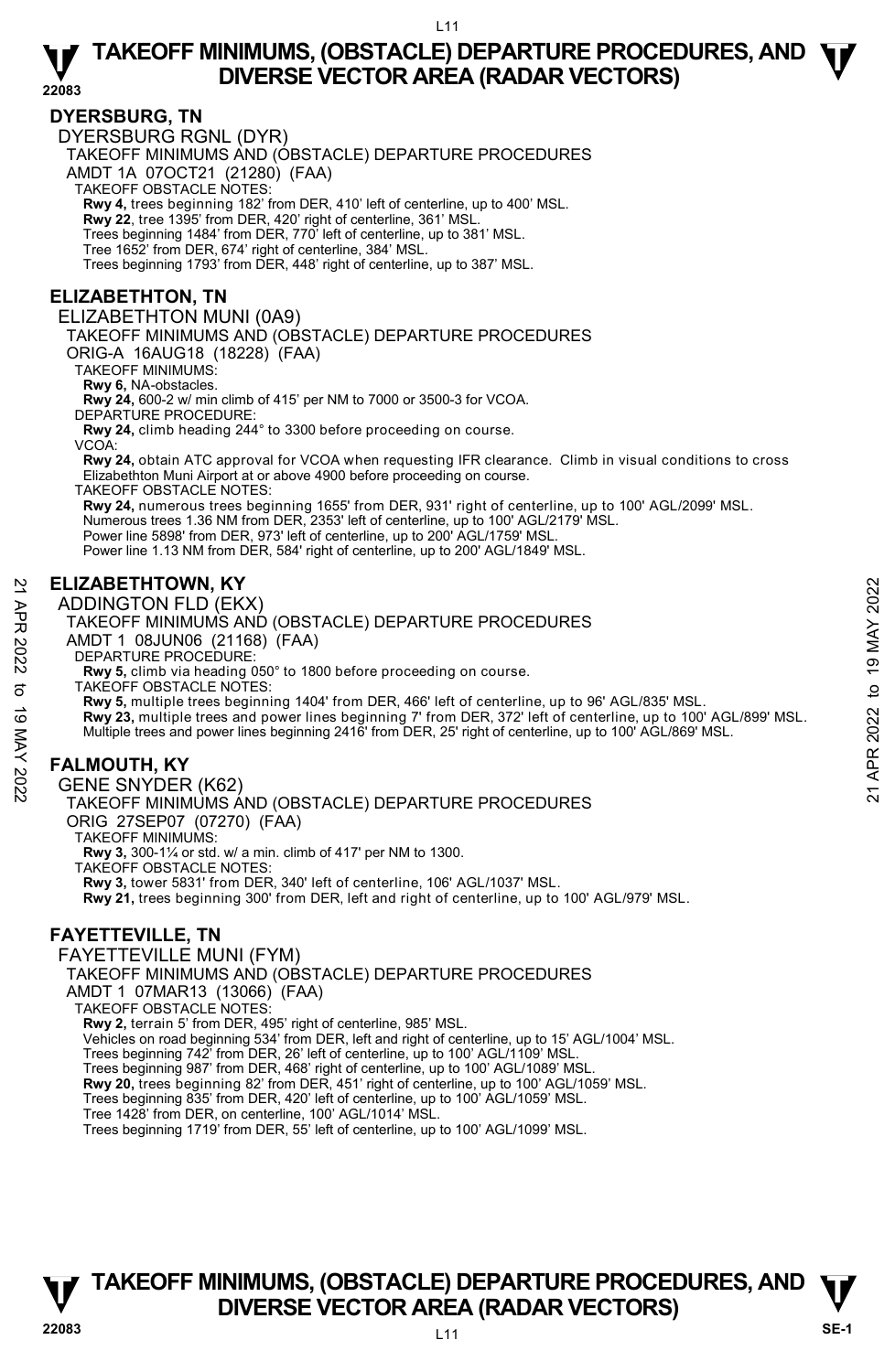## DYERSBURG, TN

DYERSBURG RGNL (DYR)

TAKEOFF MINIMUMS AND (OBSTACLE) DEPARTURE PROCEDURES

AMDT 1A 07OCT21 (21280) (FAA)

TAKEOFF OBSTACLE NOTES:

**Rwy 4,** trees beginning 182' from DER, 410' left of centerline, up to 400' MSL.
**Rwy 22**, tree 1395' from DER, 420' right of centerline, 361' MSL.
Trees beginning 1484' from DER, 770' left of centerline, up to 381' MSL.
Tree 1652' from DER, 674' right of centerline, 384' MSL.
Trees beginning 1793' from DER, 448' right of centerline, up to 387' MSL.

## ELIZABETHTON, TN

ELIZABETHTON MUNI (0A9)

TAKEOFF MINIMUMS AND (OBSTACLE) DEPARTURE PROCEDURES

ORIG-A 16AUG18 (18228) (FAA)

TAKEOFF MINIMUMS:

**Rwy 6,** NA-obstacles.
**Rwy 24,** 600-2 w/ min climb of 415' per NM to 7000 or 3500-3 for VCOA.

DEPARTURE PROCEDURE:

**Rwy 24,** climb heading 244° to 3300 before proceeding on course.

VCOA:

**Rwy 24,** obtain ATC approval for VCOA when requesting IFR clearance. Climb in visual conditions to cross Elizabethton Muni Airport at or above 4900 before proceeding on course.

TAKEOFF OBSTACLE NOTES:

**Rwy 24,** numerous trees beginning 1655' from DER, 931' right of centerline, up to 100' AGL/2099' MSL.
Numerous trees 1.36 NM from DER, 2353' left of centerline, up to 100' AGL/2179' MSL.
Power line 5898' from DER, 973' left of centerline, up to 200' AGL/1759' MSL.
Power line 1.13 NM from DER, 584' right of centerline, up to 200' AGL/1849' MSL.

## ELIZABETHTOWN, KY

ADDINGTON FLD (EKX)

TAKEOFF MINIMUMS AND (OBSTACLE) DEPARTURE PROCEDURES

AMDT 1 08JUN06 (21168) (FAA)

DEPARTURE PROCEDURE:

**Rwy 5,** climb via heading 050° to 1800 before proceeding on course.

TAKEOFF OBSTACLE NOTES:

**Rwy 5,** multiple trees beginning 1404' from DER, 466' left of centerline, up to 96' AGL/835' MSL.
**Rwy 23,** multiple trees and power lines beginning 7' from DER, 372' left of centerline, up to 100' AGL/899' MSL.
Multiple trees and power lines beginning 2416' from DER, 25' right of centerline, up to 100' AGL/869' MSL.

## FALMOUTH, KY

GENE SNYDER (K62)

TAKEOFF MINIMUMS AND (OBSTACLE) DEPARTURE PROCEDURES

ORIG 27SEP07 (07270) (FAA)

TAKEOFF MINIMUMS:

**Rwy 3,** 300-1¼ or std. w/ a min. climb of 417' per NM to 1300.

TAKEOFF OBSTACLE NOTES:

**Rwy 3,** tower 5831' from DER, 340' left of centerline, 106' AGL/1037' MSL.
**Rwy 21,** trees beginning 300' from DER, left and right of centerline, up to 100' AGL/979' MSL.

## FAYETTEVILLE, TN

FAYETTEVILLE MUNI (FYM)

TAKEOFF MINIMUMS AND (OBSTACLE) DEPARTURE PROCEDURES

AMDT 1 07MAR13 (13066) (FAA)

TAKEOFF OBSTACLE NOTES:

**Rwy 2,** terrain 5' from DER, 495' right of centerline, 985' MSL.
Vehicles on road beginning 534' from DER, left and right of centerline, up to 15' AGL/1004' MSL.
Trees beginning 742' from DER, 26' left of centerline, up to 100' AGL/1109' MSL.
Trees beginning 987' from DER, 468' right of centerline, up to 100' AGL/1089' MSL.
**Rwy 20,** trees beginning 82' from DER, 451' right of centerline, up to 100' AGL/1059' MSL.
Trees beginning 835' from DER, 420' left of centerline, up to 100' AGL/1059' MSL.
Tree 1428' from DER, on centerline, 100' AGL/1014' MSL.
Trees beginning 1719' from DER, 55' left of centerline, up to 100' AGL/1099' MSL.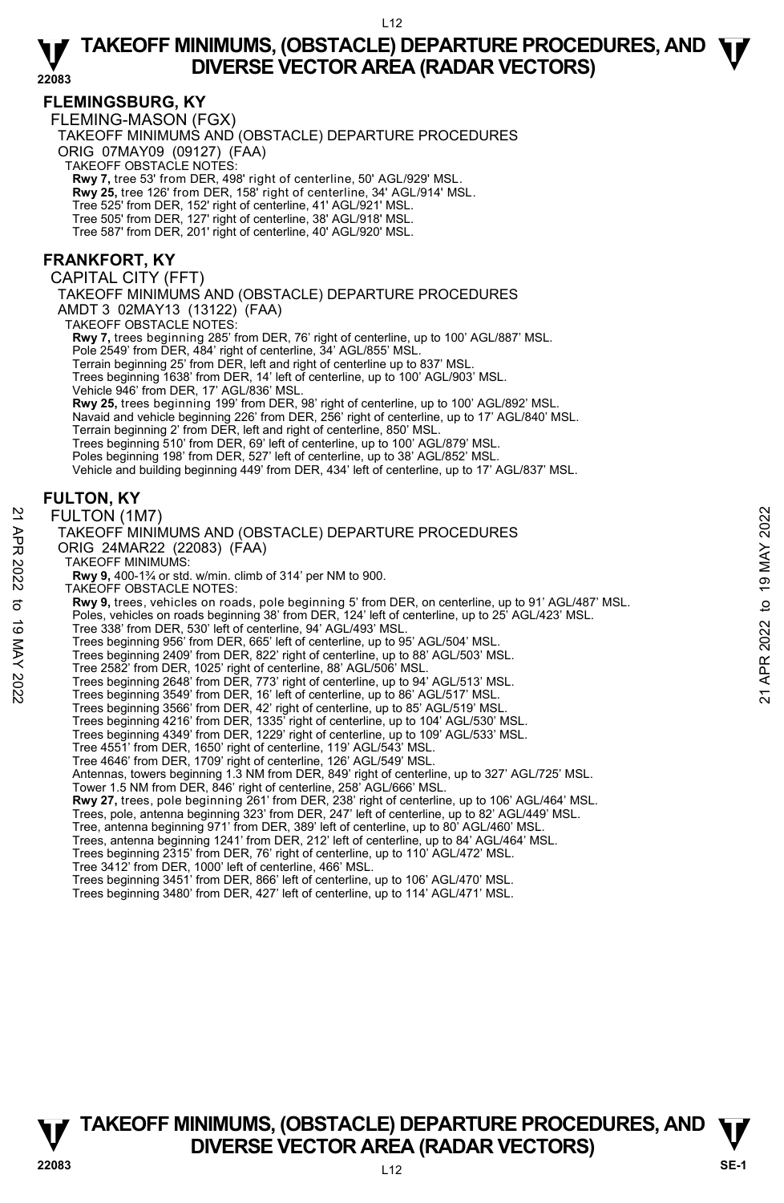## FLEMINGSBURG, KY

FLEMING-MASON (FGX)

TAKEOFF MINIMUMS AND (OBSTACLE) DEPARTURE PROCEDURES

ORIG 07MAY09 (09127) (FAA)

TAKEOFF OBSTACLE NOTES:

**Rwy 7,** tree 53' from DER, 498' right of centerline, 50' AGL/929' MSL.
**Rwy 25,** tree 126' from DER, 158' right of centerline, 34' AGL/914' MSL.
Tree 525' from DER, 152' right of centerline, 41' AGL/921' MSL.
Tree 505' from DER, 127' right of centerline, 38' AGL/918' MSL.
Tree 587' from DER, 201' right of centerline, 40' AGL/920' MSL.

## FRANKFORT, KY

CAPITAL CITY (FFT)

TAKEOFF MINIMUMS AND (OBSTACLE) DEPARTURE PROCEDURES

AMDT 3 02MAY13 (13122) (FAA)

TAKEOFF OBSTACLE NOTES:

**Rwy 7,** trees beginning 285' from DER, 76' right of centerline, up to 100' AGL/887' MSL.
Pole 2549' from DER, 484' right of centerline, 34' AGL/855' MSL.
Terrain beginning 25' from DER, left and right of centerline up to 837' MSL.
Trees beginning 1638' from DER, 14' left of centerline, up to 100' AGL/903' MSL.
Vehicle 946' from DER, 17' AGL/836' MSL.
**Rwy 25,** trees beginning 199' from DER, 98' right of centerline, up to 100' AGL/892' MSL.
Navaid and vehicle beginning 226' from DER, 256' right of centerline, up to 17' AGL/840' MSL.
Terrain beginning 2' from DER, left and right of centerline, 850' MSL.
Trees beginning 510' from DER, 69' left of centerline, up to 100' AGL/879' MSL.
Poles beginning 198' from DER, 527' left of centerline, up to 38' AGL/852' MSL.
Vehicle and building beginning 449' from DER, 434' left of centerline, up to 17' AGL/837' MSL.

## FULTON, KY

FULTON (1M7)

TAKEOFF MINIMUMS AND (OBSTACLE) DEPARTURE PROCEDURES

ORIG 24MAR22 (22083) (FAA)

TAKEOFF MINIMUMS:

**Rwy 9,** 400-1¾ or std. w/min. climb of 314' per NM to 900.

TAKEOFF OBSTACLE NOTES:

**Rwy 9,** trees, vehicles on roads, pole beginning 5' from DER, on centerline, up to 91' AGL/487' MSL.
Poles, vehicles on roads beginning 38' from DER, 124' left of centerline, up to 25' AGL/423' MSL.
Tree 338' from DER, 530' left of centerline, 94' AGL/493' MSL.
Trees beginning 956' from DER, 665' left of centerline, up to 95' AGL/504' MSL.
Trees beginning 2409' from DER, 822' right of centerline, up to 88' AGL/503' MSL.
Tree 2582' from DER, 1025' right of centerline, 88' AGL/506' MSL.
Trees beginning 2648' from DER, 773' right of centerline, up to 94' AGL/513' MSL.
Trees beginning 3549' from DER, 16' left of centerline, up to 86' AGL/517' MSL.
Trees beginning 3566' from DER, 42' right of centerline, up to 85' AGL/519' MSL.
Trees beginning 4216' from DER, 1335' right of centerline, up to 104' AGL/530' MSL.
Trees beginning 4349' from DER, 1229' right of centerline, up to 109' AGL/533' MSL.
Tree 4551' from DER, 1650' right of centerline, 119' AGL/543' MSL.
Tree 4646' from DER, 1709' right of centerline, 126' AGL/549' MSL.
Antennas, towers beginning 1.3 NM from DER, 849' right of centerline, up to 327' AGL/725' MSL.
Tower 1.5 NM from DER, 846' right of centerline, 258' AGL/666' MSL.
**Rwy 27,** trees, pole beginning 261' from DER, 238' right of centerline, up to 106' AGL/464' MSL.
Trees, pole, antenna beginning 323' from DER, 247' left of centerline, up to 82' AGL/449' MSL.
Tree, antenna beginning 971' from DER, 389' left of centerline, up to 80' AGL/460' MSL.
Trees, antenna beginning 1241' from DER, 212' left of centerline, up to 84' AGL/464' MSL.
Trees beginning 2315' from DER, 76' right of centerline, up to 110' AGL/472' MSL.
Tree 3412' from DER, 1000' left of centerline, 466' MSL.
Trees beginning 3451' from DER, 866' left of centerline, up to 106' AGL/470' MSL.
Trees beginning 3480' from DER, 427' left of centerline, up to 114' AGL/471' MSL.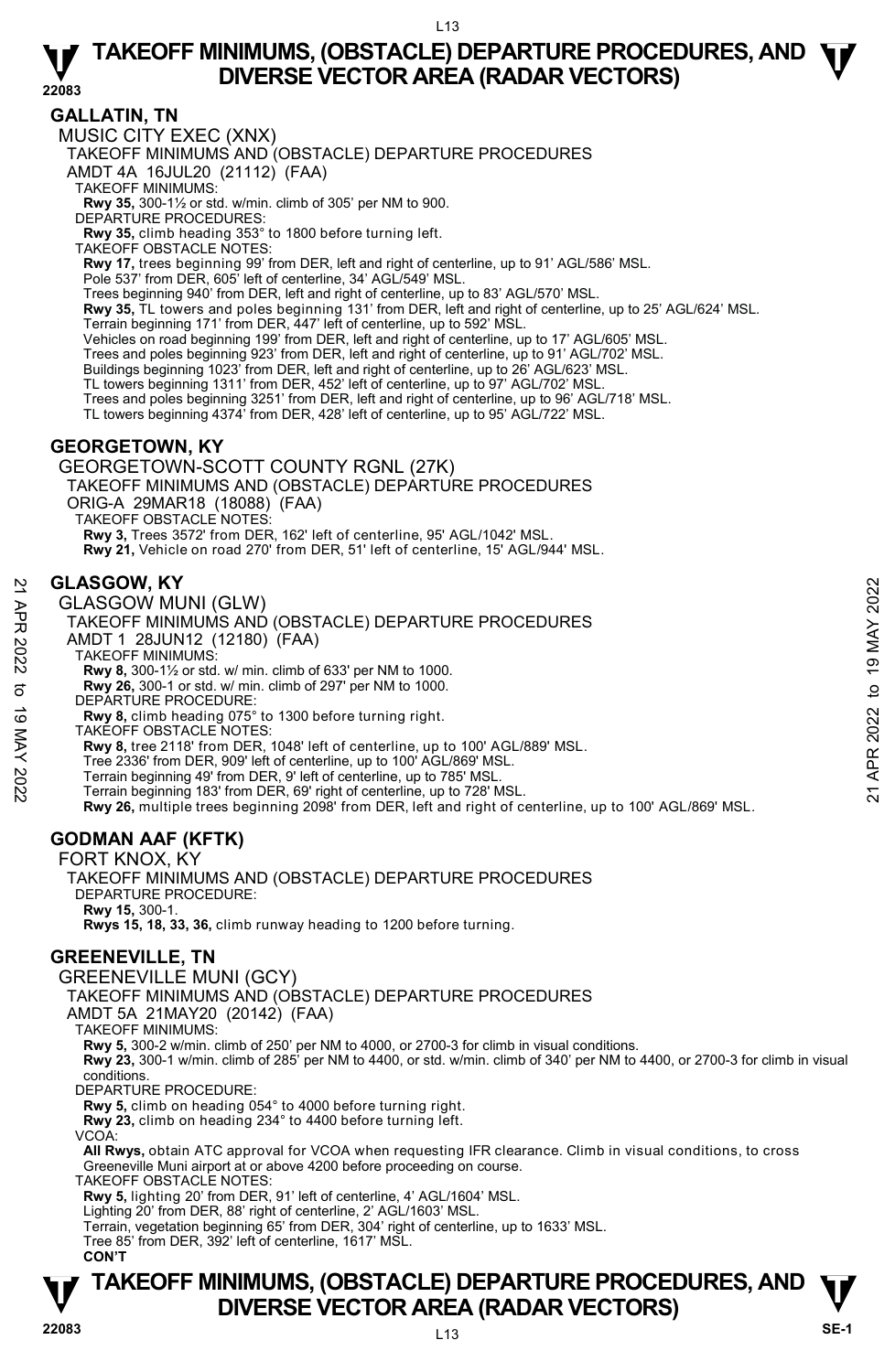## GALLATIN, TN

MUSIC CITY EXEC (XNX)

TAKEOFF MINIMUMS AND (OBSTACLE) DEPARTURE PROCEDURES

AMDT 4A 16JUL20 (21112) (FAA)

TAKEOFF MINIMUMS:

**Rwy 35,** 300-1½ or std. w/min. climb of 305' per NM to 900.

DEPARTURE PROCEDURES:

**Rwy 35,** climb heading 353° to 1800 before turning left.

TAKEOFF OBSTACLE NOTES:

**Rwy 17,** trees beginning 99' from DER, left and right of centerline, up to 91' AGL/586' MSL.
Pole 537' from DER, 605' left of centerline, 34' AGL/549' MSL.
Trees beginning 940' from DER, left and right of centerline, up to 83' AGL/570' MSL.
**Rwy 35,** TL towers and poles beginning 131' from DER, left and right of centerline, up to 25' AGL/624' MSL.
Terrain beginning 171' from DER, 447' left of centerline, up to 592' MSL.
Vehicles on road beginning 199' from DER, left and right of centerline, up to 17' AGL/605' MSL.
Trees and poles beginning 923' from DER, left and right of centerline, up to 91' AGL/702' MSL.
Buildings beginning 1023' from DER, left and right of centerline, up to 26' AGL/623' MSL.
TL towers beginning 1311' from DER, 452' left of centerline, up to 97' AGL/702' MSL.
Trees and poles beginning 3251' from DER, left and right of centerline, up to 96' AGL/718' MSL.
TL towers beginning 4374' from DER, 428' left of centerline, up to 95' AGL/722' MSL.

## GEORGETOWN, KY

GEORGETOWN-SCOTT COUNTY RGNL (27K)

TAKEOFF MINIMUMS AND (OBSTACLE) DEPARTURE PROCEDURES

ORIG-A 29MAR18 (18088) (FAA)

TAKEOFF OBSTACLE NOTES:

**Rwy 3,** Trees 3572' from DER, 162' left of centerline, 95' AGL/1042' MSL.
**Rwy 21,** Vehicle on road 270' from DER, 51' left of centerline, 15' AGL/944' MSL.

## GLASGOW, KY

GLASGOW MUNI (GLW)

TAKEOFF MINIMUMS AND (OBSTACLE) DEPARTURE PROCEDURES

AMDT 1 28JUN12 (12180) (FAA)

TAKEOFF MINIMUMS:

**Rwy 8,** 300-1½ or std. w/ min. climb of 633' per NM to 1000.
**Rwy 26,** 300-1 or std. w/ min. climb of 297' per NM to 1000.

DEPARTURE PROCEDURE:

**Rwy 8,** climb heading 075° to 1300 before turning right.

TAKEOFF OBSTACLE NOTES:

**Rwy 8,** tree 2118' from DER, 1048' left of centerline, up to 100' AGL/889' MSL.
Tree 2336' from DER, 909' left of centerline, up to 100' AGL/869' MSL.
Terrain beginning 49' from DER, 9' left of centerline, up to 785' MSL.
Terrain beginning 183' from DER, 69' right of centerline, up to 728' MSL.
**Rwy 26,** multiple trees beginning 2098' from DER, left and right of centerline, up to 100' AGL/869' MSL.

## GODMAN AAF (KFTK)

FORT KNOX, KY

TAKEOFF MINIMUMS AND (OBSTACLE) DEPARTURE PROCEDURES

DEPARTURE PROCEDURE:

**Rwy 15,** 300-1.
**Rwys 15, 18, 33, 36,** climb runway heading to 1200 before turning.

## GREENEVILLE, TN

GREENEVILLE MUNI (GCY)

TAKEOFF MINIMUMS AND (OBSTACLE) DEPARTURE PROCEDURES

AMDT 5A 21MAY20 (20142) (FAA)

TAKEOFF MINIMUMS:

**Rwy 5,** 300-2 w/min. climb of 250' per NM to 4000, or 2700-3 for climb in visual conditions.
**Rwy 23,** 300-1 w/min. climb of 285' per NM to 4400, or std. w/min. climb of 340' per NM to 4400, or 2700-3 for climb in visual conditions.

DEPARTURE PROCEDURE:

**Rwy 5,** climb on heading 054° to 4000 before turning right.
**Rwy 23,** climb on heading 234° to 4400 before turning left.

VCOA:

**All Rwys,** obtain ATC approval for VCOA when requesting IFR clearance. Climb in visual conditions, to cross Greeneville Muni airport at or above 4200 before proceeding on course.

TAKEOFF OBSTACLE NOTES:

**Rwy 5,** lighting 20' from DER, 91' left of centerline, 4' AGL/1604' MSL.
Lighting 20' from DER, 88' right of centerline, 2' AGL/1603' MSL.
Terrain, vegetation beginning 65' from DER, 304' right of centerline, up to 1633' MSL.
Tree 85' from DER, 392' left of centerline, 1617' MSL.

**CON'T**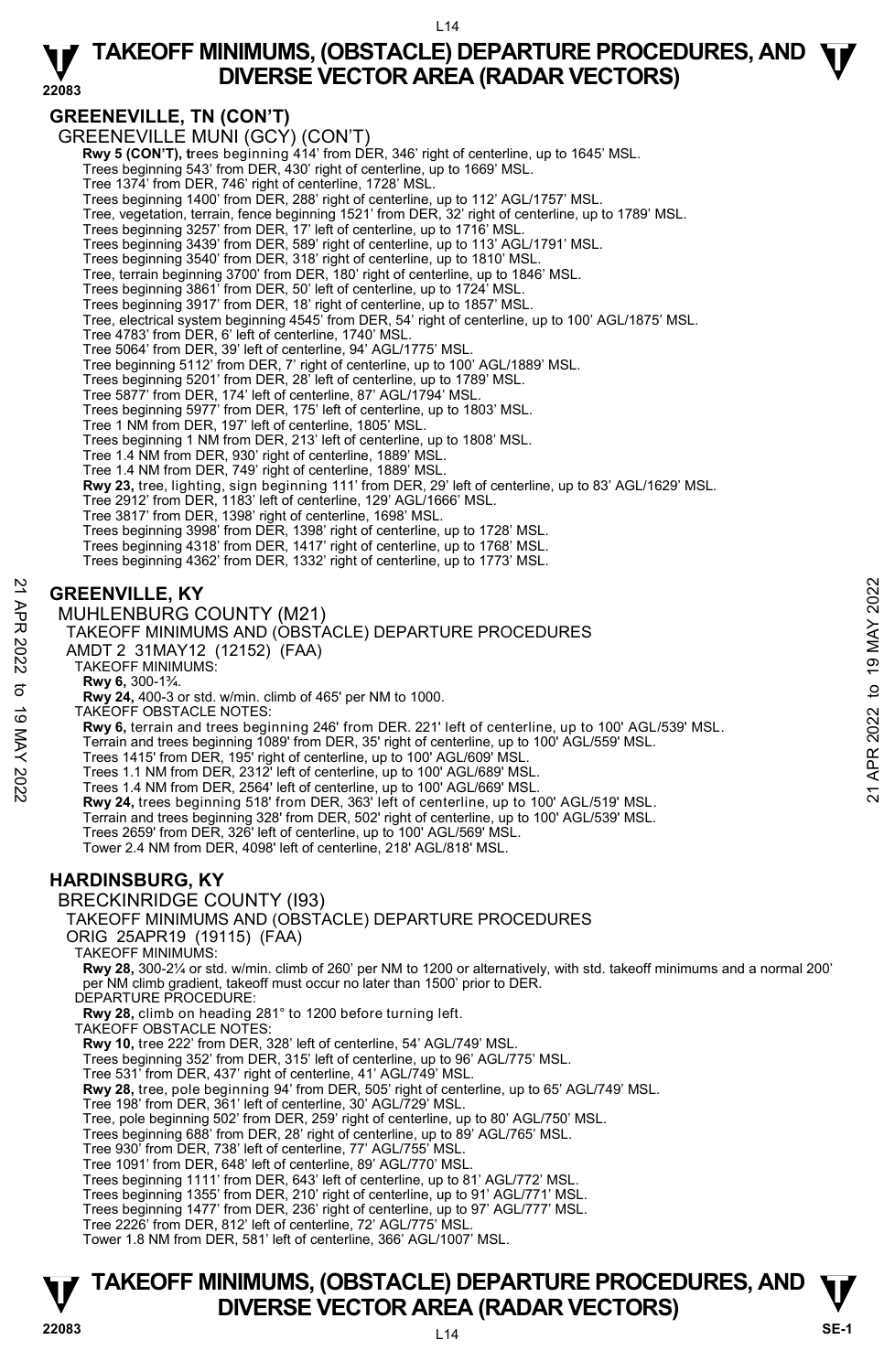## GREENEVILLE, TN (CON'T)

GREENEVILLE MUNI (GCY) (CON'T)

**Rwy 5 (CON'T),** trees beginning 414' from DER, 346' right of centerline, up to 1645' MSL.
Trees beginning 543' from DER, 430' right of centerline, up to 1669' MSL.
Tree 1374' from DER, 746' right of centerline, 1728' MSL.
Trees beginning 1400' from DER, 288' right of centerline, up to 112' AGL/1757' MSL.
Tree, vegetation, terrain, fence beginning 1521' from DER, 32' right of centerline, up to 1789' MSL.
Trees beginning 3257' from DER, 17' left of centerline, up to 1716' MSL.
Trees beginning 3439' from DER, 589' right of centerline, up to 113' AGL/1791' MSL.
Trees beginning 3540' from DER, 318' right of centerline, up to 1810' MSL.
Tree, terrain beginning 3700' from DER, 180' right of centerline, up to 1846' MSL.
Trees beginning 3861' from DER, 50' left of centerline, up to 1724' MSL.
Trees beginning 3917' from DER, 18' right of centerline, up to 1857' MSL.
Tree, electrical system beginning 4545' from DER, 54' right of centerline, up to 100' AGL/1875' MSL.
Tree 4783' from DER, 6' left of centerline, 1740' MSL.
Tree 5064' from DER, 39' left of centerline, 94' AGL/1775' MSL.
Tree beginning 5112' from DER, 7' right of centerline, up to 100' AGL/1889' MSL.
Trees beginning 5201' from DER, 28' left of centerline, up to 1789' MSL.
Tree 5877' from DER, 174' left of centerline, 87' AGL/1794' MSL.
Trees beginning 5977' from DER, 175' left of centerline, up to 1803' MSL.
Tree 1 NM from DER, 197' left of centerline, 1805' MSL.
Trees beginning 1 NM from DER, 213' left of centerline, up to 1808' MSL.
Tree 1.4 NM from DER, 930' right of centerline, 1889' MSL.
Tree 1.4 NM from DER, 749' right of centerline, 1889' MSL.
**Rwy 23,** tree, lighting, sign beginning 111' from DER, 29' left of centerline, up to 83' AGL/1629' MSL.
Tree 2912' from DER, 1183' left of centerline, 129' AGL/1666' MSL.
Tree 3817' from DER, 1398' right of centerline, 1698' MSL.
Trees beginning 3998' from DER, 1398' right of centerline, up to 1728' MSL.
Trees beginning 4318' from DER, 1417' right of centerline, up to 1768' MSL.
Trees beginning 4362' from DER, 1332' right of centerline, up to 1773' MSL.

## GREENVILLE, KY

MUHLENBURG COUNTY (M21)
TAKEOFF MINIMUMS AND (OBSTACLE) DEPARTURE PROCEDURES
AMDT 2 31MAY12 (12152) (FAA)

TAKEOFF MINIMUMS:
**Rwy 6,** 300-1¾.
**Rwy 24,** 400-3 or std. w/min. climb of 465' per NM to 1000.

TAKEOFF OBSTACLE NOTES:
**Rwy 6,** terrain and trees beginning 246' from DER. 221' left of centerline, up to 100' AGL/539' MSL.
Terrain and trees beginning 1089' from DER, 35' right of centerline, up to 100' AGL/559' MSL.
Trees 1415' from DER, 195' right of centerline, up to 100' AGL/609' MSL.
Trees 1.1 NM from DER, 2312' left of centerline, up to 100' AGL/689' MSL.
Trees 1.4 NM from DER, 2564' left of centerline, up to 100' AGL/669' MSL.
**Rwy 24,** trees beginning 518' from DER, 363' left of centerline, up to 100' AGL/519' MSL.
Terrain and trees beginning 328' from DER, 502' right of centerline, up to 100' AGL/539' MSL.
Trees 2659' from DER, 326' left of centerline, up to 100' AGL/569' MSL.
Tower 2.4 NM from DER, 4098' left of centerline, 218' AGL/818' MSL.

## HARDINSBURG, KY

BRECKINRIDGE COUNTY (I93)
TAKEOFF MINIMUMS AND (OBSTACLE) DEPARTURE PROCEDURES
ORIG 25APR19 (19115) (FAA)

TAKEOFF MINIMUMS:
**Rwy 28,** 300-2¼ or std. w/min. climb of 260' per NM to 1200 or alternatively, with std. takeoff minimums and a normal 200' per NM climb gradient, takeoff must occur no later than 1500' prior to DER.

DEPARTURE PROCEDURE:
**Rwy 28,** climb on heading 281° to 1200 before turning left.

TAKEOFF OBSTACLE NOTES:
**Rwy 10,** tree 222' from DER, 328' left of centerline, 54' AGL/749' MSL.
Trees beginning 352' from DER, 315' left of centerline, up to 96' AGL/775' MSL.
Tree 531' from DER, 437' right of centerline, 41' AGL/749' MSL.
**Rwy 28,** tree, pole beginning 94' from DER, 505' right of centerline, up to 65' AGL/749' MSL.
Tree 198' from DER, 361' left of centerline, 30' AGL/729' MSL.
Tree, pole beginning 502' from DER, 259' right of centerline, up to 80' AGL/750' MSL.
Trees beginning 688' from DER, 28' right of centerline, up to 89' AGL/765' MSL.
Tree 930' from DER, 738' left of centerline, 77' AGL/755' MSL.
Tree 1091' from DER, 648' left of centerline, 89' AGL/770' MSL.
Trees beginning 1111' from DER, 643' left of centerline, up to 81' AGL/772' MSL.
Trees beginning 1355' from DER, 210' right of centerline, up to 91' AGL/771' MSL.
Trees beginning 1477' from DER, 236' right of centerline, up to 97' AGL/777' MSL.
Tree 2226' from DER, 812' left of centerline, 72' AGL/775' MSL.
Tower 1.8 NM from DER, 581' left of centerline, 366' AGL/1007' MSL.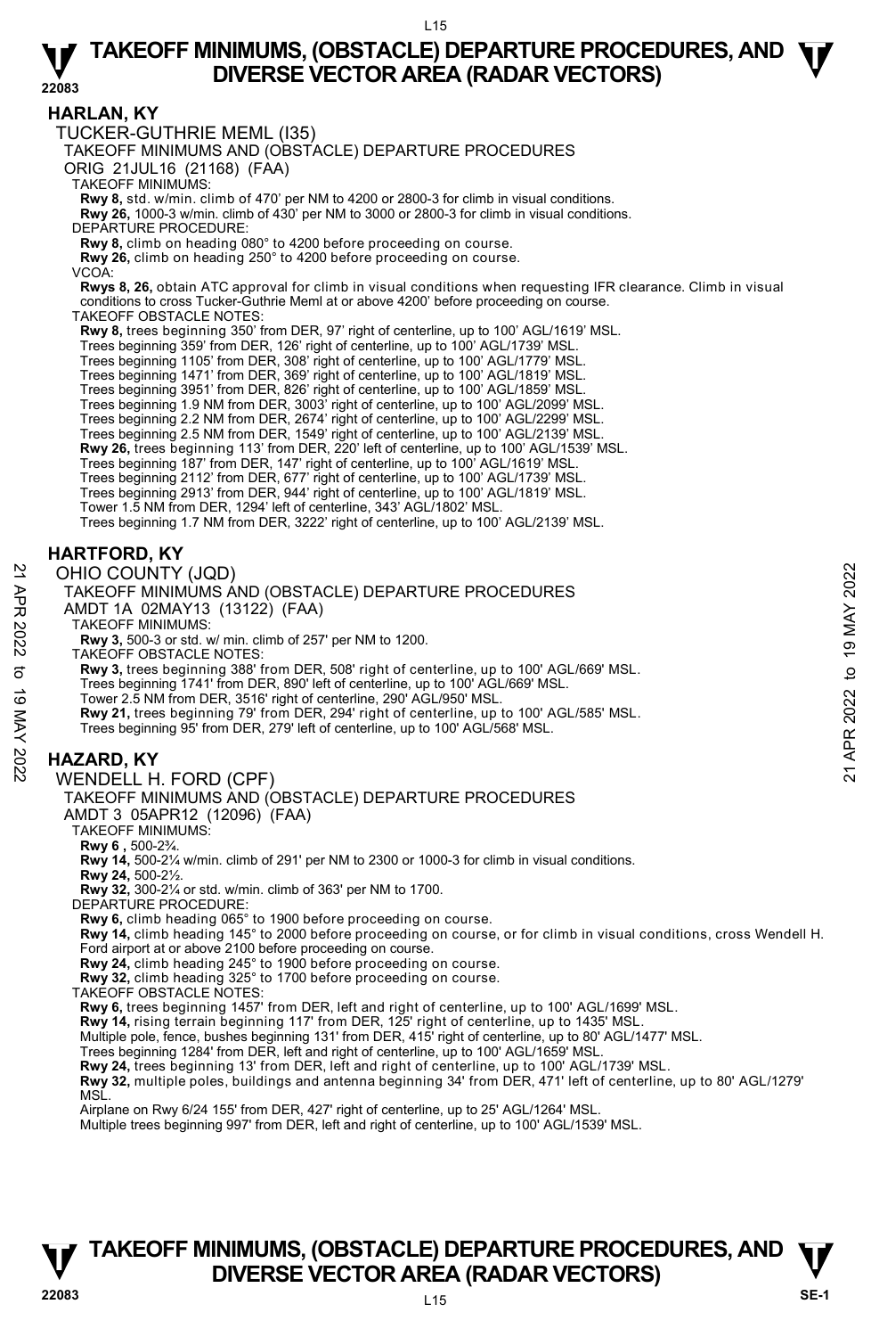# TAKEOFF MINIMUMS, (OBSTACLE) DEPARTURE PROCEDURES, AND DIVERSE VECTOR AREA (RADAR VECTORS)

## HARLAN, KY

TUCKER-GUTHRIE MEML (I35)

TAKEOFF MINIMUMS AND (OBSTACLE) DEPARTURE PROCEDURES

ORIG 21JUL16 (21168) (FAA)

TAKEOFF MINIMUMS:

**Rwy 8,** std. w/min. climb of 470' per NM to 4200 or 2800-3 for climb in visual conditions.
**Rwy 26,** 1000-3 w/min. climb of 430' per NM to 3000 or 2800-3 for climb in visual conditions.

DEPARTURE PROCEDURE:

**Rwy 8,** climb on heading 080° to 4200 before proceeding on course.
**Rwy 26,** climb on heading 250° to 4200 before proceeding on course.

VCOA:

**Rwys 8, 26,** obtain ATC approval for climb in visual conditions when requesting IFR clearance. Climb in visual conditions to cross Tucker-Guthrie Meml at or above 4200' before proceeding on course.

TAKEOFF OBSTACLE NOTES:

**Rwy 8,** trees beginning 350' from DER, 97' right of centerline, up to 100' AGL/1619' MSL.
Trees beginning 359' from DER, 126' right of centerline, up to 100' AGL/1739' MSL.
Trees beginning 1105' from DER, 308' right of centerline, up to 100' AGL/1779' MSL.
Trees beginning 1471' from DER, 369' right of centerline, up to 100' AGL/1819' MSL.
Trees beginning 3951' from DER, 826' right of centerline, up to 100' AGL/1859' MSL.
Trees beginning 1.9 NM from DER, 3003' right of centerline, up to 100' AGL/2099' MSL.
Trees beginning 2.2 NM from DER, 2674' right of centerline, up to 100' AGL/2299' MSL.
Trees beginning 2.5 NM from DER, 1549' right of centerline, up to 100' AGL/2139' MSL.
**Rwy 26,** trees beginning 113' from DER, 220' left of centerline, up to 100' AGL/1539' MSL.
Trees beginning 187' from DER, 147' right of centerline, up to 100' AGL/1619' MSL.
Trees beginning 2112' from DER, 677' right of centerline, up to 100' AGL/1739' MSL.
Trees beginning 2913' from DER, 944' right of centerline, up to 100' AGL/1819' MSL.
Tower 1.5 NM from DER, 1294' left of centerline, 343' AGL/1802' MSL.
Trees beginning 1.7 NM from DER, 3222' right of centerline, up to 100' AGL/2139' MSL.

## HARTFORD, KY

OHIO COUNTY (JQD)

TAKEOFF MINIMUMS AND (OBSTACLE) DEPARTURE PROCEDURES

AMDT 1A 02MAY13 (13122) (FAA)

TAKEOFF MINIMUMS:

**Rwy 3,** 500-3 or std. w/ min. climb of 257' per NM to 1200.

TAKEOFF OBSTACLE NOTES:

**Rwy 3,** trees beginning 388' from DER, 508' right of centerline, up to 100' AGL/669' MSL.
Trees beginning 1741' from DER, 890' left of centerline, up to 100' AGL/669' MSL.
Tower 2.5 NM from DER, 3516' right of centerline, 290' AGL/950' MSL.
**Rwy 21,** trees beginning 79' from DER, 294' right of centerline, up to 100' AGL/585' MSL.
Trees beginning 95' from DER, 279' left of centerline, up to 100' AGL/568' MSL.

## HAZARD, KY

WENDELL H. FORD (CPF)

TAKEOFF MINIMUMS AND (OBSTACLE) DEPARTURE PROCEDURES

AMDT 3 05APR12 (12096) (FAA)

TAKEOFF MINIMUMS:

**Rwy 6 ,** 500-2¾.
**Rwy 14,** 500-2¼ w/min. climb of 291' per NM to 2300 or 1000-3 for climb in visual conditions.
**Rwy 24,** 500-2½.
**Rwy 32,** 300-2¼ or std. w/min. climb of 363' per NM to 1700.

DEPARTURE PROCEDURE:

**Rwy 6,** climb heading 065° to 1900 before proceeding on course.
**Rwy 14,** climb heading 145° to 2000 before proceeding on course, or for climb in visual conditions, cross Wendell H. Ford airport at or above 2100 before proceeding on course.
**Rwy 24,** climb heading 245° to 1900 before proceeding on course.
**Rwy 32,** climb heading 325° to 1700 before proceeding on course.

TAKEOFF OBSTACLE NOTES:

**Rwy 6,** trees beginning 1457' from DER, left and right of centerline, up to 100' AGL/1699' MSL.
**Rwy 14,** rising terrain beginning 117' from DER, 125' right of centerline, up to 1435' MSL.
Multiple pole, fence, bushes beginning 131' from DER, 415' right of centerline, up to 80' AGL/1477' MSL.
Trees beginning 1284' from DER, left and right of centerline, up to 100' AGL/1659' MSL.
**Rwy 24,** trees beginning 13' from DER, left and right of centerline, up to 100' AGL/1739' MSL.
**Rwy 32,** multiple poles, buildings and antenna beginning 34' from DER, 471' left of centerline, up to 80' AGL/1279' MSL.
Airplane on Rwy 6/24 155' from DER, 427' right of centerline, up to 25' AGL/1264' MSL.
Multiple trees beginning 997' from DER, left and right of centerline, up to 100' AGL/1539' MSL.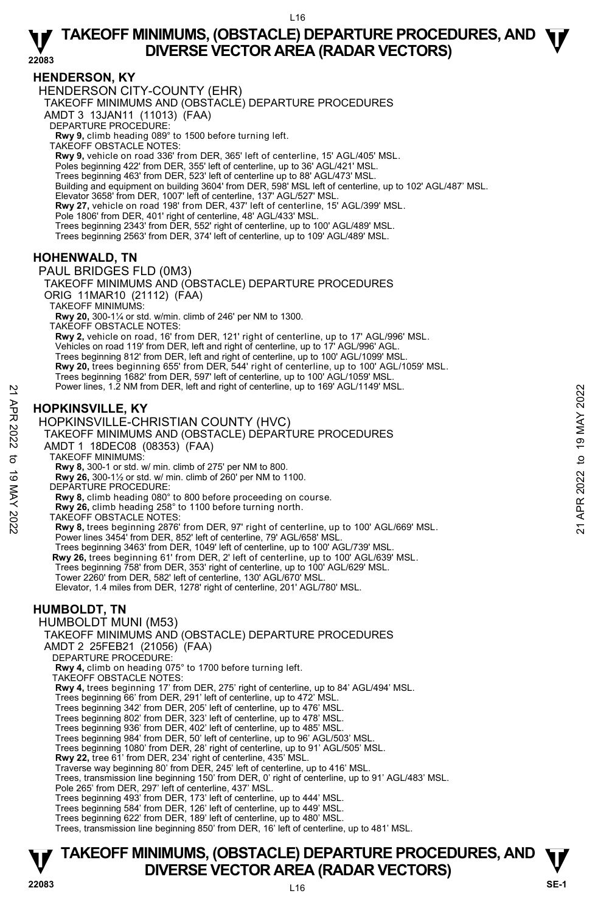## HENDERSON, KY

HENDERSON CITY-COUNTY (EHR)
TAKEOFF MINIMUMS AND (OBSTACLE) DEPARTURE PROCEDURES
AMDT 3 13JAN11 (11013) (FAA)
DEPARTURE PROCEDURE:
**Rwy 9,** climb heading 089° to 1500 before turning left.
TAKEOFF OBSTACLE NOTES:
**Rwy 9,** vehicle on road 336' from DER, 365' left of centerline, 15' AGL/405' MSL.
Poles beginning 422' from DER, 355' left of centerline, up to 36' AGL/421' MSL.
Trees beginning 463' from DER, 523' left of centerline up to 88' AGL/473' MSL.
Building and equipment on building 3604' from DER, 598' MSL left of centerline, up to 102' AGL/487' MSL.
Elevator 3658' from DER, 1007' left of centerline, 137' AGL/527' MSL.
**Rwy 27,** vehicle on road 198' from DER, 437' left of centerline, 15' AGL/399' MSL.
Pole 1806' from DER, 401' right of centerline, 48' AGL/433' MSL.
Trees beginning 2343' from DER, 552' right of centerline, up to 100' AGL/489' MSL.
Trees beginning 2563' from DER, 374' left of centerline, up to 109' AGL/489' MSL.

## HOHENWALD, TN

PAUL BRIDGES FLD (0M3)
TAKEOFF MINIMUMS AND (OBSTACLE) DEPARTURE PROCEDURES
ORIG 11MAR10 (21112) (FAA)
TAKEOFF MINIMUMS:
**Rwy 20,** 300-1¼ or std. w/min. climb of 246' per NM to 1300.
TAKEOFF OBSTACLE NOTES:
**Rwy 2,** vehicle on road, 16' from DER, 121' right of centerline, up to 17' AGL/996' MSL.
Vehicles on road 119' from DER, left and right of centerline, up to 17' AGL/996' AGL.
Trees beginning 812' from DER, left and right of centerline, up to 100' AGL/1099' MSL.
**Rwy 20,** trees beginning 655' from DER, 544' right of centerline, up to 100' AGL/1059' MSL.
Trees beginning 1682' from DER, 597' left of centerline, up to 100' AGL/1059' MSL.
Power lines, 1.2 NM from DER, left and right of centerline, up to 169' AGL/1149' MSL.

## HOPKINSVILLE, KY

HOPKINSVILLE-CHRISTIAN COUNTY (HVC)
TAKEOFF MINIMUMS AND (OBSTACLE) DEPARTURE PROCEDURES
AMDT 1 18DEC08 (08353) (FAA)
TAKEOFF MINIMUMS:
**Rwy 8,** 300-1 or std. w/ min. climb of 275' per NM to 800.
**Rwy 26,** 300-1½ or std. w/ min. climb of 260' per NM to 1100.
DEPARTURE PROCEDURE:
**Rwy 8,** climb heading 080° to 800 before proceeding on course.
**Rwy 26,** climb heading 258° to 1100 before turning north.
TAKEOFF OBSTACLE NOTES:
**Rwy 8,** trees beginning 2876' from DER, 97' right of centerline, up to 100' AGL/669' MSL.
Power lines 3454' from DER, 852' left of centerline, 79' AGL/658' MSL.
Trees beginning 3463' from DER, 1049' left of centerline, up to 100' AGL/739' MSL.
**Rwy 26,** trees beginning 61' from DER, 2' left of centerline, up to 100' AGL/639' MSL.
Trees beginning 758' from DER, 353' right of centerline, up to 100' AGL/629' MSL.
Tower 2260' from DER, 582' left of centerline, 130' AGL/670' MSL.
Elevator, 1.4 miles from DER, 1278' right of centerline, 201' AGL/780' MSL.

## HUMBOLDT, TN

HUMBOLDT MUNI (M53)
TAKEOFF MINIMUMS AND (OBSTACLE) DEPARTURE PROCEDURES
AMDT 2 25FEB21 (21056) (FAA)
DEPARTURE PROCEDURE:
**Rwy 4,** climb on heading 075° to 1700 before turning left.
TAKEOFF OBSTACLE NOTES:
**Rwy 4,** trees beginning 17' from DER, 275' right of centerline, up to 84' AGL/494' MSL.
Trees beginning 66' from DER, 291' left of centerline, up to 472' MSL.
Trees beginning 342' from DER, 205' left of centerline, up to 476' MSL.
Trees beginning 802' from DER, 323' left of centerline, up to 478' MSL.
Trees beginning 936' from DER, 402' left of centerline, up to 485' MSL.
Trees beginning 984' from DER, 50' left of centerline, up to 96' AGL/503' MSL.
Trees beginning 1080' from DER, 28' right of centerline, up to 91' AGL/505' MSL.
**Rwy 22,** tree 61' from DER, 234' right of centerline, 435' MSL.
Traverse way beginning 80' from DER, 245' left of centerline, up to 416' MSL.
Trees, transmission line beginning 150' from DER, 0' right of centerline, up to 91' AGL/483' MSL.
Pole 265' from DER, 297' left of centerline, 437' MSL.
Trees beginning 493' from DER, 173' left of centerline, up to 444' MSL.
Trees beginning 584' from DER, 126' left of centerline, up to 449' MSL.
Trees beginning 622' from DER, 189' left of centerline, up to 480' MSL.
Trees, transmission line beginning 850' from DER, 16' left of centerline, up to 481' MSL.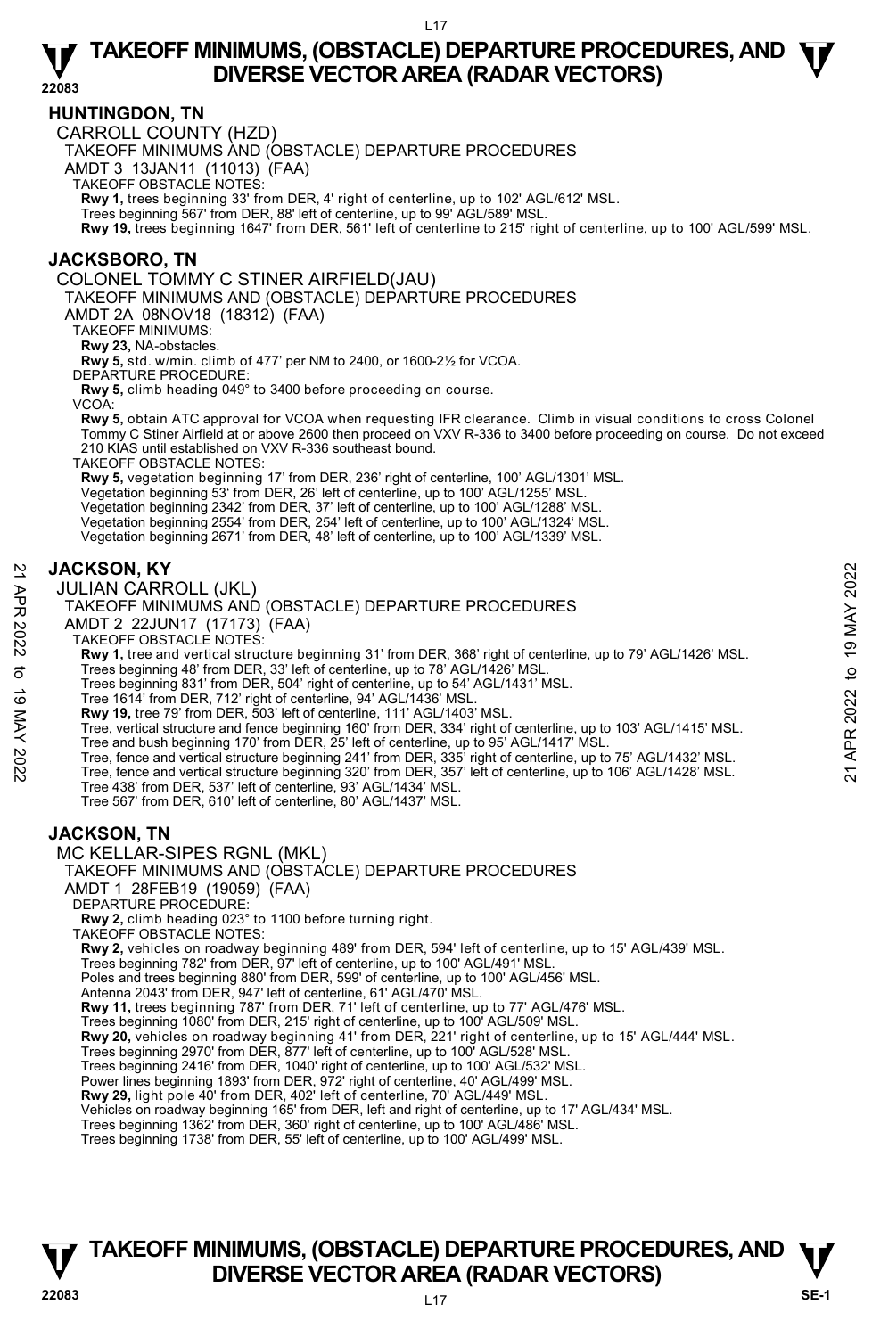# TAKEOFF MINIMUMS, (OBSTACLE) DEPARTURE PROCEDURES, AND DIVERSE VECTOR AREA (RADAR VECTORS)

## HUNTINGDON, TN

CARROLL COUNTY (HZD)

TAKEOFF MINIMUMS AND (OBSTACLE) DEPARTURE PROCEDURES

AMDT 3 13JAN11 (11013) (FAA)

TAKEOFF OBSTACLE NOTES:

**Rwy 1,** trees beginning 33' from DER, 4' right of centerline, up to 102' AGL/612' MSL.
Trees beginning 567' from DER, 88' left of centerline, up to 99' AGL/589' MSL.
**Rwy 19,** trees beginning 1647' from DER, 561' left of centerline to 215' right of centerline, up to 100' AGL/599' MSL.

## JACKSBORO, TN

COLONEL TOMMY C STINER AIRFIELD(JAU)

TAKEOFF MINIMUMS AND (OBSTACLE) DEPARTURE PROCEDURES

AMDT 2A 08NOV18 (18312) (FAA)

TAKEOFF MINIMUMS:

**Rwy 23,** NA-obstacles.
**Rwy 5,** std. w/min. climb of 477' per NM to 2400, or 1600-2½ for VCOA.

DEPARTURE PROCEDURE:

**Rwy 5,** climb heading 049° to 3400 before proceeding on course.

VCOA:

**Rwy 5,** obtain ATC approval for VCOA when requesting IFR clearance. Climb in visual conditions to cross Colonel Tommy C Stiner Airfield at or above 2600 then proceed on VXV R-336 to 3400 before proceeding on course. Do not exceed 210 KIAS until established on VXV R-336 southeast bound.

TAKEOFF OBSTACLE NOTES:

**Rwy 5,** vegetation beginning 17' from DER, 236' right of centerline, 100' AGL/1301' MSL.
Vegetation beginning 53' from DER, 26' left of centerline, up to 100' AGL/1255' MSL.
Vegetation beginning 2342' from DER, 37' left of centerline, up to 100' AGL/1288' MSL.
Vegetation beginning 2554' from DER, 254' left of centerline, up to 100' AGL/1324' MSL.
Vegetation beginning 2671' from DER, 48' left of centerline, up to 100' AGL/1339' MSL.

## JACKSON, KY

JULIAN CARROLL (JKL)

TAKEOFF MINIMUMS AND (OBSTACLE) DEPARTURE PROCEDURES

AMDT 2 22JUN17 (17173) (FAA)

TAKEOFF OBSTACLE NOTES:

**Rwy 1,** tree and vertical structure beginning 31' from DER, 368' right of centerline, up to 79' AGL/1426' MSL.
Trees beginning 48' from DER, 33' left of centerline, up to 78' AGL/1426' MSL.
Trees beginning 831' from DER, 504' right of centerline, up to 54' AGL/1431' MSL.
Tree 1614' from DER, 712' right of centerline, 94' AGL/1436' MSL.
**Rwy 19,** tree 79' from DER, 503' left of centerline, 111' AGL/1403' MSL.
Tree, vertical structure and fence beginning 160' from DER, 334' right of centerline, up to 103' AGL/1415' MSL.
Tree and bush beginning 170' from DER, 25' left of centerline, up to 95' AGL/1417' MSL.
Tree, fence and vertical structure beginning 241' from DER, 335' right of centerline, up to 75' AGL/1432' MSL.
Tree, fence and vertical structure beginning 320' from DER, 357' left of centerline, up to 106' AGL/1428' MSL.
Tree 438' from DER, 537' left of centerline, 93' AGL/1434' MSL.
Tree 567' from DER, 610' left of centerline, 80' AGL/1437' MSL.

## JACKSON, TN

MC KELLAR-SIPES RGNL (MKL)

TAKEOFF MINIMUMS AND (OBSTACLE) DEPARTURE PROCEDURES

AMDT 1 28FEB19 (19059) (FAA)

DEPARTURE PROCEDURE:

**Rwy 2,** climb heading 023° to 1100 before turning right.

TAKEOFF OBSTACLE NOTES:

**Rwy 2,** vehicles on roadway beginning 489' from DER, 594' left of centerline, up to 15' AGL/439' MSL.
Trees beginning 782' from DER, 97' left of centerline, up to 100' AGL/491' MSL.
Poles and trees beginning 880' from DER, 599' of centerline, up to 100' AGL/456' MSL.
Antenna 2043' from DER, 947' left of centerline, 61' AGL/470' MSL.
**Rwy 11,** trees beginning 787' from DER, 71' left of centerline, up to 77' AGL/476' MSL.
Trees beginning 1080' from DER, 215' right of centerline, up to 100' AGL/509' MSL.
**Rwy 20,** vehicles on roadway beginning 41' from DER, 221' right of centerline, up to 15' AGL/444' MSL.
Trees beginning 2970' from DER, 877' left of centerline, up to 100' AGL/528' MSL.
Trees beginning 2416' from DER, 1040' right of centerline, up to 100' AGL/532' MSL.
Power lines beginning 1893' from DER, 972' right of centerline, 40' AGL/499' MSL.
**Rwy 29,** light pole 40' from DER, 402' left of centerline, 70' AGL/449' MSL.
Vehicles on roadway beginning 165' from DER, left and right of centerline, up to 17' AGL/434' MSL.
Trees beginning 1362' from DER, 360' right of centerline, up to 100' AGL/486' MSL.
Trees beginning 1738' from DER, 55' left of centerline, up to 100' AGL/499' MSL.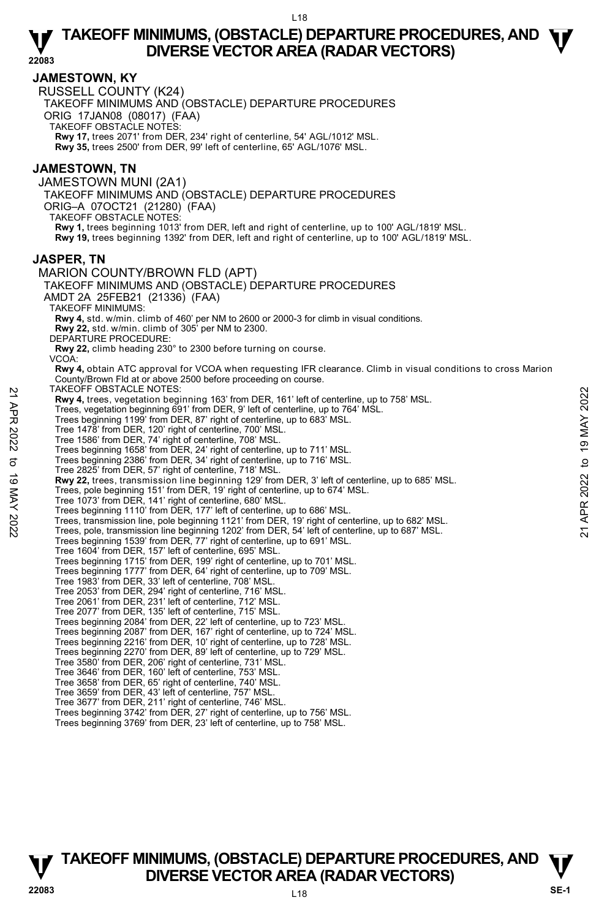## JAMESTOWN, KY

RUSSELL COUNTY (K24)

TAKEOFF MINIMUMS AND (OBSTACLE) DEPARTURE PROCEDURES

ORIG 17JAN08 (08017) (FAA)

TAKEOFF OBSTACLE NOTES:

**Rwy 17,** trees 2071' from DER, 234' right of centerline, 54' AGL/1012' MSL.
**Rwy 35,** trees 2500' from DER, 99' left of centerline, 65' AGL/1076' MSL.

## JAMESTOWN, TN

JAMESTOWN MUNI (2A1)

TAKEOFF MINIMUMS AND (OBSTACLE) DEPARTURE PROCEDURES

ORIG–A 07OCT21 (21280) (FAA)

TAKEOFF OBSTACLE NOTES:

**Rwy 1,** trees beginning 1013' from DER, left and right of centerline, up to 100' AGL/1819' MSL.
**Rwy 19,** trees beginning 1392' from DER, left and right of centerline, up to 100' AGL/1819' MSL.

## JASPER, TN

MARION COUNTY/BROWN FLD (APT)

TAKEOFF MINIMUMS AND (OBSTACLE) DEPARTURE PROCEDURES

AMDT 2A 25FEB21 (21336) (FAA)

TAKEOFF MINIMUMS:

**Rwy 4,** std. w/min. climb of 460' per NM to 2600 or 2000-3 for climb in visual conditions.
**Rwy 22,** std. w/min. climb of 305' per NM to 2300.

DEPARTURE PROCEDURE:

**Rwy 22,** climb heading 230° to 2300 before turning on course.

VCOA:

**Rwy 4,** obtain ATC approval for VCOA when requesting IFR clearance. Climb in visual conditions to cross Marion County/Brown Fld at or above 2500 before proceeding on course.

TAKEOFF OBSTACLE NOTES:

**Rwy 4,** trees, vegetation beginning 163' from DER, 161' left of centerline, up to 758' MSL.
Trees, vegetation beginning 691' from DER, 9' left of centerline, up to 764' MSL.
Trees beginning 1199' from DER, 87' right of centerline, up to 683' MSL.
Tree 1478' from DER, 120' right of centerline, 700' MSL.
Tree 1586' from DER, 74' right of centerline, 708' MSL.
Trees beginning 1658' from DER, 24' right of centerline, up to 711' MSL.
Trees beginning 2386' from DER, 34' right of centerline, up to 716' MSL.
Tree 2825' from DER, 57' right of centerline, 718' MSL.
**Rwy 22,** trees, transmission line beginning 129' from DER, 3' left of centerline, up to 685' MSL.
Trees, pole beginning 151' from DER, 19' right of centerline, up to 674' MSL.
Tree 1073' from DER, 141' right of centerline, 680' MSL.
Trees beginning 1110' from DER, 177' left of centerline, up to 686' MSL.
Trees, transmission line, pole beginning 1121' from DER, 19' right of centerline, up to 682' MSL.
Trees, pole, transmission line beginning 1202' from DER, 54' left of centerline, up to 687' MSL.
Trees beginning 1539' from DER, 77' right of centerline, up to 691' MSL.
Tree 1604' from DER, 157' left of centerline, 695' MSL.
Trees beginning 1715' from DER, 199' right of centerline, up to 701' MSL.
Trees beginning 1777' from DER, 64' right of centerline, up to 709' MSL.
Tree 1983' from DER, 33' left of centerline, 708' MSL.
Tree 2053' from DER, 294' right of centerline, 716' MSL.
Tree 2061' from DER, 231' left of centerline, 712' MSL.
Tree 2077' from DER, 135' left of centerline, 715' MSL.
Trees beginning 2084' from DER, 22' left of centerline, up to 723' MSL.
Trees beginning 2087' from DER, 167' right of centerline, up to 724' MSL.
Trees beginning 2216' from DER, 10' right of centerline, up to 728' MSL.
Trees beginning 2270' from DER, 89' left of centerline, up to 729' MSL.
Tree 3580' from DER, 206' right of centerline, 731' MSL.
Tree 3646' from DER, 160' left of centerline, 753' MSL.
Tree 3658' from DER, 65' right of centerline, 740' MSL.
Tree 3659' from DER, 43' left of centerline, 757' MSL.
Tree 3677' from DER, 211' right of centerline, 746' MSL.
Trees beginning 3742' from DER, 27' right of centerline, up to 756' MSL.
Trees beginning 3769' from DER, 23' left of centerline, up to 758' MSL.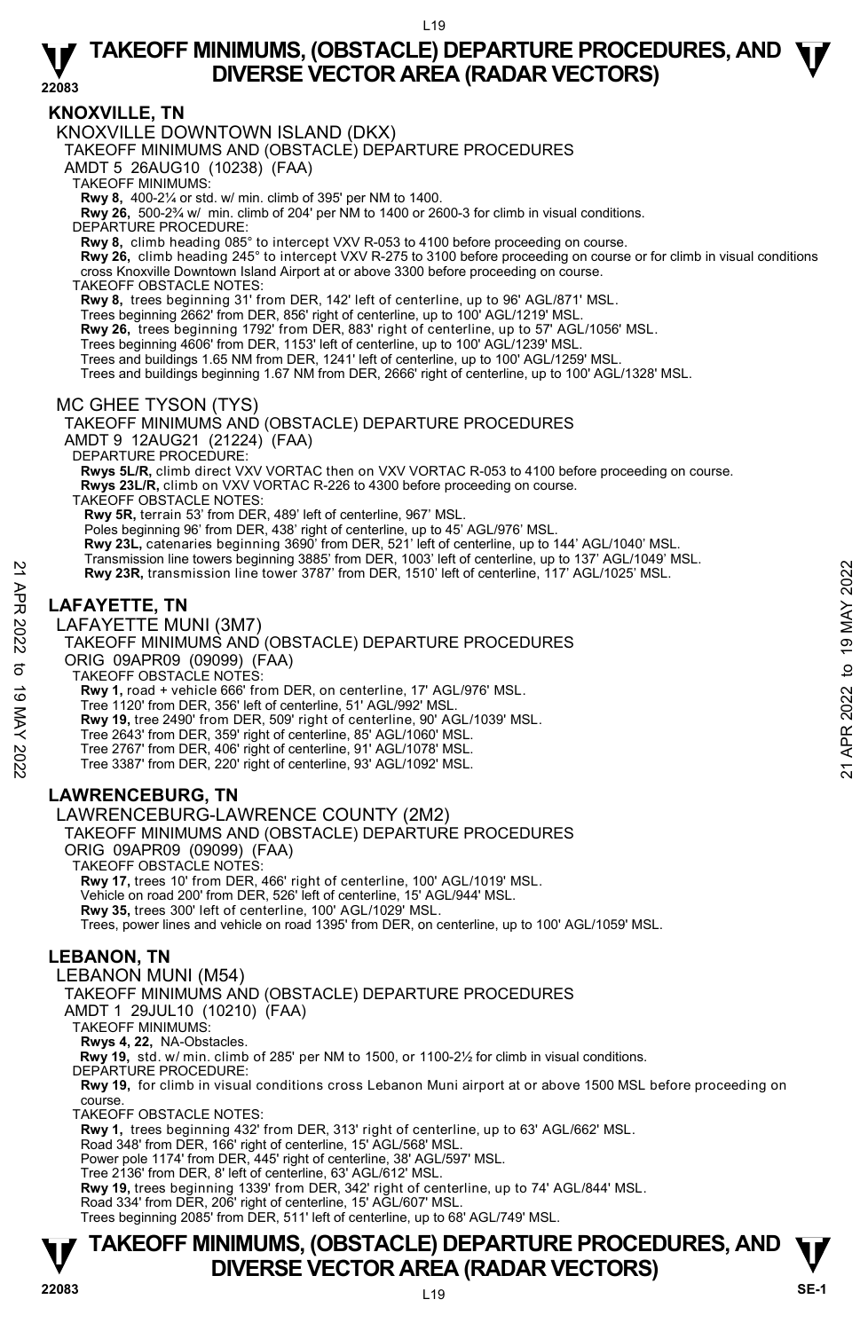## KNOXVILLE, TN

### KNOXVILLE DOWNTOWN ISLAND (DKX)

TAKEOFF MINIMUMS AND (OBSTACLE) DEPARTURE PROCEDURES

AMDT 5 26AUG10 (10238) (FAA)

TAKEOFF MINIMUMS:

**Rwy 8,** 400-2¼ or std. w/ min. climb of 395' per NM to 1400.

**Rwy 26,** 500-2¾ w/ min. climb of 204' per NM to 1400 or 2600-3 for climb in visual conditions.

DEPARTURE PROCEDURE:

**Rwy 8,** climb heading 085° to intercept VXV R-053 to 4100 before proceeding on course.

**Rwy 26,** climb heading 245° to intercept VXV R-275 to 3100 before proceeding on course or for climb in visual conditions cross Knoxville Downtown Island Airport at or above 3300 before proceeding on course.

TAKEOFF OBSTACLE NOTES:

**Rwy 8,** trees beginning 31' from DER, 142' left of centerline, up to 96' AGL/871' MSL.

Trees beginning 2662' from DER, 856' right of centerline, up to 100' AGL/1219' MSL.

**Rwy 26,** trees beginning 1792' from DER, 883' right of centerline, up to 57' AGL/1056' MSL.

Trees beginning 4606' from DER, 1153' left of centerline, up to 100' AGL/1239' MSL.

Trees and buildings 1.65 NM from DER, 1241' left of centerline, up to 100' AGL/1259' MSL.

Trees and buildings beginning 1.67 NM from DER, 2666' right of centerline, up to 100' AGL/1328' MSL.

### MC GHEE TYSON (TYS)

TAKEOFF MINIMUMS AND (OBSTACLE) DEPARTURE PROCEDURES

AMDT 9 12AUG21 (21224) (FAA)

DEPARTURE PROCEDURE:

**Rwys 5L/R,** climb direct VXV VORTAC then on VXV VORTAC R-053 to 4100 before proceeding on course.

**Rwys 23L/R,** climb on VXV VORTAC R-226 to 4300 before proceeding on course.

TAKEOFF OBSTACLE NOTES:

**Rwy 5R,** terrain 53' from DER, 489' left of centerline, 967' MSL.

Poles beginning 96' from DER, 438' right of centerline, up to 45' AGL/976' MSL.

**Rwy 23L,** catenaries beginning 3690' from DER, 521' left of centerline, up to 144' AGL/1040' MSL.

Transmission line towers beginning 3885' from DER, 1003' left of centerline, up to 137' AGL/1049' MSL.

**Rwy 23R,** transmission line tower 3787' from DER, 1510' left of centerline, 117' AGL/1025' MSL.

## LAFAYETTE, TN

### LAFAYETTE MUNI (3M7)

TAKEOFF MINIMUMS AND (OBSTACLE) DEPARTURE PROCEDURES

ORIG 09APR09 (09099) (FAA)

TAKEOFF OBSTACLE NOTES:

**Rwy 1,** road + vehicle 666' from DER, on centerline, 17' AGL/976' MSL.

Tree 1120' from DER, 356' left of centerline, 51' AGL/992' MSL.

**Rwy 19,** tree 2490' from DER, 509' right of centerline, 90' AGL/1039' MSL.

Tree 2643' from DER, 359' right of centerline, 85' AGL/1060' MSL.

Tree 2767' from DER, 406' right of centerline, 91' AGL/1078' MSL.

Tree 3387' from DER, 220' right of centerline, 93' AGL/1092' MSL.

## LAWRENCEBURG, TN

### LAWRENCEBURG-LAWRENCE COUNTY (2M2)

TAKEOFF MINIMUMS AND (OBSTACLE) DEPARTURE PROCEDURES

ORIG 09APR09 (09099) (FAA)

TAKEOFF OBSTACLE NOTES:

**Rwy 17,** trees 10' from DER, 466' right of centerline, 100' AGL/1019' MSL.

Vehicle on road 200' from DER, 526' left of centerline, 15' AGL/944' MSL.

**Rwy 35,** trees 300' left of centerline, 100' AGL/1029' MSL.

Trees, power lines and vehicle on road 1395' from DER, on centerline, up to 100' AGL/1059' MSL.

## LEBANON, TN

### LEBANON MUNI (M54)

TAKEOFF MINIMUMS AND (OBSTACLE) DEPARTURE PROCEDURES

AMDT 1 29JUL10 (10210) (FAA)

TAKEOFF MINIMUMS:

**Rwys 4, 22,** NA-Obstacles.

**Rwy 19,** std. w/ min. climb of 285' per NM to 1500, or 1100-2½ for climb in visual conditions.

DEPARTURE PROCEDURE:

**Rwy 19,** for climb in visual conditions cross Lebanon Muni airport at or above 1500 MSL before proceeding on course.

TAKEOFF OBSTACLE NOTES:

**Rwy 1,** trees beginning 432' from DER, 313' right of centerline, up to 63' AGL/662' MSL.

Road 348' from DER, 166' right of centerline, 15' AGL/568' MSL.

Power pole 1174' from DER, 445' right of centerline, 38' AGL/597' MSL.

Tree 2136' from DER, 8' left of centerline, 63' AGL/612' MSL.

**Rwy 19,** trees beginning 1339' from DER, 342' right of centerline, up to 74' AGL/844' MSL.

Road 334' from DER, 206' right of centerline, 15' AGL/607' MSL.

Trees beginning 2085' from DER, 511' left of centerline, up to 68' AGL/749' MSL.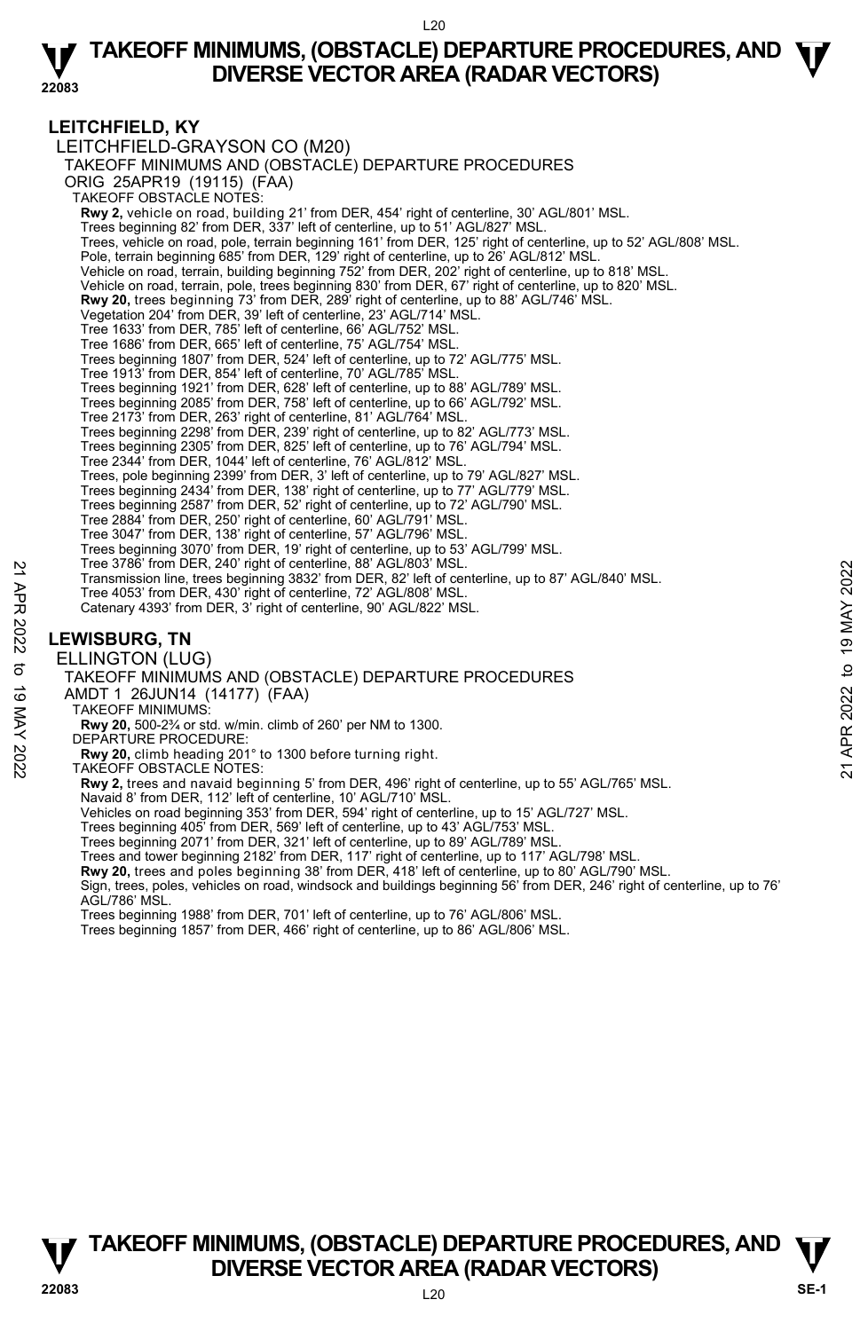## LEITCHFIELD, KY

LEITCHFIELD-GRAYSON CO (M20)

TAKEOFF MINIMUMS AND (OBSTACLE) DEPARTURE PROCEDURES

ORIG 25APR19 (19115) (FAA)

TAKEOFF OBSTACLE NOTES:

**Rwy 2,** vehicle on road, building 21' from DER, 454' right of centerline, 30' AGL/801' MSL.
Trees beginning 82' from DER, 337' left of centerline, up to 51' AGL/827' MSL.
Trees, vehicle on road, pole, terrain beginning 161' from DER, 125' right of centerline, up to 52' AGL/808' MSL.
Pole, terrain beginning 685' from DER, 129' right of centerline, up to 26' AGL/812' MSL.
Vehicle on road, terrain, building beginning 752' from DER, 202' right of centerline, up to 818' MSL.
Vehicle on road, terrain, pole, trees beginning 830' from DER, 67' right of centerline, up to 820' MSL.
**Rwy 20,** trees beginning 73' from DER, 289' right of centerline, up to 88' AGL/746' MSL.
Vegetation 204' from DER, 39' left of centerline, 23' AGL/714' MSL.
Tree 1633' from DER, 785' left of centerline, 66' AGL/752' MSL.
Tree 1686' from DER, 665' left of centerline, 75' AGL/754' MSL.
Trees beginning 1807' from DER, 524' left of centerline, up to 72' AGL/775' MSL.
Tree 1913' from DER, 854' left of centerline, 70' AGL/785' MSL.
Trees beginning 1921' from DER, 628' left of centerline, up to 88' AGL/789' MSL.
Trees beginning 2085' from DER, 758' left of centerline, up to 66' AGL/792' MSL.
Tree 2173' from DER, 263' right of centerline, 81' AGL/764' MSL.
Trees beginning 2298' from DER, 239' right of centerline, up to 82' AGL/773' MSL.
Trees beginning 2305' from DER, 825' left of centerline, up to 76' AGL/794' MSL.
Tree 2344' from DER, 1044' left of centerline, 76' AGL/812' MSL.
Trees, pole beginning 2399' from DER, 3' left of centerline, up to 79' AGL/827' MSL.
Trees beginning 2434' from DER, 138' right of centerline, up to 77' AGL/779' MSL.
Trees beginning 2587' from DER, 52' right of centerline, up to 72' AGL/790' MSL.
Tree 2884' from DER, 250' right of centerline, 60' AGL/791' MSL.
Tree 3047' from DER, 138' right of centerline, 57' AGL/796' MSL.
Trees beginning 3070' from DER, 19' right of centerline, up to 53' AGL/799' MSL.
Tree 3786' from DER, 240' right of centerline, 88' AGL/803' MSL.
Transmission line, trees beginning 3832' from DER, 82' left of centerline, up to 87' AGL/840' MSL.
Tree 4053' from DER, 430' right of centerline, 72' AGL/808' MSL.
Catenary 4393' from DER, 3' right of centerline, 90' AGL/822' MSL.

## LEWISBURG, TN

ELLINGTON (LUG)

TAKEOFF MINIMUMS AND (OBSTACLE) DEPARTURE PROCEDURES

AMDT 1 26JUN14 (14177) (FAA)

TAKEOFF MINIMUMS:

**Rwy 20,** 500-2¾ or std. w/min. climb of 260' per NM to 1300.

DEPARTURE PROCEDURE:

**Rwy 20,** climb heading 201° to 1300 before turning right.

TAKEOFF OBSTACLE NOTES:

**Rwy 2,** trees and navaid beginning 5' from DER, 496' right of centerline, up to 55' AGL/765' MSL.
Navaid 8' from DER, 112' left of centerline, 10' AGL/710' MSL.
Vehicles on road beginning 353' from DER, 594' right of centerline, up to 15' AGL/727' MSL.
Trees beginning 405' from DER, 569' left of centerline, up to 43' AGL/753' MSL.
Trees beginning 2071' from DER, 321' left of centerline, up to 89' AGL/789' MSL.
Trees and tower beginning 2182' from DER, 117' right of centerline, up to 117' AGL/798' MSL.
**Rwy 20,** trees and poles beginning 38' from DER, 418' left of centerline, up to 80' AGL/790' MSL.
Sign, trees, poles, vehicles on road, windsock and buildings beginning 56' from DER, 246' right of centerline, up to 76' AGL/786' MSL.
Trees beginning 1988' from DER, 701' left of centerline, up to 76' AGL/806' MSL.
Trees beginning 1857' from DER, 466' right of centerline, up to 86' AGL/806' MSL.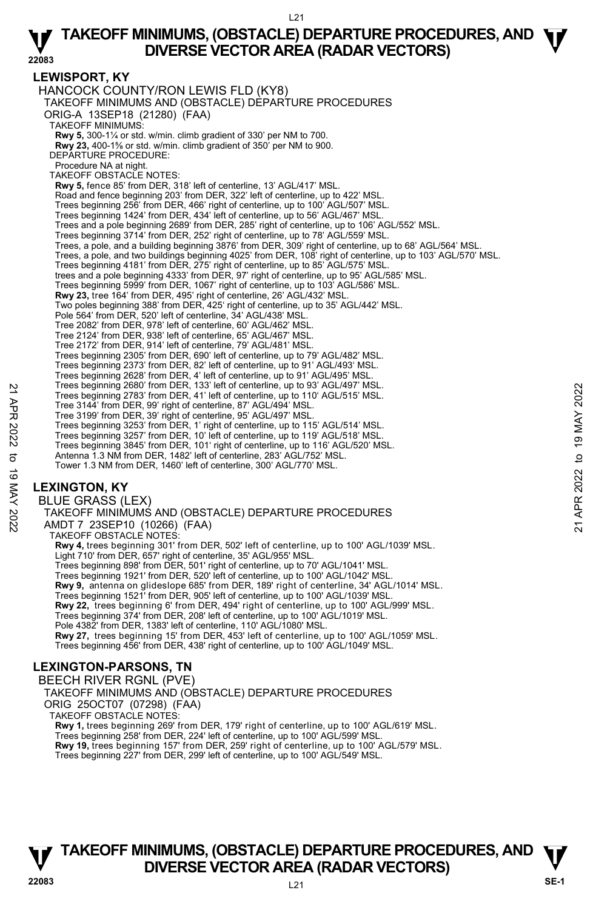## LEWISPORT, KY

### HANCOCK COUNTY/RON LEWIS FLD (KY8)

TAKEOFF MINIMUMS AND (OBSTACLE) DEPARTURE PROCEDURES

ORIG-A 13SEP18 (21280) (FAA)

TAKEOFF MINIMUMS:

**Rwy 5,** 300-1¼ or std. w/min. climb gradient of 330' per NM to 700.
**Rwy 23,** 400-1⅝ or std. w/min. climb gradient of 350' per NM to 900.

DEPARTURE PROCEDURE:

Procedure NA at night.

TAKEOFF OBSTACLE NOTES:

**Rwy 5,** fence 85' from DER, 318' left of centerline, 13' AGL/417' MSL.
Road and fence beginning 203' from DER, 322' left of centerline, up to 422' MSL.
Trees beginning 256' from DER, 466' right of centerline, up to 100' AGL/507' MSL.
Trees beginning 1424' from DER, 434' left of centerline, up to 56' AGL/467' MSL.
Trees and a pole beginning 2689' from DER, 285' right of centerline, up to 106' AGL/552' MSL.
Trees beginning 3714' from DER, 252' right of centerline, up to 78' AGL/559' MSL.
Trees, a pole, and a building beginning 3876' from DER, 309' right of centerline, up to 68' AGL/564' MSL.
Trees, a pole, and two buildings beginning 4025' from DER, 108' right of centerline, up to 103' AGL/570' MSL.
Trees beginning 4181' from DER, 275' right of centerline, up to 85' AGL/575' MSL.
trees and a pole beginning 4333' from DER, 97' right of centerline, up to 95' AGL/585' MSL.
Trees beginning 5999' from DER, 1067' right of centerline, up to 103' AGL/586' MSL.
**Rwy 23,** tree 164' from DER, 495' right of centerline, 26' AGL/432' MSL.
Two poles beginning 388' from DER, 425' right of centerline, up to 35' AGL/442' MSL.
Pole 564' from DER, 520' left of centerline, 34' AGL/438' MSL.
Tree 2082' from DER, 978' left of centerline, 60' AGL/462' MSL.
Tree 2124' from DER, 938' left of centerline, 65' AGL/467' MSL.
Tree 2172' from DER, 914' left of centerline, 79' AGL/481' MSL.
Trees beginning 2305' from DER, 690' left of centerline, up to 79' AGL/482' MSL.
Trees beginning 2373' from DER, 82' left of centerline, up to 91' AGL/493' MSL.
Trees beginning 2628' from DER, 4' left of centerline, up to 91' AGL/495' MSL.
Trees beginning 2680' from DER, 133' left of centerline, up to 93' AGL/497' MSL.
Trees beginning 2783' from DER, 41' left of centerline, up to 110' AGL/515' MSL.
Tree 3144' from DER, 99' right of centerline, 87' AGL/494' MSL.
Tree 3199' from DER, 39' right of centerline, 95' AGL/497' MSL.
Trees beginning 3253' from DER, 1' right of centerline, up to 115' AGL/514' MSL.
Trees beginning 3257' from DER, 10' left of centerline, up to 119' AGL/518' MSL.
Trees beginning 3845' from DER, 101' right of centerline, up to 116' AGL/520' MSL.
Antenna 1.3 NM from DER, 1482' left of centerline, 283' AGL/752' MSL.
Tower 1.3 NM from DER, 1460' left of centerline, 300' AGL/770' MSL.

## LEXINGTON, KY

### BLUE GRASS (LEX)

TAKEOFF MINIMUMS AND (OBSTACLE) DEPARTURE PROCEDURES

AMDT 7 23SEP10 (10266) (FAA)

TAKEOFF OBSTACLE NOTES:

**Rwy 4,** trees beginning 301' from DER, 502' left of centerline, up to 100' AGL/1039' MSL.
Light 710' from DER, 657' right of centerline, 35' AGL/955' MSL.
Trees beginning 898' from DER, 501' right of centerline, up to 70' AGL/1041' MSL.
Trees beginning 1921' from DER, 520' left of centerline, up to 100' AGL/1042' MSL.
**Rwy 9,** antenna on glideslope 685' from DER, 189' right of centerline, 34' AGL/1014' MSL.
Trees beginning 1521' from DER, 905' left of centerline, up to 100' AGL/1039' MSL.
**Rwy 22,** trees beginning 6' from DER, 494' right of centerline, up to 100' AGL/999' MSL.
Trees beginning 374' from DER, 208' left of centerline, up to 100' AGL/1019' MSL.
Pole 4382' from DER, 1383' left of centerline, 110' AGL/1080' MSL.
**Rwy 27,** trees beginning 15' from DER, 453' left of centerline, up to 100' AGL/1059' MSL.
Trees beginning 456' from DER, 438' right of centerline, up to 100' AGL/1049' MSL.

## LEXINGTON-PARSONS, TN

### BEECH RIVER RGNL (PVE)

TAKEOFF MINIMUMS AND (OBSTACLE) DEPARTURE PROCEDURES

ORIG 25OCT07 (07298) (FAA)

TAKEOFF OBSTACLE NOTES:

**Rwy 1,** trees beginning 269' from DER, 179' right of centerline, up to 100' AGL/619' MSL.
Trees beginning 258' from DER, 224' left of centerline, up to 100' AGL/599' MSL.
**Rwy 19,** trees beginning 157' from DER, 259' right of centerline, up to 100' AGL/579' MSL.
Trees beginning 227' from DER, 299' left of centerline, up to 100' AGL/549' MSL.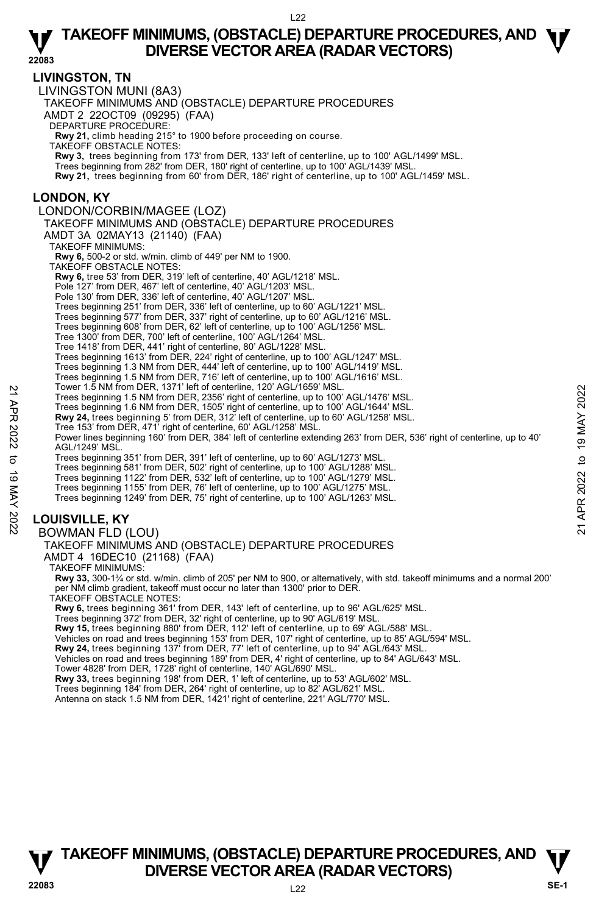## LIVINGSTON, TN

LIVINGSTON MUNI (8A3)

TAKEOFF MINIMUMS AND (OBSTACLE) DEPARTURE PROCEDURES

AMDT 2 22OCT09 (09295) (FAA)

DEPARTURE PROCEDURE:

**Rwy 21,** climb heading 215° to 1900 before proceeding on course.

TAKEOFF OBSTACLE NOTES:

**Rwy 3,** trees beginning from 173' from DER, 133' left of centerline, up to 100' AGL/1499' MSL.
Trees beginning from 282' from DER, 180' right of centerline, up to 100' AGL/1439' MSL.
**Rwy 21,** trees beginning from 60' from DER, 186' right of centerline, up to 100' AGL/1459' MSL.

## LONDON, KY

LONDON/CORBIN/MAGEE (LOZ)

TAKEOFF MINIMUMS AND (OBSTACLE) DEPARTURE PROCEDURES

AMDT 3A 02MAY13 (21140) (FAA)

TAKEOFF MINIMUMS:

**Rwy 6,** 500-2 or std. w/min. climb of 449' per NM to 1900.

TAKEOFF OBSTACLE NOTES:

**Rwy 6,** tree 53' from DER, 319' left of centerline, 40' AGL/1218' MSL.
Pole 127' from DER, 467' left of centerline, 40' AGL/1203' MSL.
Pole 130' from DER, 336' left of centerline, 40' AGL/1207' MSL.
Trees beginning 251' from DER, 336' left of centerline, up to 60' AGL/1221' MSL.
Trees beginning 577' from DER, 337' right of centerline, up to 60' AGL/1216' MSL.
Trees beginning 608' from DER, 62' left of centerline, up to 100' AGL/1256' MSL.
Tree 1300' from DER, 700' left of centerline, 100' AGL/1264' MSL.
Tree 1418' from DER, 441' right of centerline, 80' AGL/1228' MSL.
Trees beginning 1613' from DER, 224' right of centerline, up to 100' AGL/1247' MSL.
Trees beginning 1.3 NM from DER, 444' left of centerline, up to 100' AGL/1419' MSL.
Trees beginning 1.5 NM from DER, 716' left of centerline, up to 100' AGL/1616' MSL.
Tower 1.5 NM from DER, 1371' left of centerline, 120' AGL/1659' MSL.
Trees beginning 1.5 NM from DER, 2356' right of centerline, up to 100' AGL/1476' MSL.
Trees beginning 1.6 NM from DER, 1505' right of centerline, up to 100' AGL/1644' MSL.
**Rwy 24,** trees beginning 5' from DER, 312' left of centerline, up to 60' AGL/1258' MSL.
Tree 153' from DER, 471' right of centerline, 60' AGL/1258' MSL.
Power lines beginning 160' from DER, 384' left of centerline extending 263' from DER, 536' right of centerline, up to 40' AGL/1249' MSL.
Trees beginning 351' from DER, 391' left of centerline, up to 60' AGL/1273' MSL.
Trees beginning 581' from DER, 502' right of centerline, up to 100' AGL/1288' MSL.
Trees beginning 1122' from DER, 532' left of centerline, up to 100' AGL/1279' MSL.
Trees beginning 1155' from DER, 76' left of centerline, up to 100' AGL/1275' MSL.
Trees beginning 1249' from DER, 75' right of centerline, up to 100' AGL/1263' MSL.

## LOUISVILLE, KY

BOWMAN FLD (LOU)

TAKEOFF MINIMUMS AND (OBSTACLE) DEPARTURE PROCEDURES

AMDT 4 16DEC10 (21168) (FAA)

TAKEOFF MINIMUMS:

**Rwy 33,** 300-1¾ or std. w/min. climb of 205' per NM to 900, or alternatively, with std. takeoff minimums and a normal 200' per NM climb gradient, takeoff must occur no later than 1300' prior to DER.

TAKEOFF OBSTACLE NOTES:

**Rwy 6,** trees beginning 361' from DER, 143' left of centerline, up to 96' AGL/625' MSL.
Trees beginning 372' from DER, 32' right of centerline, up to 90' AGL/619' MSL.
**Rwy 15,** trees beginning 880' from DER, 112' left of centerline, up to 69' AGL/588' MSL.
Vehicles on road and trees beginning 153' from DER, 107' right of centerline, up to 85' AGL/594' MSL.
**Rwy 24,** trees beginning 137' from DER, 77' left of centerline, up to 94' AGL/643' MSL.
Vehicles on road and trees beginning 189' from DER, 4' right of centerline, up to 84' AGL/643' MSL.
Tower 4828' from DER, 1728' right of centerline, 140' AGL/690' MSL.
**Rwy 33,** trees beginning 198' from DER, 1' left of centerline, up to 53' AGL/602' MSL.
Trees beginning 184' from DER, 264' right of centerline, up to 82' AGL/621' MSL.
Antenna on stack 1.5 NM from DER, 1421' right of centerline, 221' AGL/770' MSL.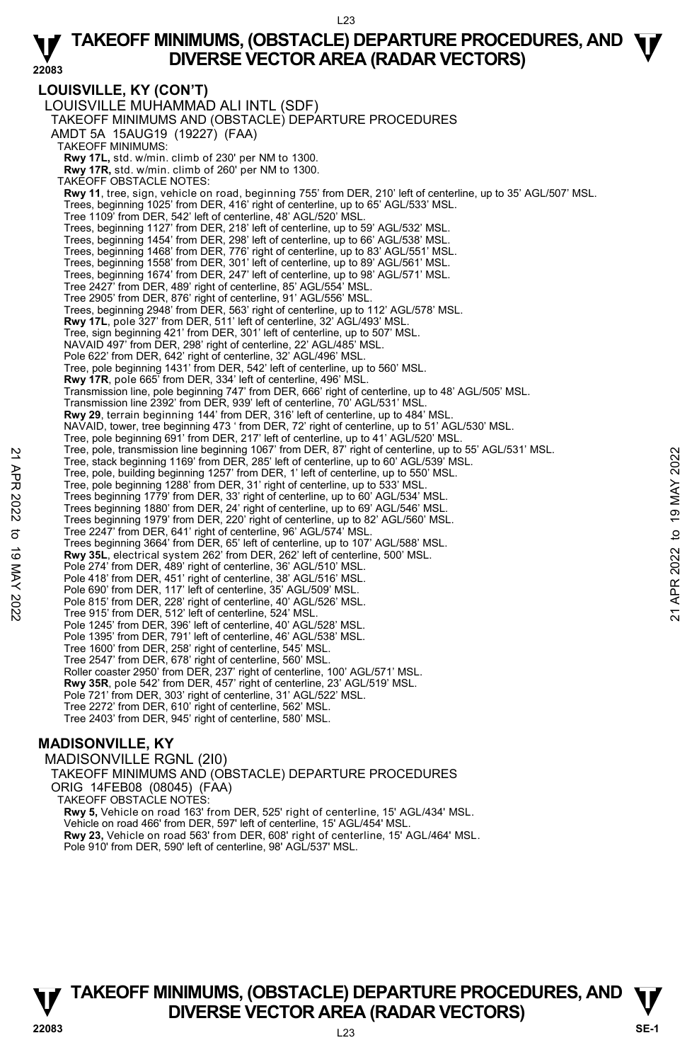## LOUISVILLE, KY (CON'T)

LOUISVILLE MUHAMMAD ALI INTL (SDF)
TAKEOFF MINIMUMS AND (OBSTACLE) DEPARTURE PROCEDURES
AMDT 5A 15AUG19 (19227) (FAA)

TAKEOFF MINIMUMS:
**Rwy 17L,** std. w/min. climb of 230' per NM to 1300.
**Rwy 17R,** std. w/min. climb of 260' per NM to 1300.

TAKEOFF OBSTACLE NOTES:
**Rwy 11**, tree, sign, vehicle on road, beginning 755' from DER, 210' left of centerline, up to 35' AGL/507' MSL.
Trees, beginning 1025' from DER, 416' right of centerline, up to 65' AGL/533' MSL.
Tree 1109' from DER, 542' left of centerline, 48' AGL/520' MSL.
Trees, beginning 1127' from DER, 218' left of centerline, up to 59' AGL/532' MSL.
Trees, beginning 1454' from DER, 298' left of centerline, up to 66' AGL/538' MSL.
Trees, beginning 1468' from DER, 776' right of centerline, up to 83' AGL/551' MSL.
Trees, beginning 1558' from DER, 301' left of centerline, up to 89' AGL/561' MSL.
Trees, beginning 1674' from DER, 247' left of centerline, up to 98' AGL/571' MSL.
Tree 2427' from DER, 489' right of centerline, 85' AGL/554' MSL.
Tree 2905' from DER, 876' right of centerline, 91' AGL/556' MSL.
Trees, beginning 2948' from DER, 563' right of centerline, up to 112' AGL/578' MSL.
**Rwy 17L**, pole 327' from DER, 511' left of centerline, 32' AGL/493' MSL.
Tree, sign beginning 421' from DER, 301' left of centerline, up to 507' MSL.
NAVAID 497' from DER, 298' right of centerline, 22' AGL/485' MSL.
Pole 622' from DER, 642' right of centerline, 32' AGL/496' MSL.
Tree, pole beginning 1431' from DER, 542' left of centerline, up to 560' MSL.
**Rwy 17R**, pole 665' from DER, 334' left of centerline, 496' MSL.
Transmission line, pole beginning 747' from DER, 666' right of centerline, up to 48' AGL/505' MSL.
Transmission line 2392' from DER, 939' left of centerline, 70' AGL/531' MSL.
**Rwy 29**, terrain beginning 144' from DER, 316' left of centerline, up to 484' MSL.
NAVAID, tower, tree beginning 473 ' from DER, 72' right of centerline, up to 51' AGL/530' MSL.
Tree, pole beginning 691' from DER, 217' left of centerline, up to 41' AGL/520' MSL.
Tree, pole, transmission line beginning 1067' from DER, 87' right of centerline, up to 55' AGL/531' MSL.
Tree, stack beginning 1169' from DER, 285' left of centerline, up to 60' AGL/539' MSL.
Tree, pole, building beginning 1257' from DER, 1' left of centerline, up to 550' MSL.
Tree, pole beginning 1288' from DER, 31' right of centerline, up to 533' MSL.
Trees beginning 1779' from DER, 33' right of centerline, up to 60' AGL/534' MSL.
Trees beginning 1880' from DER, 24' right of centerline, up to 69' AGL/546' MSL.
Trees beginning 1979' from DER, 220' right of centerline, up to 82' AGL/560' MSL.
Tree 2247' from DER, 641' right of centerline, 96' AGL/574' MSL.
Trees beginning 3664' from DER, 65' left of centerline, up to 107' AGL/588' MSL.
**Rwy 35L**, electrical system 262' from DER, 262' left of centerline, 500' MSL.
Pole 274' from DER, 489' right of centerline, 36' AGL/510' MSL.
Pole 418' from DER, 451' right of centerline, 38' AGL/516' MSL.
Pole 690' from DER, 117' left of centerline, 35' AGL/509' MSL.
Pole 815' from DER, 228' right of centerline, 40' AGL/526' MSL.
Tree 915' from DER, 512' left of centerline, 524' MSL.
Pole 1245' from DER, 396' left of centerline, 40' AGL/528' MSL.
Pole 1395' from DER, 791' left of centerline, 46' AGL/538' MSL.
Tree 1600' from DER, 258' right of centerline, 545' MSL.
Tree 2547' from DER, 678' right of centerline, 560' MSL.
Roller coaster 2950' from DER, 237' right of centerline, 100' AGL/571' MSL.
**Rwy 35R**, pole 542' from DER, 457' right of centerline, 23' AGL/519' MSL.
Pole 721' from DER, 303' right of centerline, 31' AGL/522' MSL.
Tree 2272' from DER, 610' right of centerline, 562' MSL.
Tree 2403' from DER, 945' right of centerline, 580' MSL.

## MADISONVILLE, KY

MADISONVILLE RGNL (2I0)
TAKEOFF MINIMUMS AND (OBSTACLE) DEPARTURE PROCEDURES
ORIG 14FEB08 (08045) (FAA)

TAKEOFF OBSTACLE NOTES:
**Rwy 5,** Vehicle on road 163' from DER, 525' right of centerline, 15' AGL/434' MSL.
Vehicle on road 466' from DER, 597' left of centerline, 15' AGL/454' MSL.
**Rwy 23,** Vehicle on road 563' from DER, 608' right of centerline, 15' AGL/464' MSL.
Pole 910' from DER, 590' left of centerline, 98' AGL/537' MSL.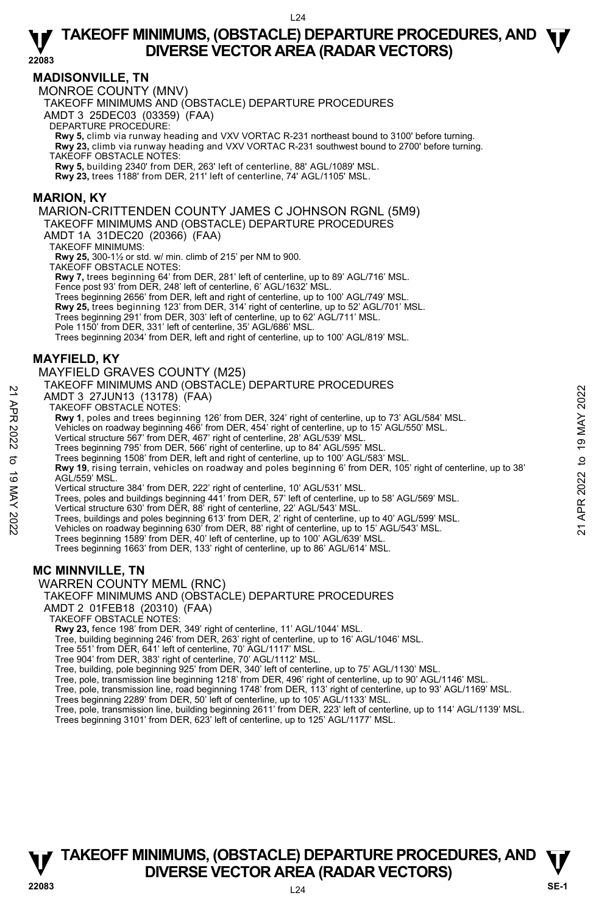## MADISONVILLE, TN

MONROE COUNTY (MNV)

TAKEOFF MINIMUMS AND (OBSTACLE) DEPARTURE PROCEDURES

AMDT 3 25DEC03 (03359) (FAA)

DEPARTURE PROCEDURE:

**Rwy 5,** climb via runway heading and VXV VORTAC R-231 northeast bound to 3100' before turning.
**Rwy 23,** climb via runway heading and VXV VORTAC R-231 southwest bound to 2700' before turning.

TAKEOFF OBSTACLE NOTES:

**Rwy 5,** building 2340' from DER, 263' left of centerline, 88' AGL/1089' MSL.
**Rwy 23,** trees 1188' from DER, 211' left of centerline, 74' AGL/1105' MSL.

## MARION, KY

MARION-CRITTENDEN COUNTY JAMES C JOHNSON RGNL (5M9)

TAKEOFF MINIMUMS AND (OBSTACLE) DEPARTURE PROCEDURES

AMDT 1A 31DEC20 (20366) (FAA)

TAKEOFF MINIMUMS:

**Rwy 25,** 300-1½ or std. w/ min. climb of 215' per NM to 900.

TAKEOFF OBSTACLE NOTES:

**Rwy 7,** trees beginning 64' from DER, 281' left of centerline, up to 89' AGL/716' MSL.
Fence post 93' from DER, 248' left of centerline, 6' AGL/1632' MSL.
Trees beginning 2656' from DER, left and right of centerline, up to 100' AGL/749' MSL.
**Rwy 25,** trees beginning 123' from DER, 314' right of centerline, up to 52' AGL/701' MSL.
Trees beginning 291' from DER, 303' left of centerline, up to 62' AGL/711' MSL.
Pole 1150' from DER, 331' left of centerline, 35' AGL/686' MSL.
Trees beginning 2034' from DER, left and right of centerline, up to 100' AGL/819' MSL.

## MAYFIELD, KY

MAYFIELD GRAVES COUNTY (M25)

TAKEOFF MINIMUMS AND (OBSTACLE) DEPARTURE PROCEDURES

AMDT 3 27JUN13 (13178) (FAA)

TAKEOFF OBSTACLE NOTES:

**Rwy 1**, poles and trees beginning 126' from DER, 324' right of centerline, up to 73' AGL/584' MSL.
Vehicles on roadway beginning 466' from DER, 454' right of centerline, up to 15' AGL/550' MSL.
Vertical structure 567' from DER, 467' right of centerline, 28' AGL/539' MSL.
Trees beginning 795' from DER, 566' right of centerline, up to 84' AGL/595' MSL.
Trees beginning 1508' from DER, left and right of centerline, up to 100' AGL/583' MSL.
**Rwy 19**, rising terrain, vehicles on roadway and poles beginning 6' from DER, 105' right of centerline, up to 38' AGL/559' MSL.
Vertical structure 384' from DER, 222' right of centerline, 10' AGL/531' MSL.
Trees, poles and buildings beginning 441' from DER, 57' left of centerline, up to 58' AGL/569' MSL.
Vertical structure 630' from DER, 88' right of centerline, 22' AGL/543' MSL.
Trees, buildings and poles beginning 613' from DER, 2' right of centerline, up to 40' AGL/599' MSL.
Vehicles on roadway beginning 630' from DER, 88' right of centerline, up to 15' AGL/543' MSL.
Trees beginning 1589' from DER, 40' left of centerline, up to 100' AGL/639' MSL.
Trees beginning 1663' from DER, 133' right of centerline, up to 86' AGL/614' MSL.

## MC MINNVILLE, TN

WARREN COUNTY MEML (RNC)

TAKEOFF MINIMUMS AND (OBSTACLE) DEPARTURE PROCEDURES

AMDT 2 01FEB18 (20310) (FAA)

TAKEOFF OBSTACLE NOTES:

**Rwy 23,** fence 198' from DER, 349' right of centerline, 11' AGL/1044' MSL.
Tree, building beginning 246' from DER, 263' right of centerline, up to 16' AGL/1046' MSL.
Tree 551' from DER, 641' left of centerline, 70' AGL/1117' MSL.
Tree 904' from DER, 383' right of centerline, 70' AGL/1112' MSL.
Tree, building, pole beginning 925' from DER, 340' left of centerline, up to 75' AGL/1130' MSL.
Tree, pole, transmission line beginning 1218' from DER, 496' right of centerline, up to 90' AGL/1146' MSL.
Tree, pole, transmission line, road beginning 1748' from DER, 113' right of centerline, up to 93' AGL/1169' MSL.
Trees beginning 2289' from DER, 50' left of centerline, up to 105' AGL/1133' MSL.
Tree, pole, transmission line, building beginning 2611' from DER, 223' left of centerline, up to 114' AGL/1139' MSL.
Trees beginning 3101' from DER, 623' left of centerline, up to 125' AGL/1177' MSL.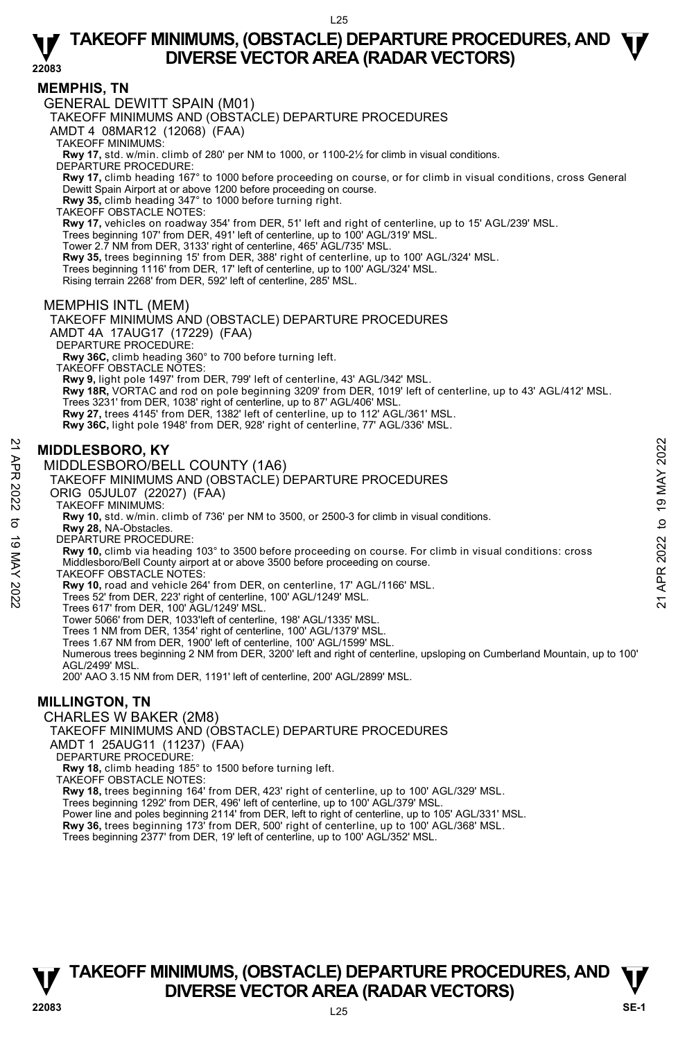# TAKEOFF MINIMUMS, (OBSTACLE) DEPARTURE PROCEDURES, AND DIVERSE VECTOR AREA (RADAR VECTORS)

## MEMPHIS, TN

### GENERAL DEWITT SPAIN (M01)

TAKEOFF MINIMUMS AND (OBSTACLE) DEPARTURE PROCEDURES
AMDT 4 08MAR12 (12068) (FAA)

TAKEOFF MINIMUMS:
**Rwy 17,** std. w/min. climb of 280' per NM to 1000, or 1100-2½ for climb in visual conditions.

DEPARTURE PROCEDURE:
**Rwy 17,** climb heading 167° to 1000 before proceeding on course, or for climb in visual conditions, cross General Dewitt Spain Airport at or above 1200 before proceeding on course.
**Rwy 35,** climb heading 347° to 1000 before turning right.

TAKEOFF OBSTACLE NOTES:
**Rwy 17,** vehicles on roadway 354' from DER, 51' left and right of centerline, up to 15' AGL/239' MSL.
Trees beginning 107' from DER, 491' left of centerline, up to 100' AGL/319' MSL.
Tower 2.7 NM from DER, 3133' right of centerline, 465' AGL/735' MSL.
**Rwy 35,** trees beginning 15' from DER, 388' right of centerline, up to 100' AGL/324' MSL.
Trees beginning 1116' from DER, 17' left of centerline, up to 100' AGL/324' MSL.
Rising terrain 2268' from DER, 592' left of centerline, 285' MSL.

### MEMPHIS INTL (MEM)

TAKEOFF MINIMUMS AND (OBSTACLE) DEPARTURE PROCEDURES
AMDT 4A 17AUG17 (17229) (FAA)

DEPARTURE PROCEDURE:
**Rwy 36C,** climb heading 360° to 700 before turning left.

TAKEOFF OBSTACLE NOTES:
**Rwy 9,** light pole 1497' from DER, 799' left of centerline, 43' AGL/342' MSL.
**Rwy 18R,** VORTAC and rod on pole beginning 3209' from DER, 1019' left of centerline, up to 43' AGL/412' MSL.
Trees 3231' from DER, 1038' right of centerline, up to 87' AGL/406' MSL.
**Rwy 27,** trees 4145' from DER, 1382' left of centerline, up to 112' AGL/361' MSL.
**Rwy 36C,** light pole 1948' from DER, 928' right of centerline, 77' AGL/336' MSL.

## MIDDLESBORO, KY

### MIDDLESBORO/BELL COUNTY (1A6)

TAKEOFF MINIMUMS AND (OBSTACLE) DEPARTURE PROCEDURES
ORIG 05JUL07 (22027) (FAA)

TAKEOFF MINIMUMS:
**Rwy 10,** std. w/min. climb of 736' per NM to 3500, or 2500-3 for climb in visual conditions.
**Rwy 28,** NA-Obstacles.

DEPARTURE PROCEDURE:
**Rwy 10,** climb via heading 103° to 3500 before proceeding on course. For climb in visual conditions: cross Middlesboro/Bell County airport at or above 3500 before proceeding on course.

TAKEOFF OBSTACLE NOTES:
**Rwy 10,** road and vehicle 264' from DER, on centerline, 17' AGL/1166' MSL.
Trees 52' from DER, 223' right of centerline, 100' AGL/1249' MSL.
Trees 617' from DER, 100' AGL/1249' MSL.
Tower 5066' from DER, 1033'left of centerline, 198' AGL/1335' MSL.
Trees 1 NM from DER, 1354' right of centerline, 100' AGL/1379' MSL.
Trees 1.67 NM from DER, 1900' left of centerline, 100' AGL/1599' MSL.
Numerous trees beginning 2 NM from DER, 3200' left and right of centerline, upsloping on Cumberland Mountain, up to 100' AGL/2499' MSL.
200' AAO 3.15 NM from DER, 1191' left of centerline, 200' AGL/2899' MSL.

## MILLINGTON, TN

### CHARLES W BAKER (2M8)

TAKEOFF MINIMUMS AND (OBSTACLE) DEPARTURE PROCEDURES
AMDT 1 25AUG11 (11237) (FAA)

DEPARTURE PROCEDURE:
**Rwy 18,** climb heading 185° to 1500 before turning left.

TAKEOFF OBSTACLE NOTES:
**Rwy 18,** trees beginning 164' from DER, 423' right of centerline, up to 100' AGL/329' MSL.
Trees beginning 1292' from DER, 496' left of centerline, up to 100' AGL/379' MSL.
Power line and poles beginning 2114' from DER, left to right of centerline, up to 105' AGL/331' MSL.
**Rwy 36,** trees beginning 173' from DER, 500' right of centerline, up to 100' AGL/368' MSL.
Trees beginning 2377' from DER, 19' left of centerline, up to 100' AGL/352' MSL.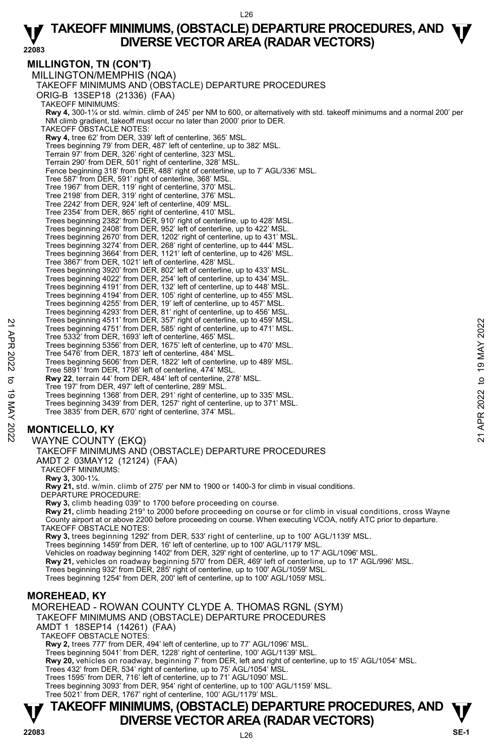## MILLINGTON, TN (CON'T)

MILLINGTON/MEMPHIS (NQA)

TAKEOFF MINIMUMS AND (OBSTACLE) DEPARTURE PROCEDURES

ORIG-B 13SEP18 (21336) (FAA)

TAKEOFF MINIMUMS:

**Rwy 4,** 300-1¼ or std. w/min. climb of 245' per NM to 600, or alternatively with std. takeoff minimums and a normal 200' per NM climb gradient, takeoff must occur no later than 2000' prior to DER.

TAKEOFF OBSTACLE NOTES:

**Rwy 4,** tree 62' from DER, 339' left of centerline, 365' MSL.
Trees beginning 79' from DER, 487' left of centerline, up to 382' MSL.
Terrain 97' from DER, 326' right of centerline, 323' MSL.
Terrain 290' from DER, 501' right of centerline, 328' MSL.
Fence beginning 318' from DER, 488' right of centerline, up to 7' AGL/336' MSL.
Tree 587' from DER, 591' right of centerline, 368' MSL.
Tree 1967' from DER, 119' right of centerline, 370' MSL.
Tree 2198' from DER, 319' right of centerline, 376' MSL.
Tree 2242' from DER, 924' left of centerline, 409' MSL.
Tree 2354' from DER, 865' right of centerline, 410' MSL.
Trees beginning 2382' from DER, 910' right of centerline, up to 428' MSL.
Trees beginning 2408' from DER, 952' left of centerline, up to 422' MSL.
Trees beginning 2670' from DER, 1202' right of centerline, up to 431' MSL.
Trees beginning 3274' from DER, 268' right of centerline, up to 444' MSL.
Trees beginning 3664' from DER, 1121' left of centerline, up to 426' MSL.
Tree 3867' from DER, 1021' left of centerline, 428' MSL.
Trees beginning 3920' from DER, 802' left of centerline, up to 433' MSL.
Trees beginning 4022' from DER, 254' left of centerline, up to 434' MSL.
Trees beginning 4191' from DER, 132' left of centerline, up to 448' MSL.
Trees beginning 4194' from DER, 105' right of centerline, up to 455' MSL.
Trees beginning 4255' from DER, 19' left of centerline, up to 457' MSL.
Trees beginning 4293' from DER, 81' right of centerline, up to 456' MSL.
Trees beginning 4511' from DER, 357' right of centerline, up to 459' MSL.
Trees beginning 4751' from DER, 585' right of centerline, up to 471' MSL.
Tree 5332' from DER, 1693' left of centerline, 465' MSL.
Trees beginning 5356' from DER, 1675' left of centerline, up to 470' MSL.
Tree 5476' from DER, 1873' left of centerline, 484' MSL.
Trees beginning 5606' from DER, 1822' left of centerline, up to 489' MSL.
Tree 5891' from DER, 1798' left of centerline, 474' MSL.

**Rwy 22**, terrain 44' from DER, 484' left of centerline, 278' MSL.
Tree 197' from DER, 497' left of centerline, 289' MSL.
Trees beginning 1368' from DER, 291' right of centerline, up to 335' MSL.
Trees beginning 3439' from DER, 1257' right of centerline, up to 371' MSL.
Tree 3835' from DER, 670' right of centerline, 374' MSL.

## MONTICELLO, KY

WAYNE COUNTY (EKQ)

TAKEOFF MINIMUMS AND (OBSTACLE) DEPARTURE PROCEDURES

AMDT 2 03MAY12 (12124) (FAA)

TAKEOFF MINIMUMS:

**Rwy 3,** 300-1¼.
**Rwy 21,** std. w/min. climb of 275' per NM to 1900 or 1400-3 for climb in visual conditions.

DEPARTURE PROCEDURE:

**Rwy 3,** climb heading 039° to 1700 before proceeding on course.
**Rwy 21,** climb heading 219° to 2000 before proceeding on course or for climb in visual conditions, cross Wayne County airport at or above 2200 before proceeding on course. When executing VCOA, notify ATC prior to departure.

TAKEOFF OBSTACLE NOTES:

**Rwy 3,** trees beginning 1292' from DER, 533' right of centerline, up to 100' AGL/1139' MSL.
Trees beginning 1459' from DER, 16' left of centerline, up to 100' AGL/1179' MSL.
Vehicles on roadway beginning 1402' from DER, 329' right of centerline, up to 17' AGL/1096' MSL.

**Rwy 21,** vehicles on roadway beginning 570' from DER, 469' left of centerline, up to 17' AGL/996' MSL.
Trees beginning 932' from DER, 285' right of centerline, up to 100' AGL/1059' MSL.
Trees beginning 1254' from DER, 200' left of centerline, up to 100' AGL/1059' MSL.

## MOREHEAD, KY

MOREHEAD - ROWAN COUNTY CLYDE A. THOMAS RGNL (SYM)

TAKEOFF MINIMUMS AND (OBSTACLE) DEPARTURE PROCEDURES

AMDT 1 18SEP14 (14261) (FAA)

TAKEOFF OBSTACLE NOTES:

**Rwy 2,** trees 777' from DER, 494' left of centerline, up to 77' AGL/1096' MSL.
Trees beginning 5041' from DER, 1228' right of centerline, 100' AGL/1139' MSL.

**Rwy 20,** vehicles on roadway, beginning 7' from DER, left and right of centerline, up to 15' AGL/1054' MSL.
Trees 432' from DER, 534' right of centerline, up to 75' AGL/1054' MSL.
Trees 1595' from DER, 716' left of centerline, up to 71' AGL/1090' MSL.
Trees beginning 3093' from DER, 954' right of centerline, up to 100' AGL/1159' MSL.
Tree 5021' from DER, 1767' right of centerline, 100' AGL/1179' MSL.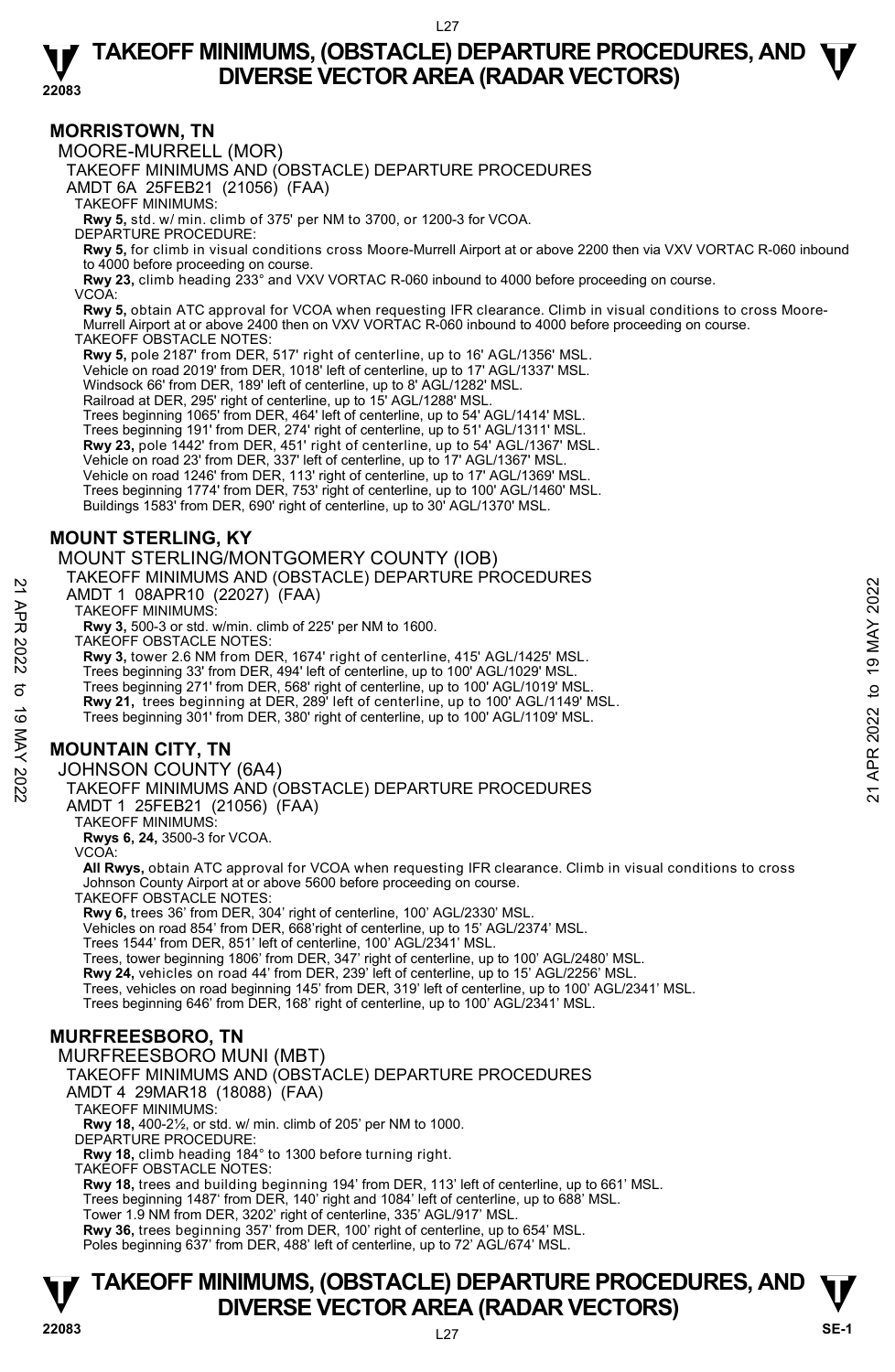## MORRISTOWN, TN

MOORE-MURRELL (MOR)

TAKEOFF MINIMUMS AND (OBSTACLE) DEPARTURE PROCEDURES

AMDT 6A 25FEB21 (21056) (FAA)

TAKEOFF MINIMUMS:

**Rwy 5,** std. w/ min. climb of 375' per NM to 3700, or 1200-3 for VCOA.

DEPARTURE PROCEDURE:

**Rwy 5,** for climb in visual conditions cross Moore-Murrell Airport at or above 2200 then via VXV VORTAC R-060 inbound to 4000 before proceeding on course.

**Rwy 23,** climb heading 233° and VXV VORTAC R-060 inbound to 4000 before proceeding on course.

VCOA:

**Rwy 5,** obtain ATC approval for VCOA when requesting IFR clearance. Climb in visual conditions to cross Moore-Murrell Airport at or above 2400 then on VXV VORTAC R-060 inbound to 4000 before proceeding on course.

TAKEOFF OBSTACLE NOTES:

**Rwy 5,** pole 2187' from DER, 517' right of centerline, up to 16' AGL/1356' MSL.
Vehicle on road 2019' from DER, 1018' left of centerline, up to 17' AGL/1337' MSL.
Windsock 66' from DER, 189' left of centerline, up to 8' AGL/1282' MSL.
Railroad at DER, 295' right of centerline, up to 15' AGL/1288' MSL.
Trees beginning 1065' from DER, 464' left of centerline, up to 54' AGL/1414' MSL.
Trees beginning 191' from DER, 274' right of centerline, up to 51' AGL/1311' MSL.
**Rwy 23,** pole 1442' from DER, 451' right of centerline, up to 54' AGL/1367' MSL.
Vehicle on road 23' from DER, 337' left of centerline, up to 17' AGL/1367' MSL.
Vehicle on road 1246' from DER, 113' right of centerline, up to 17' AGL/1369' MSL.
Trees beginning 1774' from DER, 753' right of centerline, up to 100' AGL/1460' MSL.
Buildings 1583' from DER, 690' right of centerline, up to 30' AGL/1370' MSL.

## MOUNT STERLING, KY

MOUNT STERLING/MONTGOMERY COUNTY (IOB)

TAKEOFF MINIMUMS AND (OBSTACLE) DEPARTURE PROCEDURES

AMDT 1 08APR10 (22027) (FAA)

TAKEOFF MINIMUMS:

**Rwy 3,** 500-3 or std. w/min. climb of 225' per NM to 1600.

TAKEOFF OBSTACLE NOTES:

**Rwy 3,** tower 2.6 NM from DER, 1674' right of centerline, 415' AGL/1425' MSL.
Trees beginning 33' from DER, 494' left of centerline, up to 100' AGL/1029' MSL.
Trees beginning 271' from DER, 568' right of centerline, up to 100' AGL/1019' MSL.
**Rwy 21,** trees beginning at DER, 289' left of centerline, up to 100' AGL/1149' MSL.
Trees beginning 301' from DER, 380' right of centerline, up to 100' AGL/1109' MSL.

## MOUNTAIN CITY, TN

JOHNSON COUNTY (6A4)

TAKEOFF MINIMUMS AND (OBSTACLE) DEPARTURE PROCEDURES

AMDT 1 25FEB21 (21056) (FAA)

TAKEOFF MINIMUMS:

**Rwys 6, 24,** 3500-3 for VCOA.

VCOA:

**All Rwys,** obtain ATC approval for VCOA when requesting IFR clearance. Climb in visual conditions to cross Johnson County Airport at or above 5600 before proceeding on course.

TAKEOFF OBSTACLE NOTES:

**Rwy 6,** trees 36' from DER, 304' right of centerline, 100' AGL/2330' MSL.
Vehicles on road 854' from DER, 668'right of centerline, up to 15' AGL/2374' MSL.
Trees 1544' from DER, 851' left of centerline, 100' AGL/2341' MSL.
Trees, tower beginning 1806' from DER, 347' right of centerline, up to 100' AGL/2480' MSL.
**Rwy 24,** vehicles on road 44' from DER, 239' left of centerline, up to 15' AGL/2256' MSL.
Trees, vehicles on road beginning 145' from DER, 319' left of centerline, up to 100' AGL/2341' MSL.
Trees beginning 646' from DER, 168' right of centerline, up to 100' AGL/2341' MSL.

## MURFREESBORO, TN

MURFREESBORO MUNI (MBT)

TAKEOFF MINIMUMS AND (OBSTACLE) DEPARTURE PROCEDURES

AMDT 4 29MAR18 (18088) (FAA)

TAKEOFF MINIMUMS:

**Rwy 18,** 400-2½, or std. w/ min. climb of 205' per NM to 1000.

DEPARTURE PROCEDURE:

**Rwy 18,** climb heading 184° to 1300 before turning right.

TAKEOFF OBSTACLE NOTES:

**Rwy 18,** trees and building beginning 194' from DER, 113' left of centerline, up to 661' MSL.
Trees beginning 1487' from DER, 140' right and 1084' left of centerline, up to 688' MSL.
Tower 1.9 NM from DER, 3202' right of centerline, 335' AGL/917' MSL.
**Rwy 36,** trees beginning 357' from DER, 100' right of centerline, up to 654' MSL.
Poles beginning 637' from DER, 488' left of centerline, up to 72' AGL/674' MSL.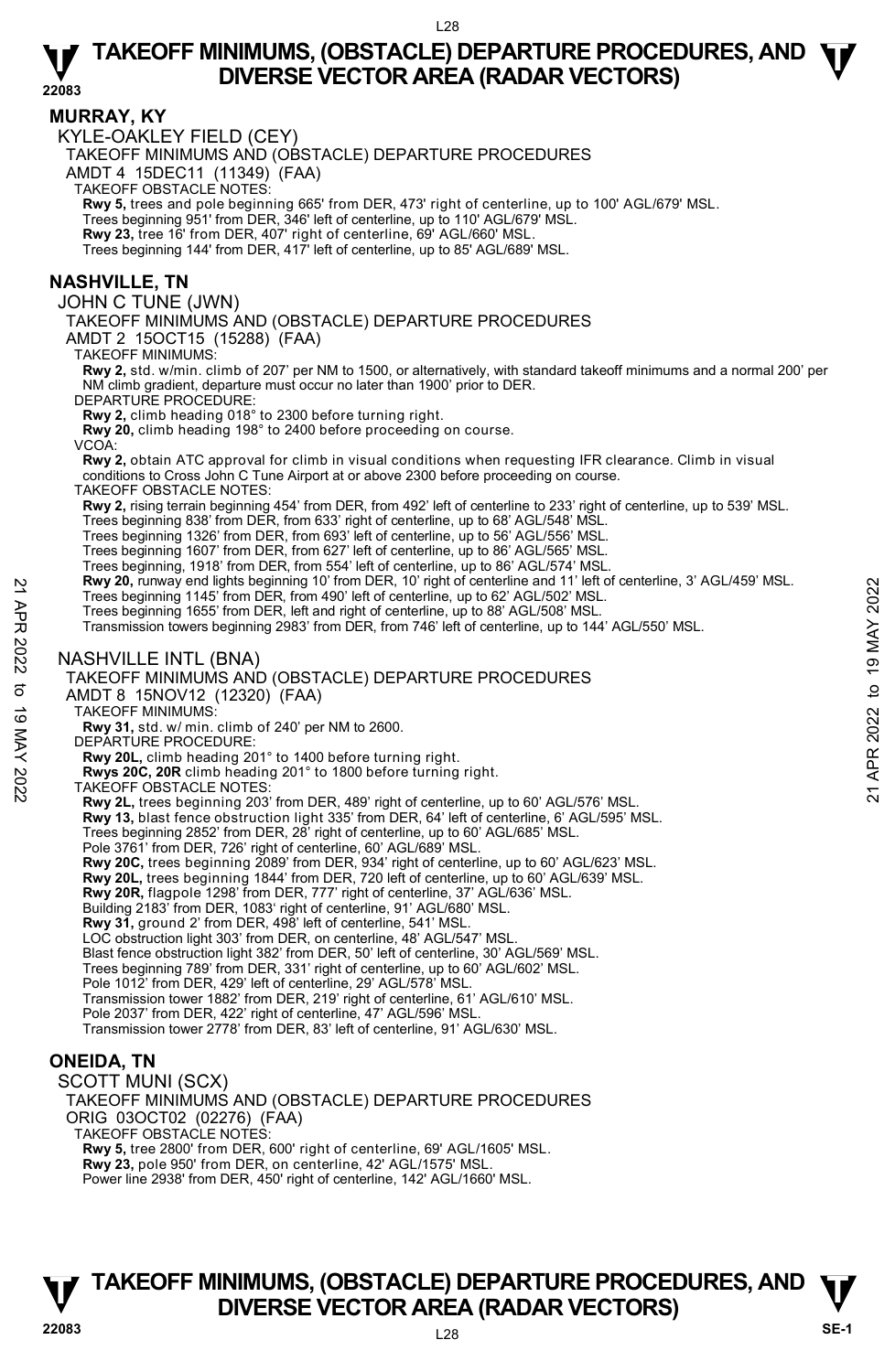## MURRAY, KY

KYLE-OAKLEY FIELD (CEY)

TAKEOFF MINIMUMS AND (OBSTACLE) DEPARTURE PROCEDURES

AMDT 4 15DEC11 (11349) (FAA)

TAKEOFF OBSTACLE NOTES:

**Rwy 5,** trees and pole beginning 665' from DER, 473' right of centerline, up to 100' AGL/679' MSL.
Trees beginning 951' from DER, 346' left of centerline, up to 110' AGL/679' MSL.
**Rwy 23,** tree 16' from DER, 407' right of centerline, 69' AGL/660' MSL.
Trees beginning 144' from DER, 417' left of centerline, up to 85' AGL/689' MSL.

## NASHVILLE, TN

JOHN C TUNE (JWN)

TAKEOFF MINIMUMS AND (OBSTACLE) DEPARTURE PROCEDURES

AMDT 2 15OCT15 (15288) (FAA)

TAKEOFF MINIMUMS:

**Rwy 2,** std. w/min. climb of 207' per NM to 1500, or alternatively, with standard takeoff minimums and a normal 200' per NM climb gradient, departure must occur no later than 1900' prior to DER.

DEPARTURE PROCEDURE:

**Rwy 2,** climb heading 018° to 2300 before turning right.
**Rwy 20,** climb heading 198° to 2400 before proceeding on course.

VCOA:

**Rwy 2,** obtain ATC approval for climb in visual conditions when requesting IFR clearance. Climb in visual conditions to Cross John C Tune Airport at or above 2300 before proceeding on course.

TAKEOFF OBSTACLE NOTES:

**Rwy 2,** rising terrain beginning 454' from DER, from 492' left of centerline to 233' right of centerline, up to 539' MSL.
Trees beginning 838' from DER, from 633' right of centerline, up to 68' AGL/548' MSL.
Trees beginning 1326' from DER, from 693' left of centerline, up to 56' AGL/556' MSL.
Trees beginning 1607' from DER, from 627' left of centerline, up to 86' AGL/565' MSL.
Trees beginning, 1918' from DER, from 554' left of centerline, up to 86' AGL/574' MSL.
**Rwy 20,** runway end lights beginning 10' from DER, 10' right of centerline and 11' left of centerline, 3' AGL/459' MSL.
Trees beginning 1145' from DER, from 490' left of centerline, up to 62' AGL/502' MSL.
Trees beginning 1655' from DER, left and right of centerline, up to 88' AGL/508' MSL.
Transmission towers beginning 2983' from DER, from 746' left of centerline, up to 144' AGL/550' MSL.

NASHVILLE INTL (BNA)

TAKEOFF MINIMUMS AND (OBSTACLE) DEPARTURE PROCEDURES

AMDT 8 15NOV12 (12320) (FAA)

TAKEOFF MINIMUMS:

**Rwy 31,** std. w/ min. climb of 240' per NM to 2600.

DEPARTURE PROCEDURE:

**Rwy 20L,** climb heading 201° to 1400 before turning right.
**Rwys 20C, 20R** climb heading 201° to 1800 before turning right.

TAKEOFF OBSTACLE NOTES:

**Rwy 2L,** trees beginning 203' from DER, 489' right of centerline, up to 60' AGL/576' MSL.
**Rwy 13,** blast fence obstruction light 335' from DER, 64' left of centerline, 6' AGL/595' MSL.
Trees beginning 2852' from DER, 28' right of centerline, up to 60' AGL/685' MSL.
Pole 3761' from DER, 726' right of centerline, 60' AGL/689' MSL.
**Rwy 20C,** trees beginning 2089' from DER, 934' right of centerline, up to 60' AGL/623' MSL.
**Rwy 20L,** trees beginning 1844' from DER, 720 left of centerline, up to 60' AGL/639' MSL.
**Rwy 20R,** flagpole 1298' from DER, 777' right of centerline, 37' AGL/636' MSL.
Building 2183' from DER, 1083' right of centerline, 91' AGL/680' MSL.
**Rwy 31,** ground 2' from DER, 498' left of centerline, 541' MSL.
LOC obstruction light 303' from DER, on centerline, 48' AGL/547' MSL.
Blast fence obstruction light 382' from DER, 50' left of centerline, 30' AGL/569' MSL.
Trees beginning 789' from DER, 331' right of centerline, up to 60' AGL/602' MSL.
Pole 1012' from DER, 429' left of centerline, 29' AGL/578' MSL.
Transmission tower 1882' from DER, 219' right of centerline, 61' AGL/610' MSL.
Pole 2037' from DER, 422' right of centerline, 47' AGL/596' MSL.
Transmission tower 2778' from DER, 83' left of centerline, 91' AGL/630' MSL.

## ONEIDA, TN

SCOTT MUNI (SCX)

TAKEOFF MINIMUMS AND (OBSTACLE) DEPARTURE PROCEDURES

ORIG 03OCT02 (02276) (FAA)

TAKEOFF OBSTACLE NOTES:

**Rwy 5,** tree 2800' from DER, 600' right of centerline, 69' AGL/1605' MSL.
**Rwy 23,** pole 950' from DER, on centerline, 42' AGL/1575' MSL.
Power line 2938' from DER, 450' right of centerline, 142' AGL/1660' MSL.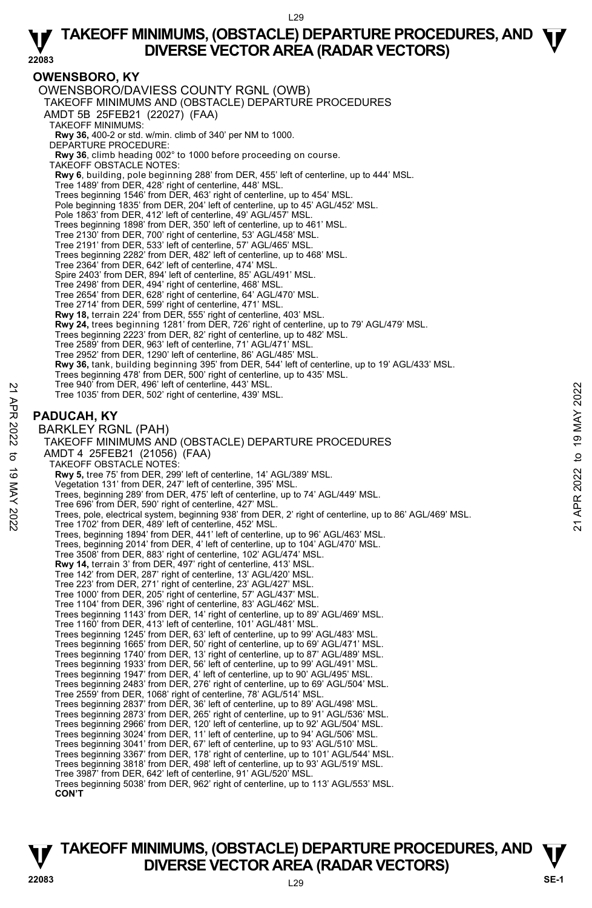## OWENSBORO, KY

OWENSBORO/DAVIESS COUNTY RGNL (OWB)

TAKEOFF MINIMUMS AND (OBSTACLE) DEPARTURE PROCEDURES

AMDT 5B 25FEB21 (22027) (FAA)

TAKEOFF MINIMUMS:

**Rwy 36,** 400-2 or std. w/min. climb of 340' per NM to 1000.

DEPARTURE PROCEDURE:

**Rwy 36**, climb heading 002° to 1000 before proceeding on course.

TAKEOFF OBSTACLE NOTES:

**Rwy 6**, building, pole beginning 288' from DER, 455' left of centerline, up to 444' MSL.
Tree 1489' from DER, 428' right of centerline, 448' MSL.
Trees beginning 1546' from DER, 463' right of centerline, up to 454' MSL.
Pole beginning 1835' from DER, 204' left of centerline, up to 45' AGL/452' MSL.
Pole 1863' from DER, 412' left of centerline, 49' AGL/457' MSL.
Trees beginning 1898' from DER, 350' left of centerline, up to 461' MSL.
Tree 2130' from DER, 700' right of centerline, 53' AGL/458' MSL.
Tree 2191' from DER, 533' left of centerline, 57' AGL/465' MSL.
Trees beginning 2282' from DER, 482' left of centerline, up to 468' MSL.
Tree 2364' from DER, 642' left of centerline, 474' MSL.
Spire 2403' from DER, 894' left of centerline, 85' AGL/491' MSL.
Tree 2498' from DER, 494' right of centerline, 468' MSL.
Tree 2654' from DER, 628' right of centerline, 64' AGL/470' MSL.
Tree 2714' from DER, 599' right of centerline, 471' MSL.
**Rwy 18,** terrain 224' from DER, 555' right of centerline, 403' MSL.
**Rwy 24,** trees beginning 1281' from DER, 726' right of centerline, up to 79' AGL/479' MSL.
Trees beginning 2223' from DER, 82' right of centerline, up to 482' MSL.
Tree 2589' from DER, 963' left of centerline, 71' AGL/471' MSL.
Tree 2952' from DER, 1290' left of centerline, 86' AGL/485' MSL.
**Rwy 36,** tank, building beginning 395' from DER, 544' left of centerline, up to 19' AGL/433' MSL.
Trees beginning 478' from DER, 500' right of centerline, up to 435' MSL.
Tree 940' from DER, 496' left of centerline, 443' MSL.
Tree 1035' from DER, 502' right of centerline, 439' MSL.

## PADUCAH, KY

BARKLEY RGNL (PAH)

TAKEOFF MINIMUMS AND (OBSTACLE) DEPARTURE PROCEDURES

AMDT 4 25FEB21 (21056) (FAA)

TAKEOFF OBSTACLE NOTES:

**Rwy 5,** tree 75' from DER, 299' left of centerline, 14' AGL/389' MSL.
Vegetation 131' from DER, 247' left of centerline, 395' MSL.
Trees, beginning 289' from DER, 475' left of centerline, up to 74' AGL/449' MSL.
Tree 696' from DER, 590' right of centerline, 427' MSL.
Trees, pole, electrical system, beginning 938' from DER, 2' right of centerline, up to 86' AGL/469' MSL.
Tree 1702' from DER, 489' left of centerline, 452' MSL.
Trees, beginning 1894' from DER, 441' left of centerline, up to 96' AGL/463' MSL.
Trees, beginning 2014' from DER, 4' left of centerline, up to 104' AGL/470' MSL.
Tree 3508' from DER, 883' right of centerline, 102' AGL/474' MSL.
**Rwy 14,** terrain 3' from DER, 497' right of centerline, 413' MSL.
Tree 142' from DER, 287' right of centerline, 13' AGL/420' MSL.
Tree 223' from DER, 271' right of centerline, 23' AGL/427' MSL.
Tree 1000' from DER, 205' right of centerline, 57' AGL/437' MSL.
Tree 1104' from DER, 396' right of centerline, 83' AGL/462' MSL.
Trees beginning 1143' from DER, 14' right of centerline, up to 89' AGL/469' MSL.
Tree 1160' from DER, 413' left of centerline, 101' AGL/481' MSL.
Trees beginning 1245' from DER, 63' left of centerline, up to 99' AGL/483' MSL.
Trees beginning 1665' from DER, 50' right of centerline, up to 69' AGL/471' MSL.
Trees beginning 1740' from DER, 13' right of centerline, up to 87' AGL/489' MSL.
Trees beginning 1933' from DER, 56' left of centerline, up to 99' AGL/491' MSL.
Trees beginning 1947' from DER, 4' left of centerline, up to 90' AGL/495' MSL.
Trees beginning 2483' from DER, 276' right of centerline, up to 69' AGL/504' MSL.
Tree 2559' from DER, 1068' right of centerline, 78' AGL/514' MSL.
Trees beginning 2837' from DER, 36' left of centerline, up to 89' AGL/498' MSL.
Trees beginning 2873' from DER, 265' right of centerline, up to 91' AGL/536' MSL.
Trees beginning 2966' from DER, 120' left of centerline, up to 92' AGL/504' MSL.
Trees beginning 3024' from DER, 11' left of centerline, up to 94' AGL/506' MSL.
Trees beginning 3041' from DER, 67' left of centerline, up to 93' AGL/510' MSL.
Trees beginning 3367' from DER, 178' right of centerline, up to 101' AGL/544' MSL.
Trees beginning 3818' from DER, 498' left of centerline, up to 93' AGL/519' MSL.
Tree 3987' from DER, 642' left of centerline, 91' AGL/520' MSL.
Trees beginning 5038' from DER, 962' right of centerline, up to 113' AGL/553' MSL.
**CON'T**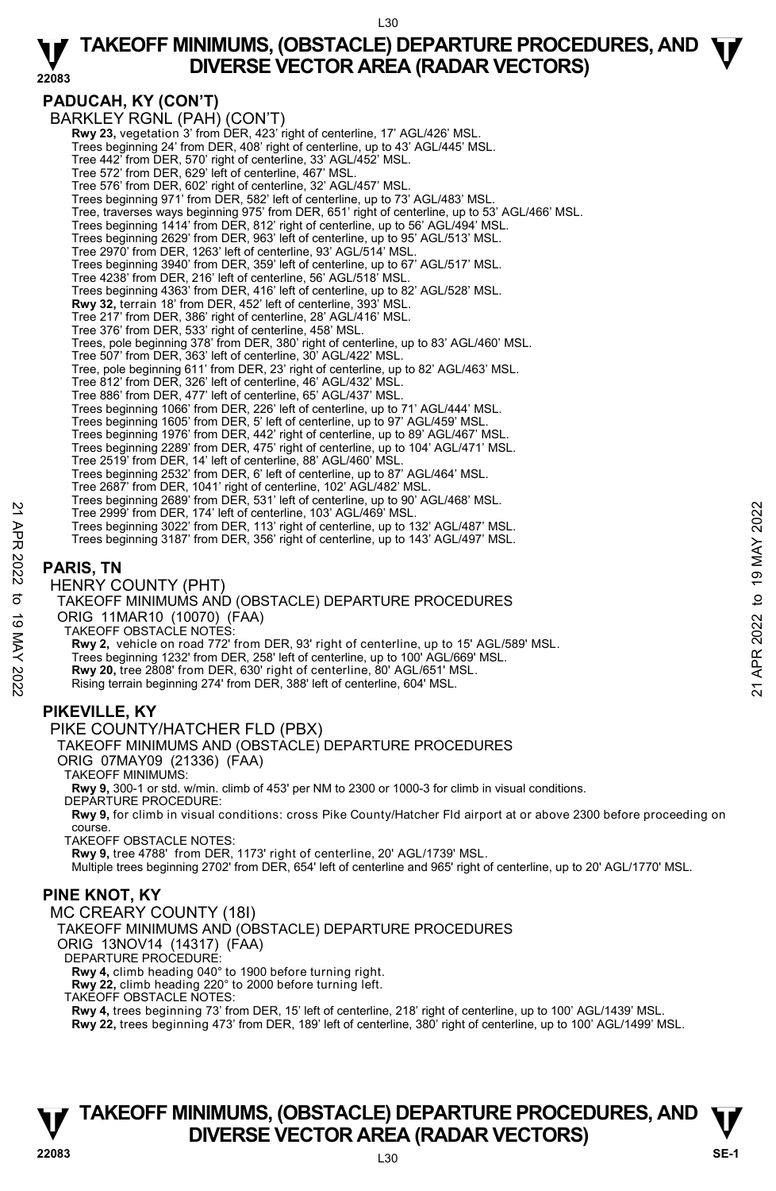## PADUCAH, KY (CON'T)

BARKLEY RGNL (PAH) (CON'T)

**Rwy 23,** vegetation 3' from DER, 423' right of centerline, 17' AGL/426' MSL.
Trees beginning 24' from DER, 408' right of centerline, up to 43' AGL/445' MSL.
Tree 442' from DER, 570' right of centerline, 33' AGL/452' MSL.
Tree 572' from DER, 629' left of centerline, 467' MSL.
Tree 576' from DER, 602' right of centerline, 32' AGL/457' MSL.
Trees beginning 971' from DER, 582' left of centerline, up to 73' AGL/483' MSL.
Tree, traverses ways beginning 975' from DER, 651' right of centerline, up to 53' AGL/466' MSL.
Trees beginning 1414' from DER, 812' right of centerline, up to 56' AGL/494' MSL.
Trees beginning 2629' from DER, 963' left of centerline, up to 95' AGL/513' MSL.
Tree 2970' from DER, 1263' left of centerline, 93' AGL/514' MSL.
Trees beginning 3940' from DER, 359' left of centerline, up to 67' AGL/517' MSL.
Tree 4238' from DER, 216' left of centerline, 56' AGL/518' MSL.
Trees beginning 4363' from DER, 416' left of centerline, up to 82' AGL/528' MSL.
**Rwy 32,** terrain 18' from DER, 452' left of centerline, 393' MSL.
Tree 217' from DER, 386' right of centerline, 28' AGL/416' MSL.
Tree 376' from DER, 533' right of centerline, 458' MSL.
Trees, pole beginning 378' from DER, 380' right of centerline, up to 83' AGL/460' MSL.
Tree 507' from DER, 363' left of centerline, 30' AGL/422' MSL.
Tree, pole beginning 611' from DER, 23' right of centerline, up to 82' AGL/463' MSL.
Tree 812' from DER, 326' left of centerline, 46' AGL/432' MSL.
Tree 886' from DER, 477' left of centerline, 65' AGL/437' MSL.
Trees beginning 1066' from DER, 226' left of centerline, up to 71' AGL/444' MSL.
Trees beginning 1605' from DER, 5' left of centerline, up to 97' AGL/459' MSL.
Trees beginning 1976' from DER, 442' right of centerline, up to 89' AGL/467' MSL.
Trees beginning 2289' from DER, 475' right of centerline, up to 104' AGL/471' MSL.
Tree 2519' from DER, 14' left of centerline, 88' AGL/460' MSL.
Trees beginning 2532' from DER, 6' left of centerline, up to 87' AGL/464' MSL.
Tree 2687' from DER, 1041' right of centerline, 102' AGL/482' MSL.
Trees beginning 2689' from DER, 531' left of centerline, up to 90' AGL/468' MSL.
Tree 2999' from DER, 174' left of centerline, 103' AGL/469' MSL.
Trees beginning 3022' from DER, 113' right of centerline, up to 132' AGL/487' MSL.
Trees beginning 3187' from DER, 356' right of centerline, up to 143' AGL/497' MSL.

## PARIS, TN

HENRY COUNTY (PHT)

TAKEOFF MINIMUMS AND (OBSTACLE) DEPARTURE PROCEDURES

ORIG 11MAR10 (10070) (FAA)

TAKEOFF OBSTACLE NOTES:

**Rwy 2,** vehicle on road 772' from DER, 93' right of centerline, up to 15' AGL/589' MSL.
Trees beginning 1232' from DER, 258' left of centerline, up to 100' AGL/669' MSL.
**Rwy 20,** tree 2808' from DER, 630' right of centerline, 80' AGL/651' MSL.
Rising terrain beginning 274' from DER, 388' left of centerline, 604' MSL.

## PIKEVILLE, KY

PIKE COUNTY/HATCHER FLD (PBX)

TAKEOFF MINIMUMS AND (OBSTACLE) DEPARTURE PROCEDURES

ORIG 07MAY09 (21336) (FAA)

TAKEOFF MINIMUMS:

**Rwy 9,** 300-1 or std. w/min. climb of 453' per NM to 2300 or 1000-3 for climb in visual conditions.

DEPARTURE PROCEDURE:

**Rwy 9,** for climb in visual conditions: cross Pike County/Hatcher Fld airport at or above 2300 before proceeding on course.

TAKEOFF OBSTACLE NOTES:

**Rwy 9,** tree 4788' from DER, 1173' right of centerline, 20' AGL/1739' MSL.
Multiple trees beginning 2702' from DER, 654' left of centerline and 965' right of centerline, up to 20' AGL/1770' MSL.

## PINE KNOT, KY

MC CREARY COUNTY (18I)

TAKEOFF MINIMUMS AND (OBSTACLE) DEPARTURE PROCEDURES

ORIG 13NOV14 (14317) (FAA)

DEPARTURE PROCEDURE:

**Rwy 4,** climb heading 040° to 1900 before turning right.
**Rwy 22,** climb heading 220° to 2000 before turning left.

TAKEOFF OBSTACLE NOTES:

**Rwy 4,** trees beginning 73' from DER, 15' left of centerline, 218' right of centerline, up to 100' AGL/1439' MSL.
**Rwy 22,** trees beginning 473' from DER, 189' left of centerline, 380' right of centerline, up to 100' AGL/1499' MSL.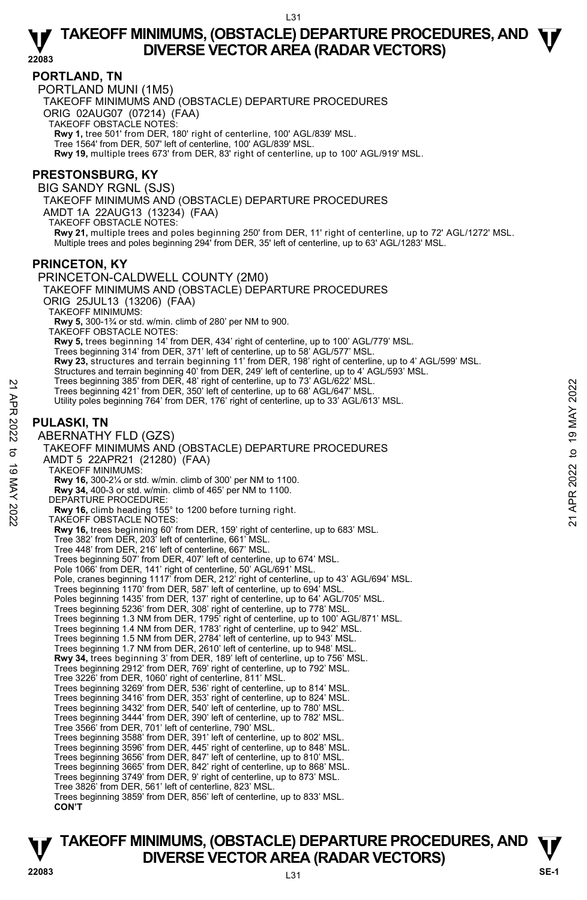## PORTLAND, TN

PORTLAND MUNI (1M5)

TAKEOFF MINIMUMS AND (OBSTACLE) DEPARTURE PROCEDURES

ORIG 02AUG07 (07214) (FAA)

TAKEOFF OBSTACLE NOTES:

**Rwy 1,** tree 501' from DER, 180' right of centerline, 100' AGL/839' MSL.
Tree 1564' from DER, 507' left of centerline, 100' AGL/839' MSL.
**Rwy 19,** multiple trees 673' from DER, 83' right of centerline, up to 100' AGL/919' MSL.

## PRESTONSBURG, KY

BIG SANDY RGNL (SJS)

TAKEOFF MINIMUMS AND (OBSTACLE) DEPARTURE PROCEDURES

AMDT 1A 22AUG13 (13234) (FAA)

TAKEOFF OBSTACLE NOTES:

**Rwy 21,** multiple trees and poles beginning 250' from DER, 11' right of centerline, up to 72' AGL/1272' MSL.
Multiple trees and poles beginning 294' from DER, 35' left of centerline, up to 63' AGL/1283' MSL.

## PRINCETON, KY

PRINCETON-CALDWELL COUNTY (2M0)

TAKEOFF MINIMUMS AND (OBSTACLE) DEPARTURE PROCEDURES

ORIG 25JUL13 (13206) (FAA)

TAKEOFF MINIMUMS:

**Rwy 5,** 300-1¾ or std. w/min. climb of 280' per NM to 900.

TAKEOFF OBSTACLE NOTES:

**Rwy 5,** trees beginning 14' from DER, 434' right of centerline, up to 100' AGL/779' MSL.
Trees beginning 314' from DER, 371' left of centerline, up to 58' AGL/577' MSL.
**Rwy 23,** structures and terrain beginning 11' from DER, 198' right of centerline, up to 4' AGL/599' MSL.
Structures and terrain beginning 40' from DER, 249' left of centerline, up to 4' AGL/593' MSL.
Trees beginning 385' from DER, 48' right of centerline, up to 73' AGL/622' MSL.
Trees beginning 421' from DER, 350' left of centerline, up to 68' AGL/647' MSL.
Utility poles beginning 764' from DER, 176' right of centerline, up to 33' AGL/613' MSL.

## PULASKI, TN

ABERNATHY FLD (GZS)

TAKEOFF MINIMUMS AND (OBSTACLE) DEPARTURE PROCEDURES

AMDT 5 22APR21 (21280) (FAA)

TAKEOFF MINIMUMS:

**Rwy 16,** 300-2¼ or std. w/min. climb of 300' per NM to 1100.
**Rwy 34,** 400-3 or std. w/min. climb of 465' per NM to 1100.

DEPARTURE PROCEDURE:

**Rwy 16,** climb heading 155° to 1200 before turning right.

TAKEOFF OBSTACLE NOTES:

**Rwy 16,** trees beginning 60' from DER, 159' right of centerline, up to 683' MSL.
Tree 382' from DER, 203' left of centerline, 661' MSL.
Tree 448' from DER, 216' left of centerline, 667' MSL.
Trees beginning 507' from DER, 407' left of centerline, up to 674' MSL.
Pole 1066' from DER, 141' right of centerline, 50' AGL/691' MSL.
Pole, cranes beginning 1117' from DER, 212' right of centerline, up to 43' AGL/694' MSL.
Trees beginning 1170' from DER, 587' left of centerline, up to 694' MSL.
Poles beginning 1435' from DER, 137' right of centerline, up to 64' AGL/705' MSL.
Trees beginning 5236' from DER, 308' right of centerline, up to 778' MSL.
Trees beginning 1.3 NM from DER, 1795' right of centerline, up to 100' AGL/871' MSL.
Trees beginning 1.4 NM from DER, 1783' right of centerline, up to 942' MSL.
Trees beginning 1.5 NM from DER, 2784' left of centerline, up to 943' MSL.
Trees beginning 1.7 NM from DER, 2610' left of centerline, up to 948' MSL.
**Rwy 34,** trees beginning 3' from DER, 189' left of centerline, up to 756' MSL.
Trees beginning 2912' from DER, 769' right of centerline, up to 792' MSL.
Tree 3226' from DER, 1060' right of centerline, 811' MSL.
Trees beginning 3269' from DER, 536' right of centerline, up to 814' MSL.
Trees beginning 3416' from DER, 353' right of centerline, up to 824' MSL.
Trees beginning 3432' from DER, 540' left of centerline, up to 780' MSL.
Trees beginning 3444' from DER, 390' left of centerline, up to 782' MSL.
Tree 3566' from DER, 701' left of centerline, 790' MSL.
Trees beginning 3588' from DER, 391' left of centerline, up to 802' MSL.
Trees beginning 3596' from DER, 445' right of centerline, up to 848' MSL.
Trees beginning 3656' from DER, 847' left of centerline, up to 810' MSL.
Trees beginning 3665' from DER, 842' right of centerline, up to 868' MSL.
Trees beginning 3749' from DER, 9' right of centerline, up to 873' MSL.
Tree 3826' from DER, 561' left of centerline, 823' MSL.
Trees beginning 3859' from DER, 856' left of centerline, up to 833' MSL.

**CON'T**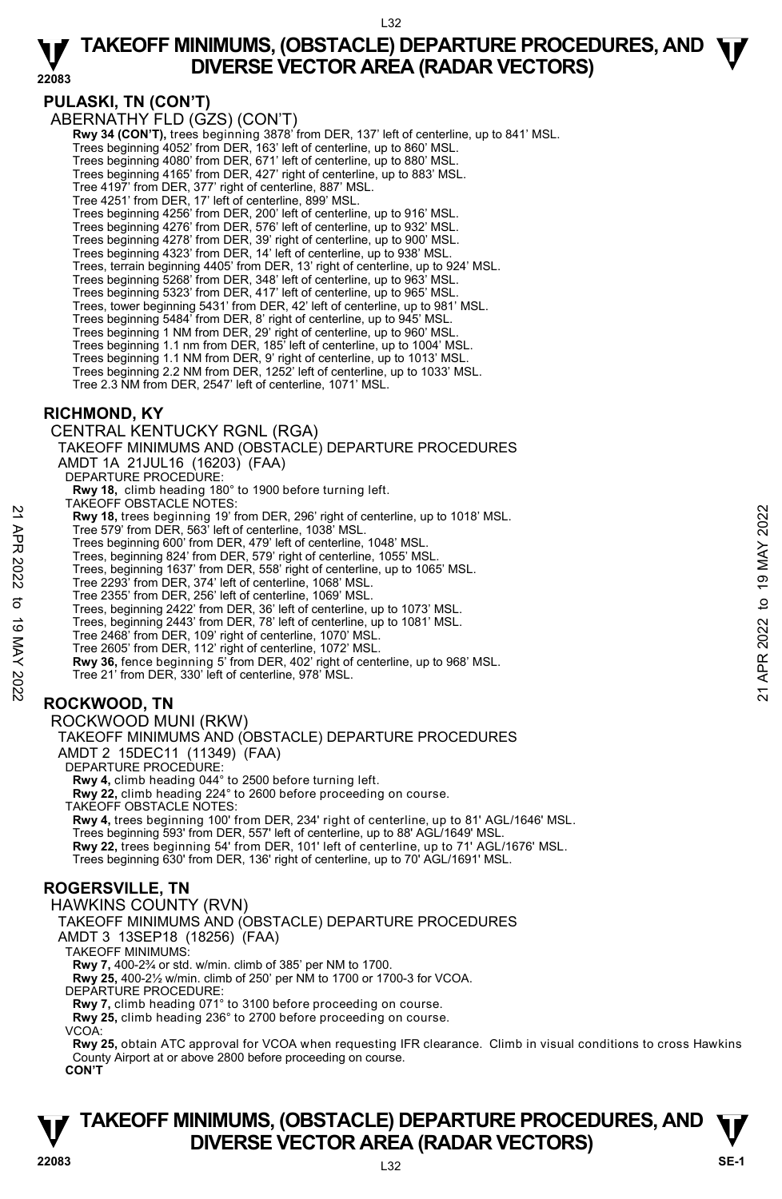## PULASKI, TN (CON'T)

ABERNATHY FLD (GZS) (CON'T)

**Rwy 34 (CON'T),** trees beginning 3878' from DER, 137' left of centerline, up to 841' MSL.
Trees beginning 4052' from DER, 163' left of centerline, up to 860' MSL.
Trees beginning 4080' from DER, 671' left of centerline, up to 880' MSL.
Trees beginning 4165' from DER, 427' right of centerline, up to 883' MSL.
Tree 4197' from DER, 377' right of centerline, 887' MSL.
Tree 4251' from DER, 17' left of centerline, 899' MSL.
Trees beginning 4256' from DER, 200' left of centerline, up to 916' MSL.
Trees beginning 4276' from DER, 576' left of centerline, up to 932' MSL.
Trees beginning 4278' from DER, 39' right of centerline, up to 900' MSL.
Trees beginning 4323' from DER, 14' left of centerline, up to 938' MSL.
Trees, terrain beginning 4405' from DER, 13' right of centerline, up to 924' MSL.
Trees beginning 5268' from DER, 348' left of centerline, up to 963' MSL.
Trees beginning 5323' from DER, 417' left of centerline, up to 965' MSL.
Trees, tower beginning 5431' from DER, 42' left of centerline, up to 981' MSL.
Trees beginning 5484' from DER, 8' right of centerline, up to 945' MSL.
Trees beginning 1 NM from DER, 29' right of centerline, up to 960' MSL.
Trees beginning 1.1 nm from DER, 185' left of centerline, up to 1004' MSL.
Trees beginning 1.1 NM from DER, 9' right of centerline, up to 1013' MSL.
Trees beginning 2.2 NM from DER, 1252' left of centerline, up to 1033' MSL.
Tree 2.3 NM from DER, 2547' left of centerline, 1071' MSL.

## RICHMOND, KY

CENTRAL KENTUCKY RGNL (RGA)
TAKEOFF MINIMUMS AND (OBSTACLE) DEPARTURE PROCEDURES
AMDT 1A 21JUL16 (16203) (FAA)
DEPARTURE PROCEDURE:
**Rwy 18,** climb heading 180° to 1900 before turning left.
TAKEOFF OBSTACLE NOTES:
**Rwy 18,** trees beginning 19' from DER, 296' right of centerline, up to 1018' MSL.
Tree 579' from DER, 563' left of centerline, 1038' MSL.
Trees beginning 600' from DER, 479' left of centerline, 1048' MSL.
Trees, beginning 824' from DER, 579' right of centerline, 1055' MSL.
Trees, beginning 1637' from DER, 558' right of centerline, up to 1065' MSL.
Tree 2293' from DER, 374' left of centerline, 1068' MSL.
Tree 2355' from DER, 256' left of centerline, 1069' MSL.
Trees, beginning 2422' from DER, 36' left of centerline, up to 1073' MSL.
Trees, beginning 2443' from DER, 78' left of centerline, up to 1081' MSL.
Tree 2468' from DER, 109' right of centerline, 1070' MSL.
Tree 2605' from DER, 112' right of centerline, 1072' MSL.
**Rwy 36,** fence beginning 5' from DER, 402' right of centerline, up to 968' MSL.
Tree 21' from DER, 330' left of centerline, 978' MSL.

## ROCKWOOD, TN

ROCKWOOD MUNI (RKW)
TAKEOFF MINIMUMS AND (OBSTACLE) DEPARTURE PROCEDURES
AMDT 2 15DEC11 (11349) (FAA)
DEPARTURE PROCEDURE:
**Rwy 4,** climb heading 044° to 2500 before turning left.
**Rwy 22,** climb heading 224° to 2600 before proceeding on course.
TAKEOFF OBSTACLE NOTES:
**Rwy 4,** trees beginning 100' from DER, 234' right of centerline, up to 81' AGL/1646' MSL.
Trees beginning 593' from DER, 557' left of centerline, up to 88' AGL/1649' MSL.
**Rwy 22,** trees beginning 54' from DER, 101' left of centerline, up to 71' AGL/1676' MSL.
Trees beginning 630' from DER, 136' right of centerline, up to 70' AGL/1691' MSL.

## ROGERSVILLE, TN

HAWKINS COUNTY (RVN)
TAKEOFF MINIMUMS AND (OBSTACLE) DEPARTURE PROCEDURES
AMDT 3 13SEP18 (18256) (FAA)
TAKEOFF MINIMUMS:
**Rwy 7,** 400-2¾ or std. w/min. climb of 385' per NM to 1700.
**Rwy 25,** 400-2½ w/min. climb of 250' per NM to 1700 or 1700-3 for VCOA.
DEPARTURE PROCEDURE:
**Rwy 7,** climb heading 071° to 3100 before proceeding on course.
**Rwy 25,** climb heading 236° to 2700 before proceeding on course.
VCOA:
**Rwy 25,** obtain ATC approval for VCOA when requesting IFR clearance. Climb in visual conditions to cross Hawkins County Airport at or above 2800 before proceeding on course.
**CON'T**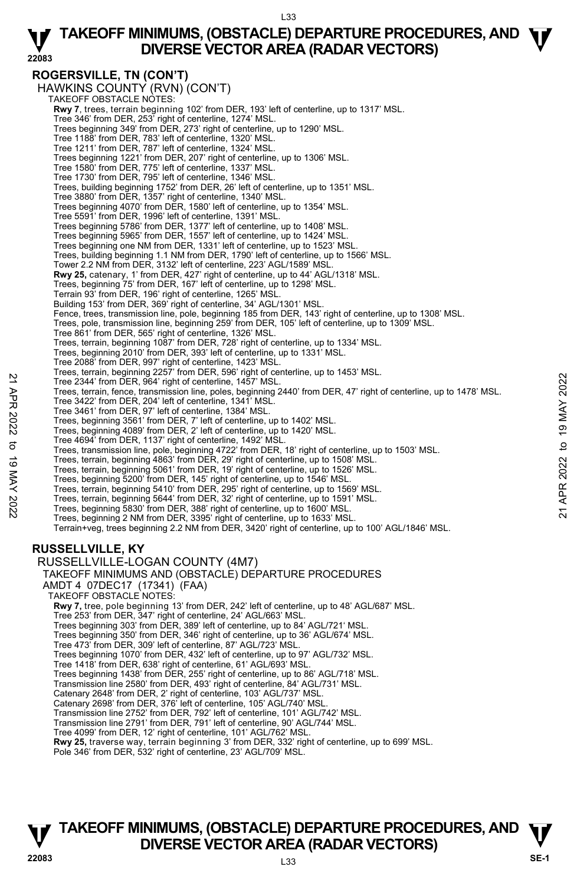## ROGERSVILLE, TN (CON'T)

HAWKINS COUNTY (RVN) (CON'T)

TAKEOFF OBSTACLE NOTES:

**Rwy 7**, trees, terrain beginning 102' from DER, 193' left of centerline, up to 1317' MSL.
Tree 346' from DER, 253' right of centerline, 1274' MSL.
Trees beginning 349' from DER, 273' right of centerline, up to 1290' MSL.
Tree 1188' from DER, 783' left of centerline, 1320' MSL.
Tree 1211' from DER, 787' left of centerline, 1324' MSL.
Trees beginning 1221' from DER, 207' right of centerline, up to 1306' MSL.
Tree 1580' from DER, 775' left of centerline, 1337' MSL.
Tree 1730' from DER, 795' left of centerline, 1346' MSL.
Trees, building beginning 1752' from DER, 26' left of centerline, up to 1351' MSL.
Tree 3880' from DER, 1357' right of centerline, 1340' MSL.
Trees beginning 4070' from DER, 1580' left of centerline, up to 1354' MSL.
Tree 5591' from DER, 1996' left of centerline, 1391' MSL.
Trees beginning 5786' from DER, 1377' left of centerline, up to 1408' MSL.
Trees beginning 5965' from DER, 1557' left of centerline, up to 1424' MSL.
Trees beginning one NM from DER, 1331' left of centerline, up to 1523' MSL.
Trees, building beginning 1.1 NM from DER, 1790' left of centerline, up to 1566' MSL.
Tower 2.2 NM from DER, 3132' left of centerline, 223' AGL/1589' MSL.
**Rwy 25,** catenary, 1' from DER, 427' right of centerline, up to 44' AGL/1318' MSL.
Trees, beginning 75' from DER, 167' left of centerline, up to 1298' MSL.
Terrain 93' from DER, 196' right of centerline, 1265' MSL.
Building 153' from DER, 369' right of centerline, 34' AGL/1301' MSL.
Fence, trees, transmission line, pole, beginning 185 from DER, 143' right of centerline, up to 1308' MSL.
Trees, pole, transmission line, beginning 259' from DER, 105' left of centerline, up to 1309' MSL.
Tree 861' from DER, 565' right of centerline, 1326' MSL.
Trees, terrain, beginning 1087' from DER, 728' right of centerline, up to 1334' MSL.
Trees, beginning 2010' from DER, 393' left of centerline, up to 1331' MSL.
Tree 2088' from DER, 997' right of centerline, 1423' MSL.
Trees, terrain, beginning 2257' from DER, 596' right of centerline, up to 1453' MSL.
Tree 2344' from DER, 964' right of centerline, 1457' MSL.
Trees, terrain, fence, transmission line, poles, beginning 2440' from DER, 47' right of centerline, up to 1478' MSL.
Tree 3422' from DER, 204' left of centerline, 1341' MSL.
Tree 3461' from DER, 97' left of centerline, 1384' MSL.
Trees, beginning 3561' from DER, 7' left of centerline, up to 1402' MSL.
Trees, beginning 4089' from DER, 2' left of centerline, up to 1420' MSL.
Tree 4694' from DER, 1137' right of centerline, 1492' MSL.
Trees, transmission line, pole, beginning 4722' from DER, 18' right of centerline, up to 1503' MSL.
Trees, terrain, beginning 4863' from DER, 29' right of centerline, up to 1508' MSL.
Trees, terrain, beginning 5061' from DER, 19' right of centerline, up to 1526' MSL.
Trees, beginning 5200' from DER, 145' right of centerline, up to 1546' MSL.
Trees, terrain, beginning 5410' from DER, 295' right of centerline, up to 1569' MSL.
Trees, terrain, beginning 5644' from DER, 32' right of centerline, up to 1591' MSL.
Trees, beginning 5830' from DER, 388' right of centerline, up to 1600' MSL.
Trees, beginning 2 NM from DER, 3395' right of centerline, up to 1633' MSL.
Terrain+veg, trees beginning 2.2 NM from DER, 3420' right of centerline, up to 100' AGL/1846' MSL.

## RUSSELLVILLE, KY

RUSSELLVILLE-LOGAN COUNTY (4M7)

TAKEOFF MINIMUMS AND (OBSTACLE) DEPARTURE PROCEDURES

AMDT 4 07DEC17 (17341) (FAA)

TAKEOFF OBSTACLE NOTES:

**Rwy 7,** tree, pole beginning 13' from DER, 242' left of centerline, up to 48' AGL/687' MSL.
Tree 253' from DER, 347' right of centerline, 24' AGL/663' MSL.
Trees beginning 303' from DER, 389' left of centerline, up to 84' AGL/721' MSL.
Trees beginning 350' from DER, 346' right of centerline, up to 36' AGL/674' MSL.
Tree 473' from DER, 309' left of centerline, 87' AGL/723' MSL.
Trees beginning 1070' from DER, 432' left of centerline, up to 97' AGL/732' MSL.
Tree 1418' from DER, 638' right of centerline, 61' AGL/693' MSL.
Trees beginning 1438' from DER, 255' right of centerline, up to 86' AGL/718' MSL.
Transmission line 2580' from DER, 493' right of centerline, 84' AGL/731' MSL.
Catenary 2648' from DER, 2' right of centerline, 103' AGL/737' MSL.
Catenary 2698' from DER, 376' left of centerline, 105' AGL/740' MSL.
Transmission line 2752' from DER, 792' left of centerline, 101' AGL/742' MSL.
Transmission line 2791' from DER, 791' left of centerline, 90' AGL/744' MSL.
Tree 4099' from DER, 12' right of centerline, 101' AGL/762' MSL.
**Rwy 25,** traverse way, terrain beginning 3' from DER, 332' right of centerline, up to 699' MSL.
Pole 346' from DER, 532' right of centerline, 23' AGL/709' MSL.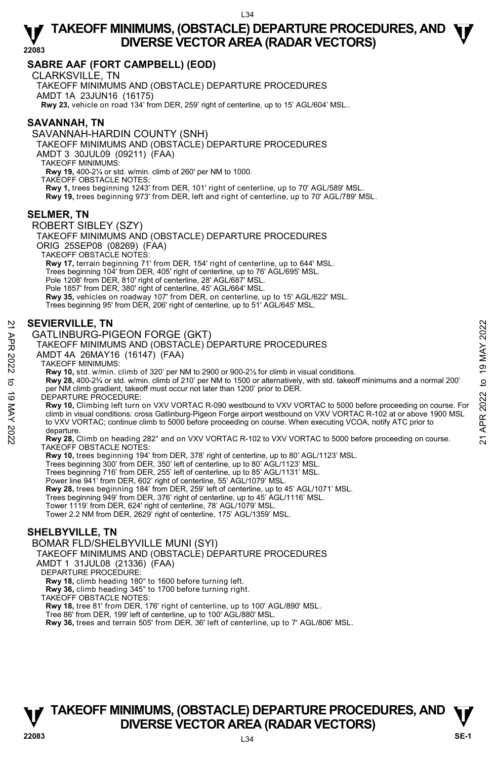## SABRE AAF (FORT CAMPBELL) (EOD)

CLARKSVILLE, TN

TAKEOFF MINIMUMS AND (OBSTACLE) DEPARTURE PROCEDURES

AMDT 1A 23JUN16 (16175)

**Rwy 23,** vehicle on road 134' from DER, 259' right of centerline, up to 15' AGL/604' MSL..

## SAVANNAH, TN

SAVANNAH-HARDIN COUNTY (SNH)

TAKEOFF MINIMUMS AND (OBSTACLE) DEPARTURE PROCEDURES

AMDT 3 30JUL09 (09211) (FAA)

TAKEOFF MINIMUMS:

**Rwy 19,** 400-2¼ or std. w/min. climb of 260' per NM to 1000.

TAKEOFF OBSTACLE NOTES:

**Rwy 1,** trees beginning 1243' from DER, 101' right of centerline, up to 70' AGL/589' MSL.

**Rwy 19,** trees beginning 973' from DER, left and right of centerline, up to 70' AGL/789' MSL.

## SELMER, TN

ROBERT SIBLEY (SZY)

TAKEOFF MINIMUMS AND (OBSTACLE) DEPARTURE PROCEDURES

ORIG 25SEP08 (08269) (FAA)

TAKEOFF OBSTACLE NOTES:

**Rwy 17,** terrain beginning 71' from DER, 154' right of centerline, up to 644' MSL.
Trees beginning 104' from DER, 405' right of centerline, up to 76' AGL/695' MSL.
Pole 1208' from DER, 810' right of centerline, 28' AGL/687' MSL.
Pole 1857' from DER, 380' right of centerline, 45' AGL/664' MSL.

**Rwy 35,** vehicles on roadway 107' from DER, on centerline, up to 15' AGL/622' MSL.
Trees beginning 95' from DER, 206' right of centerline, up to 51' AGL/645' MSL.

## SEVIERVILLE, TN

GATLINBURG-PIGEON FORGE (GKT)

TAKEOFF MINIMUMS AND (OBSTACLE) DEPARTURE PROCEDURES

AMDT 4A 26MAY16 (16147) (FAA)

TAKEOFF MINIMUMS:

**Rwy 10,** std. w/min. climb of 320' per NM to 2900 or 900-2½ for climb in visual conditions.

**Rwy 28,** 400-2¾ or std. w/min. climb of 210' per NM to 1500 or alternatively, with std. takeoff minimums and a normal 200' per NM climb gradient, takeoff must occur not later than 1200' prior to DER.

DEPARTURE PROCEDURE:

**Rwy 10,** Climbing left turn on VXV VORTAC R-090 westbound to VXV VORTAC to 5000 before proceeding on course. For climb in visual conditions: cross Gatlinburg-Pigeon Forge airport westbound on VXV VORTAC R-102 at or above 1900 MSL to VXV VORTAC; continue climb to 5000 before proceeding on course. When executing VCOA, notify ATC prior to departure.

**Rwy 28,** Climb on heading 282° and on VXV VORTAC R-102 to VXV VORTAC to 5000 before proceeding on course.

TAKEOFF OBSTACLE NOTES:

**Rwy 10,** trees beginning 194' from DER, 378' right of centerline, up to 80' AGL/1123' MSL.
Trees beginning 300' from DER, 350' left of centerline, up to 80' AGL/1123' MSL.
Trees beginning 716' from DER, 255' left of centerline, up to 85' AGL/1131' MSL.
Power line 941' from DER, 602' right of centerline, 55' AGL/1079' MSL.

**Rwy 28,** trees beginning 184' from DER, 259' left of centerline, up to 45' AGL/1071' MSL.
Trees beginning 949' from DER, 376' right of centerline, up to 45' AGL/1116' MSL.
Tower 1119' from DER, 624' right of centerline, 78' AGL/1079' MSL.
Tower 2.2 NM from DER, 2629' right of centerline, 175' AGL/1359' MSL.

## SHELBYVILLE, TN

BOMAR FLD/SHELBYVILLE MUNI (SYI)

TAKEOFF MINIMUMS AND (OBSTACLE) DEPARTURE PROCEDURES

AMDT 1 31JUL08 (21336) (FAA)

DEPARTURE PROCEDURE:

**Rwy 18,** climb heading 180° to 1600 before turning left.

**Rwy 36,** climb heading 345° to 1700 before turning right.

TAKEOFF OBSTACLE NOTES:

**Rwy 18,** tree 81' from DER, 176' right of centerline, up to 100' AGL/890' MSL.
Tree 86' from DER, 199' left of centerline, up to 100' AGL/880' MSL.

**Rwy 36,** trees and terrain 505' from DER, 36' left of centerline, up to 7' AGL/806' MSL.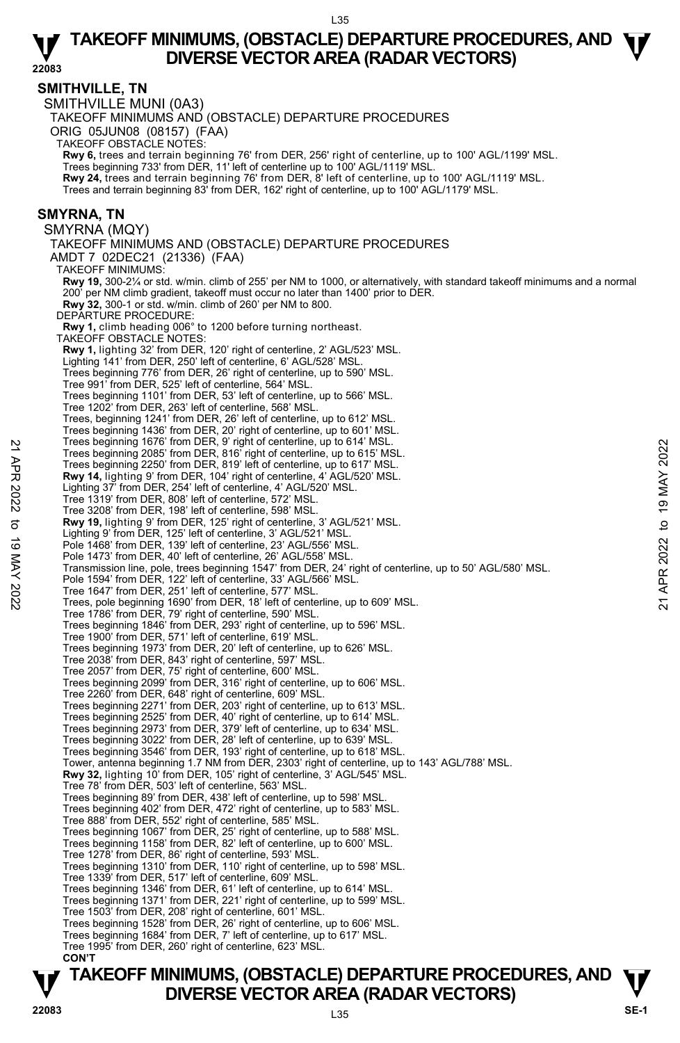## SMITHVILLE, TN

SMITHVILLE MUNI (0A3)

TAKEOFF MINIMUMS AND (OBSTACLE) DEPARTURE PROCEDURES

ORIG 05JUN08 (08157) (FAA)

TAKEOFF OBSTACLE NOTES:

**Rwy 6,** trees and terrain beginning 76' from DER, 256' right of centerline, up to 100' AGL/1199' MSL.
Trees beginning 733' from DER, 11' left of centerline up to 100' AGL/1119' MSL.
**Rwy 24,** trees and terrain beginning 76' from DER, 8' left of centerline, up to 100' AGL/1119' MSL.
Trees and terrain beginning 83' from DER, 162' right of centerline, up to 100' AGL/1179' MSL.

## SMYRNA, TN

SMYRNA (MQY)

TAKEOFF MINIMUMS AND (OBSTACLE) DEPARTURE PROCEDURES

AMDT 7 02DEC21 (21336) (FAA)

TAKEOFF MINIMUMS:

**Rwy 19,** 300-2¼ or std. w/min. climb of 255' per NM to 1000, or alternatively, with standard takeoff minimums and a normal 200' per NM climb gradient, takeoff must occur no later than 1400' prior to DER.
**Rwy 32,** 300-1 or std. w/min. climb of 260' per NM to 800.

DEPARTURE PROCEDURE:

**Rwy 1,** climb heading 006° to 1200 before turning northeast.

TAKEOFF OBSTACLE NOTES:

**Rwy 1,** lighting 32' from DER, 120' right of centerline, 2' AGL/523' MSL.
Lighting 141' from DER, 250' left of centerline, 6' AGL/528' MSL.
Trees beginning 776' from DER, 26' right of centerline, up to 590' MSL.
Tree 991' from DER, 525' left of centerline, 564' MSL.
Trees beginning 1101' from DER, 53' left of centerline, up to 566' MSL.
Tree 1202' from DER, 263' left of centerline, 568' MSL.
Trees, beginning 1241' from DER, 26' left of centerline, up to 612' MSL.
Trees beginning 1436' from DER, 20' right of centerline, up to 601' MSL.
Trees beginning 1676' from DER, 9' right of centerline, up to 614' MSL.
Trees beginning 2085' from DER, 816' right of centerline, up to 615' MSL.
Trees beginning 2250' from DER, 819' left of centerline, up to 617' MSL.
**Rwy 14,** lighting 9' from DER, 104' right of centerline, 4' AGL/520' MSL.
Lighting 37' from DER, 254' left of centerline, 4' AGL/520' MSL.
Tree 1319' from DER, 808' left of centerline, 572' MSL.
Tree 3208' from DER, 198' left of centerline, 598' MSL.
**Rwy 19,** lighting 9' from DER, 125' right of centerline, 3' AGL/521' MSL.
Lighting 9' from DER, 125' left of centerline, 3' AGL/521' MSL.
Pole 1468' from DER, 139' left of centerline, 23' AGL/556' MSL.
Pole 1473' from DER, 40' left of centerline, 26' AGL/558' MSL.
Transmission line, pole, trees beginning 1547' from DER, 24' right of centerline, up to 50' AGL/580' MSL.
Pole 1594' from DER, 122' left of centerline, 33' AGL/566' MSL.
Tree 1647' from DER, 251' left of centerline, 577' MSL.
Trees, pole beginning 1690' from DER, 18' left of centerline, up to 609' MSL.
Tree 1786' from DER, 79' right of centerline, 590' MSL.
Trees beginning 1846' from DER, 293' right of centerline, up to 596' MSL.
Tree 1900' from DER, 571' left of centerline, 619' MSL.
Trees beginning 1973' from DER, 20' left of centerline, up to 626' MSL.
Tree 2038' from DER, 843' right of centerline, 597' MSL.
Tree 2057' from DER, 75' right of centerline, 600' MSL.
Trees beginning 2099' from DER, 316' right of centerline, up to 606' MSL.
Tree 2260' from DER, 648' right of centerline, 609' MSL.
Trees beginning 2271' from DER, 203' right of centerline, up to 613' MSL.
Trees beginning 2525' from DER, 40' right of centerline, up to 614' MSL.
Trees beginning 2973' from DER, 379' left of centerline, up to 634' MSL.
Trees beginning 3022' from DER, 28' left of centerline, up to 639' MSL.
Trees beginning 3546' from DER, 193' right of centerline, up to 618' MSL.
Tower, antenna beginning 1.7 NM from DER, 2303' right of centerline, up to 143' AGL/788' MSL.
**Rwy 32,** lighting 10' from DER, 105' right of centerline, 3' AGL/545' MSL.
Tree 78' from DER, 503' left of centerline, 563' MSL.
Trees beginning 89' from DER, 438' left of centerline, up to 598' MSL.
Trees beginning 402' from DER, 472' right of centerline, up to 583' MSL.
Tree 888' from DER, 552' right of centerline, 585' MSL.
Trees beginning 1067' from DER, 25' right of centerline, up to 588' MSL.
Trees beginning 1158' from DER, 82' left of centerline, up to 600' MSL.
Tree 1278' from DER, 86' right of centerline, 593' MSL.
Trees beginning 1310' from DER, 110' right of centerline, up to 598' MSL.
Tree 1339' from DER, 517' left of centerline, 609' MSL.
Trees beginning 1346' from DER, 61' left of centerline, up to 614' MSL.
Trees beginning 1371' from DER, 221' right of centerline, up to 599' MSL.
Tree 1503' from DER, 208' right of centerline, 601' MSL.
Trees beginning 1528' from DER, 26' right of centerline, up to 606' MSL.
Trees beginning 1684' from DER, 7' left of centerline, up to 617' MSL.
Tree 1995' from DER, 260' right of centerline, 623' MSL.

**CON'T**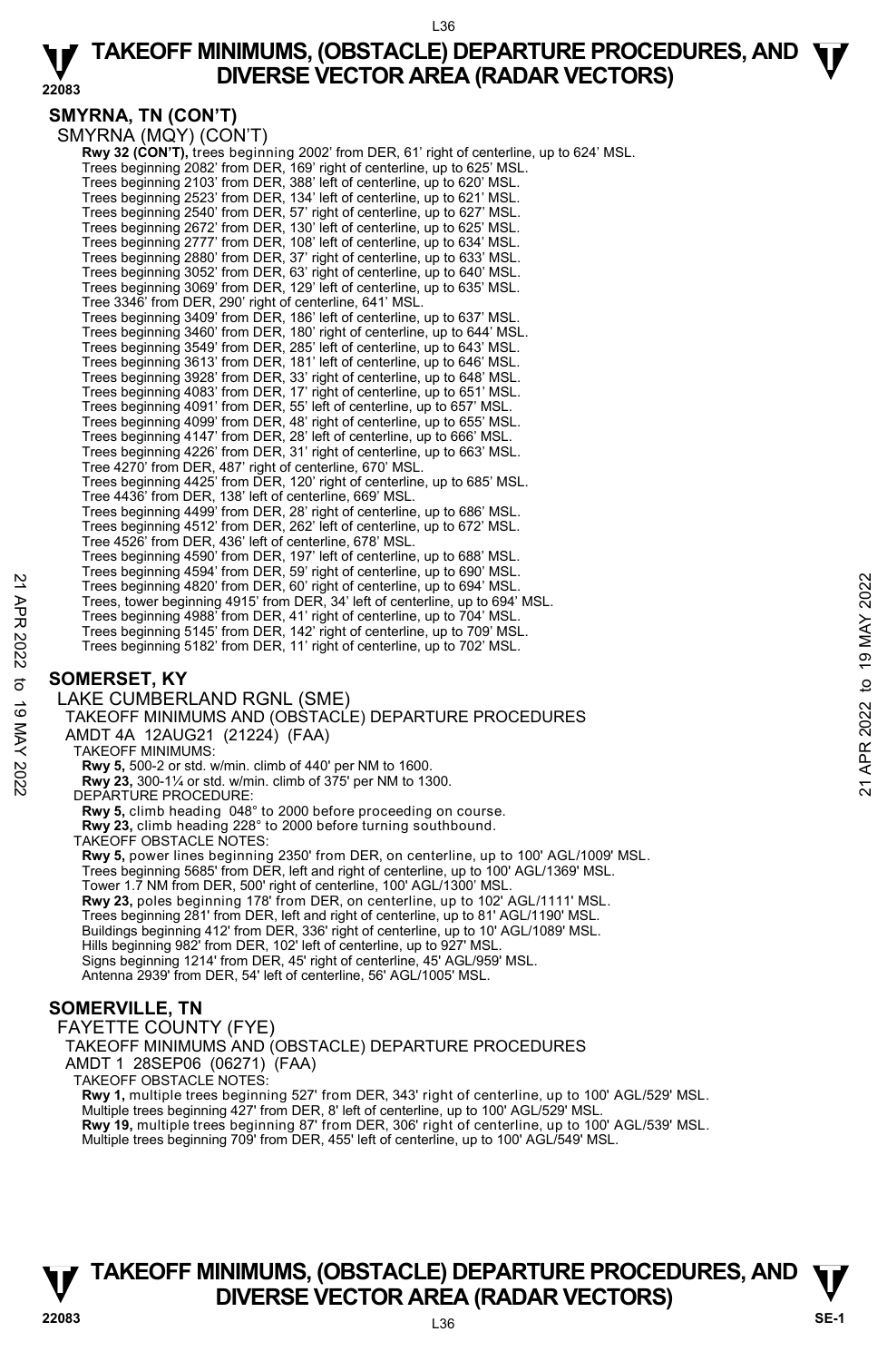## SMYRNA, TN (CON'T)

SMYRNA (MQY) (CON'T)

**Rwy 32 (CON'T),** trees beginning 2002' from DER, 61' right of centerline, up to 624' MSL.
Trees beginning 2082' from DER, 169' right of centerline, up to 625' MSL.
Trees beginning 2103' from DER, 388' left of centerline, up to 620' MSL.
Trees beginning 2523' from DER, 134' left of centerline, up to 621' MSL.
Trees beginning 2540' from DER, 57' right of centerline, up to 627' MSL.
Trees beginning 2672' from DER, 130' left of centerline, up to 625' MSL.
Trees beginning 2777' from DER, 108' left of centerline, up to 634' MSL.
Trees beginning 2880' from DER, 37' right of centerline, up to 633' MSL.
Trees beginning 3052' from DER, 63' right of centerline, up to 640' MSL.
Trees beginning 3069' from DER, 129' left of centerline, up to 635' MSL.
Tree 3346' from DER, 290' right of centerline, 641' MSL.
Trees beginning 3409' from DER, 186' left of centerline, up to 637' MSL.
Trees beginning 3460' from DER, 180' right of centerline, up to 644' MSL.
Trees beginning 3549' from DER, 285' left of centerline, up to 643' MSL.
Trees beginning 3613' from DER, 181' left of centerline, up to 646' MSL.
Trees beginning 3928' from DER, 33' right of centerline, up to 648' MSL.
Trees beginning 4083' from DER, 17' right of centerline, up to 651' MSL.
Trees beginning 4091' from DER, 55' left of centerline, up to 657' MSL.
Trees beginning 4099' from DER, 48' right of centerline, up to 655' MSL.
Trees beginning 4147' from DER, 28' left of centerline, up to 666' MSL.
Trees beginning 4226' from DER, 31' right of centerline, up to 663' MSL.
Tree 4270' from DER, 487' right of centerline, 670' MSL.
Trees beginning 4425' from DER, 120' right of centerline, up to 685' MSL.
Tree 4436' from DER, 138' left of centerline, 669' MSL.
Trees beginning 4499' from DER, 28' right of centerline, up to 686' MSL.
Trees beginning 4512' from DER, 262' left of centerline, up to 672' MSL.
Tree 4526' from DER, 436' left of centerline, 678' MSL.
Trees beginning 4590' from DER, 197' left of centerline, up to 688' MSL.
Trees beginning 4594' from DER, 59' right of centerline, up to 690' MSL.
Trees beginning 4820' from DER, 60' right of centerline, up to 694' MSL.
Trees, tower beginning 4915' from DER, 34' left of centerline, up to 694' MSL.
Trees beginning 4988' from DER, 41' right of centerline, up to 704' MSL.
Trees beginning 5145' from DER, 142' right of centerline, up to 709' MSL.
Trees beginning 5182' from DER, 11' right of centerline, up to 702' MSL.

## SOMERSET, KY

LAKE CUMBERLAND RGNL (SME)
TAKEOFF MINIMUMS AND (OBSTACLE) DEPARTURE PROCEDURES
AMDT 4A 12AUG21 (21224) (FAA)

TAKEOFF MINIMUMS:
**Rwy 5,** 500-2 or std. w/min. climb of 440' per NM to 1600.
**Rwy 23,** 300-1¼ or std. w/min. climb of 375' per NM to 1300.

DEPARTURE PROCEDURE:
**Rwy 5,** climb heading 048° to 2000 before proceeding on course.
**Rwy 23,** climb heading 228° to 2000 before turning southbound.

TAKEOFF OBSTACLE NOTES:
**Rwy 5,** power lines beginning 2350' from DER, on centerline, up to 100' AGL/1009' MSL.
Trees beginning 5685' from DER, left and right of centerline, up to 100' AGL/1369' MSL.
Tower 1.7 NM from DER, 500' right of centerline, 100' AGL/1300' MSL.
**Rwy 23,** poles beginning 178' from DER, on centerline, up to 102' AGL/1111' MSL.
Trees beginning 281' from DER, left and right of centerline, up to 81' AGL/1190' MSL.
Buildings beginning 412' from DER, 336' right of centerline, up to 10' AGL/1089' MSL.
Hills beginning 982' from DER, 102' left of centerline, up to 927' MSL.
Signs beginning 1214' from DER, 45' right of centerline, 45' AGL/959' MSL.
Antenna 2939' from DER, 54' left of centerline, 56' AGL/1005' MSL.

## SOMERVILLE, TN

FAYETTE COUNTY (FYE)
TAKEOFF MINIMUMS AND (OBSTACLE) DEPARTURE PROCEDURES
AMDT 1 28SEP06 (06271) (FAA)

TAKEOFF OBSTACLE NOTES:
**Rwy 1,** multiple trees beginning 527' from DER, 343' right of centerline, up to 100' AGL/529' MSL.
Multiple trees beginning 427' from DER, 8' left of centerline, up to 100' AGL/529' MSL.
**Rwy 19,** multiple trees beginning 87' from DER, 306' right of centerline, up to 100' AGL/539' MSL.
Multiple trees beginning 709' from DER, 455' left of centerline, up to 100' AGL/549' MSL.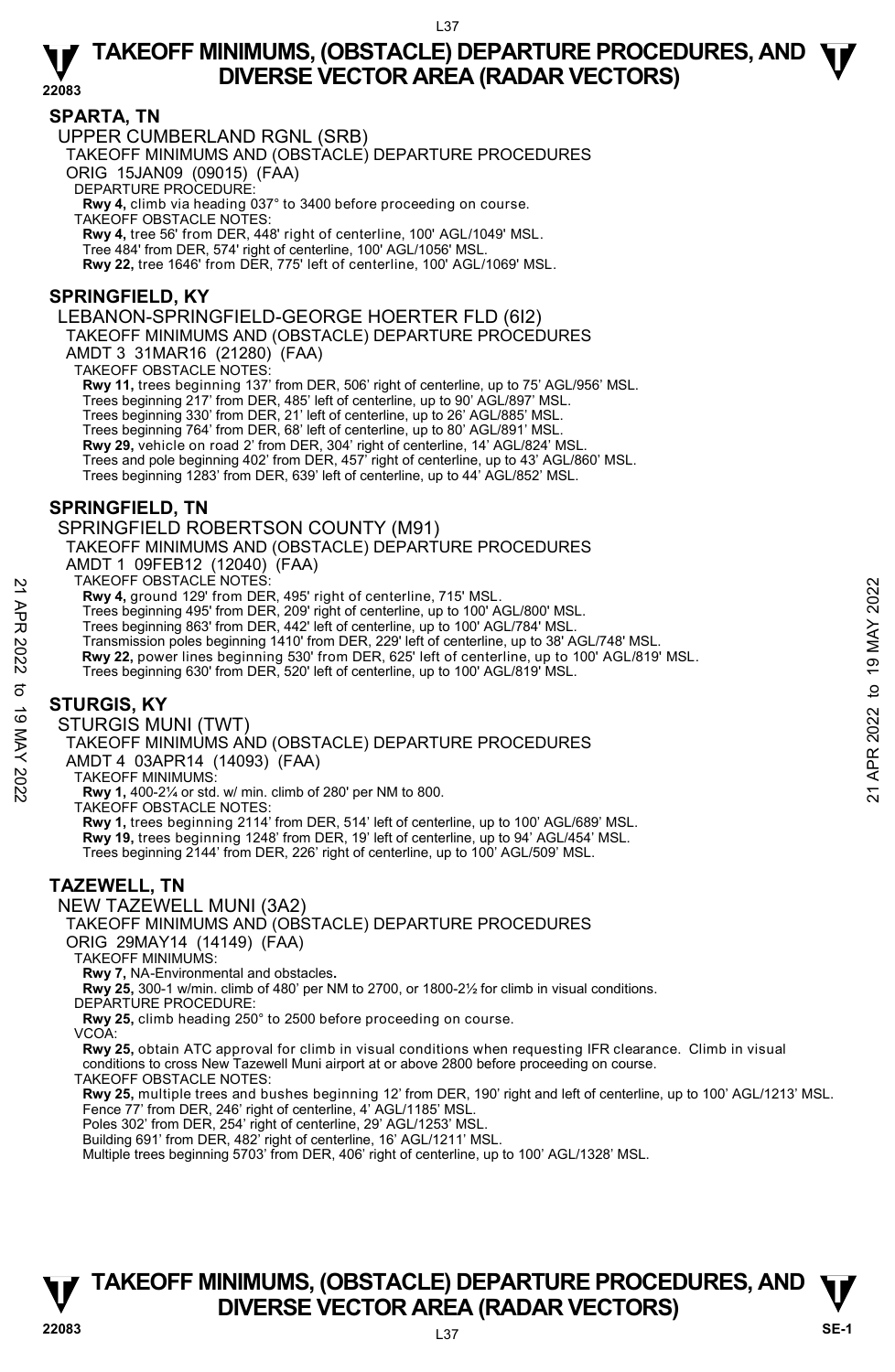## SPARTA, TN

UPPER CUMBERLAND RGNL (SRB)
TAKEOFF MINIMUMS AND (OBSTACLE) DEPARTURE PROCEDURES
ORIG 15JAN09 (09015) (FAA)
DEPARTURE PROCEDURE:
**Rwy 4,** climb via heading 037° to 3400 before proceeding on course.
TAKEOFF OBSTACLE NOTES:
**Rwy 4,** tree 56' from DER, 448' right of centerline, 100' AGL/1049' MSL.
Tree 484' from DER, 574' right of centerline, 100' AGL/1056' MSL.
**Rwy 22,** tree 1646' from DER, 775' left of centerline, 100' AGL/1069' MSL.

## SPRINGFIELD, KY

LEBANON-SPRINGFIELD-GEORGE HOERTER FLD (6I2)
TAKEOFF MINIMUMS AND (OBSTACLE) DEPARTURE PROCEDURES
AMDT 3 31MAR16 (21280) (FAA)
TAKEOFF OBSTACLE NOTES:
**Rwy 11,** trees beginning 137' from DER, 506' right of centerline, up to 75' AGL/956' MSL.
Trees beginning 217' from DER, 485' left of centerline, up to 90' AGL/897' MSL.
Trees beginning 330' from DER, 21' left of centerline, up to 26' AGL/885' MSL.
Trees beginning 764' from DER, 68' left of centerline, up to 80' AGL/891' MSL.
**Rwy 29,** vehicle on road 2' from DER, 304' right of centerline, 14' AGL/824' MSL.
Trees and pole beginning 402' from DER, 457' right of centerline, up to 43' AGL/860' MSL.
Trees beginning 1283' from DER, 639' left of centerline, up to 44' AGL/852' MSL.

## SPRINGFIELD, TN

SPRINGFIELD ROBERTSON COUNTY (M91)
TAKEOFF MINIMUMS AND (OBSTACLE) DEPARTURE PROCEDURES
AMDT 1 09FEB12 (12040) (FAA)
TAKEOFF OBSTACLE NOTES:
**Rwy 4,** ground 129' from DER, 495' right of centerline, 715' MSL.
Trees beginning 495' from DER, 209' right of centerline, up to 100' AGL/800' MSL.
Trees beginning 863' from DER, 442' left of centerline, up to 100' AGL/784' MSL.
Transmission poles beginning 1410' from DER, 229' left of centerline, up to 38' AGL/748' MSL.
**Rwy 22,** power lines beginning 530' from DER, 625' left of centerline, up to 100' AGL/819' MSL.
Trees beginning 630' from DER, 520' left of centerline, up to 100' AGL/819' MSL.

## STURGIS, KY

STURGIS MUNI (TWT)
TAKEOFF MINIMUMS AND (OBSTACLE) DEPARTURE PROCEDURES
AMDT 4 03APR14 (14093) (FAA)
TAKEOFF MINIMUMS:
**Rwy 1,** 400-2¼ or std. w/ min. climb of 280' per NM to 800.
TAKEOFF OBSTACLE NOTES:
**Rwy 1,** trees beginning 2114' from DER, 514' left of centerline, up to 100' AGL/689' MSL.
**Rwy 19,** trees beginning 1248' from DER, 19' left of centerline, up to 94' AGL/454' MSL.
Trees beginning 2144' from DER, 226' right of centerline, up to 100' AGL/509' MSL.

## TAZEWELL, TN

NEW TAZEWELL MUNI (3A2)
TAKEOFF MINIMUMS AND (OBSTACLE) DEPARTURE PROCEDURES
ORIG 29MAY14 (14149) (FAA)
TAKEOFF MINIMUMS:
**Rwy 7,** NA-Environmental and obstacles.
**Rwy 25,** 300-1 w/min. climb of 480' per NM to 2700, or 1800-2½ for climb in visual conditions.
DEPARTURE PROCEDURE:
**Rwy 25,** climb heading 250° to 2500 before proceeding on course.
VCOA:
**Rwy 25,** obtain ATC approval for climb in visual conditions when requesting IFR clearance. Climb in visual conditions to cross New Tazewell Muni airport at or above 2800 before proceeding on course.
TAKEOFF OBSTACLE NOTES:
**Rwy 25,** multiple trees and bushes beginning 12' from DER, 190' right and left of centerline, up to 100' AGL/1213' MSL.
Fence 77' from DER, 246' right of centerline, 4' AGL/1185' MSL.
Poles 302' from DER, 254' right of centerline, 29' AGL/1253' MSL.
Building 691' from DER, 482' right of centerline, 16' AGL/1211' MSL.
Multiple trees beginning 5703' from DER, 406' right of centerline, up to 100' AGL/1328' MSL.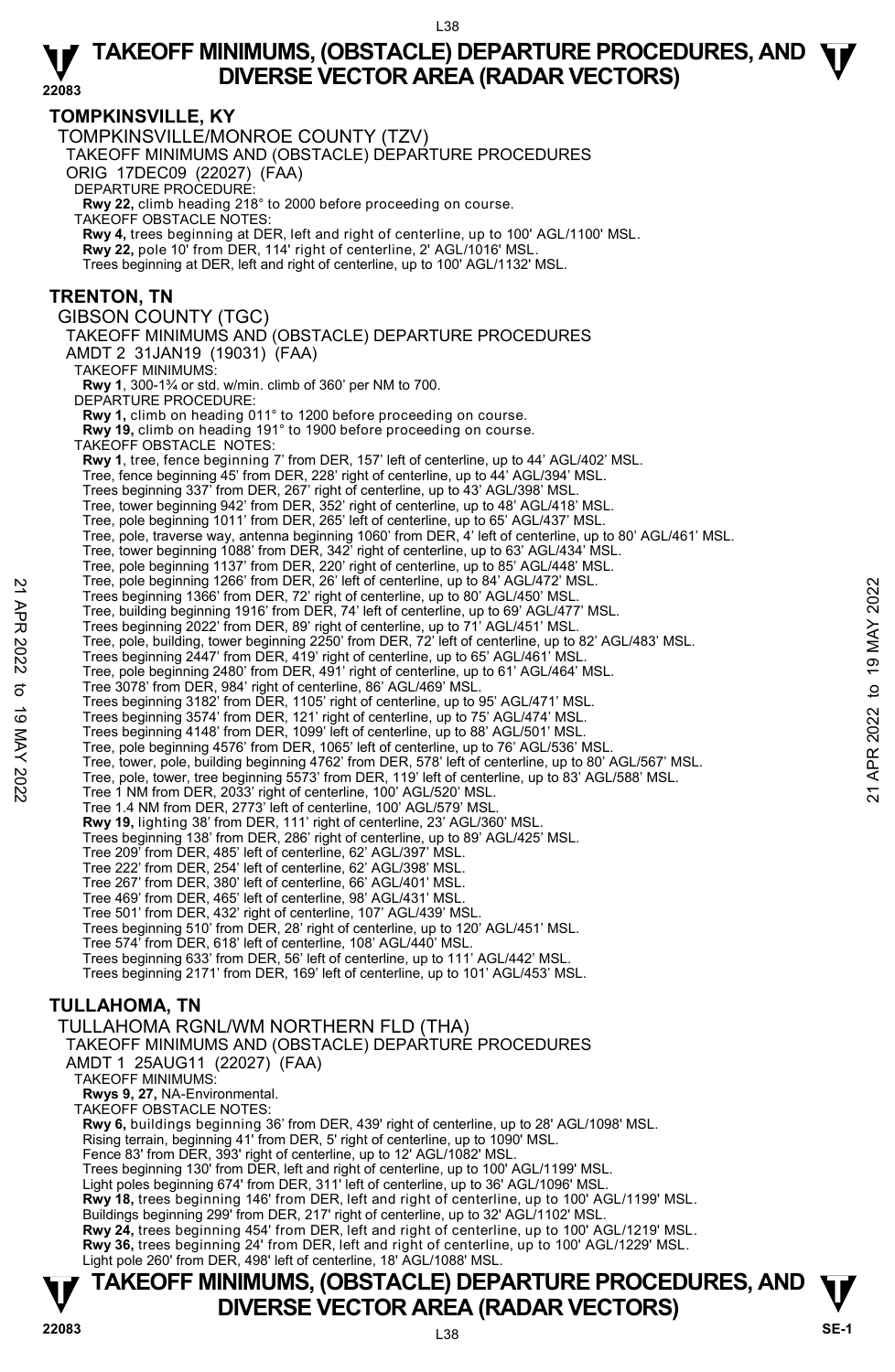## TOMPKINSVILLE, KY

TOMPKINSVILLE/MONROE COUNTY (TZV)

TAKEOFF MINIMUMS AND (OBSTACLE) DEPARTURE PROCEDURES

ORIG 17DEC09 (22027) (FAA)

DEPARTURE PROCEDURE:

**Rwy 22,** climb heading 218° to 2000 before proceeding on course.

TAKEOFF OBSTACLE NOTES:

**Rwy 4,** trees beginning at DER, left and right of centerline, up to 100' AGL/1100' MSL.

**Rwy 22,** pole 10' from DER, 114' right of centerline, 2' AGL/1016' MSL.

Trees beginning at DER, left and right of centerline, up to 100' AGL/1132' MSL.

## TRENTON, TN

GIBSON COUNTY (TGC)

TAKEOFF MINIMUMS AND (OBSTACLE) DEPARTURE PROCEDURES

AMDT 2 31JAN19 (19031) (FAA)

TAKEOFF MINIMUMS:

**Rwy 1**, 300-1¾ or std. w/min. climb of 360' per NM to 700.

DEPARTURE PROCEDURE:

**Rwy 1,** climb on heading 011° to 1200 before proceeding on course.

**Rwy 19,** climb on heading 191° to 1900 before proceeding on course.

TAKEOFF OBSTACLE NOTES:

**Rwy 1**, tree, fence beginning 7' from DER, 157' left of centerline, up to 44' AGL/402' MSL.

Tree, fence beginning 45' from DER, 228' right of centerline, up to 44' AGL/394' MSL.

Trees beginning 337' from DER, 267' right of centerline, up to 43' AGL/398' MSL.

Tree, tower beginning 942' from DER, 352' right of centerline, up to 48' AGL/418' MSL.

Tree, pole beginning 1011' from DER, 265' left of centerline, up to 65' AGL/437' MSL.

Tree, pole, traverse way, antenna beginning 1060' from DER, 4' left of centerline, up to 80' AGL/461' MSL.

Tree, tower beginning 1088' from DER, 342' right of centerline, up to 63' AGL/434' MSL.

Tree, pole beginning 1137' from DER, 220' right of centerline, up to 85' AGL/448' MSL.

Tree, pole beginning 1266' from DER, 26' left of centerline, up to 84' AGL/472' MSL.

Trees beginning 1366' from DER, 72' right of centerline, up to 80' AGL/450' MSL.

Tree, building beginning 1916' from DER, 74' left of centerline, up to 69' AGL/477' MSL.

Trees beginning 2022' from DER, 89' right of centerline, up to 71' AGL/451' MSL.

Tree, pole, building, tower beginning 2250' from DER, 72' left of centerline, up to 82' AGL/483' MSL.

Trees beginning 2447' from DER, 419' right of centerline, up to 65' AGL/461' MSL.

Tree, pole beginning 2480' from DER, 491' right of centerline, up to 61' AGL/464' MSL.

Tree 3078' from DER, 984' right of centerline, 86' AGL/469' MSL.

Trees beginning 3182' from DER, 1105' right of centerline, up to 95' AGL/471' MSL.

Trees beginning 3574' from DER, 121' right of centerline, up to 75' AGL/474' MSL.

Trees beginning 4148' from DER, 1099' left of centerline, up to 88' AGL/501' MSL.

Tree, pole beginning 4576' from DER, 1065' left of centerline, up to 76' AGL/536' MSL.

Tree, tower, pole, building beginning 4762' from DER, 578' left of centerline, up to 80' AGL/567' MSL.

Tree, pole, tower, tree beginning 5573' from DER, 119' left of centerline, up to 83' AGL/588' MSL.

Tree 1 NM from DER, 2033' right of centerline, 100' AGL/520' MSL.

Tree 1.4 NM from DER, 2773' left of centerline, 100' AGL/579' MSL.

**Rwy 19,** lighting 38' from DER, 111' right of centerline, 23' AGL/360' MSL.

Trees beginning 138' from DER, 286' right of centerline, up to 89' AGL/425' MSL.

Tree 209' from DER, 485' left of centerline, 62' AGL/397' MSL.

Tree 222' from DER, 254' left of centerline, 62' AGL/398' MSL.

Tree 267' from DER, 380' left of centerline, 66' AGL/401' MSL.

Tree 469' from DER, 465' left of centerline, 98' AGL/431' MSL.

Tree 501' from DER, 432' right of centerline, 107' AGL/439' MSL.

Trees beginning 510' from DER, 28' right of centerline, up to 120' AGL/451' MSL.

Tree 574' from DER, 618' left of centerline, 108' AGL/440' MSL.

Trees beginning 633' from DER, 56' left of centerline, up to 111' AGL/442' MSL.

Trees beginning 2171' from DER, 169' left of centerline, up to 101' AGL/453' MSL.

## TULLAHOMA, TN

TULLAHOMA RGNL/WM NORTHERN FLD (THA)

TAKEOFF MINIMUMS AND (OBSTACLE) DEPARTURE PROCEDURES

AMDT 1 25AUG11 (22027) (FAA)

TAKEOFF MINIMUMS:

**Rwys 9, 27,** NA-Environmental.

TAKEOFF OBSTACLE NOTES:

**Rwy 6,** buildings beginning 36' from DER, 439' right of centerline, up to 28' AGL/1098' MSL.

Rising terrain, beginning 41' from DER, 5' right of centerline, up to 1090' MSL.

Fence 83' from DER, 393' right of centerline, up to 12' AGL/1082' MSL.

Trees beginning 130' from DER, left and right of centerline, up to 100' AGL/1199' MSL.

Light poles beginning 674' from DER, 311' left of centerline, up to 36' AGL/1096' MSL.

**Rwy 18,** trees beginning 146' from DER, left and right of centerline, up to 100' AGL/1199' MSL.

Buildings beginning 299' from DER, 217' right of centerline, up to 32' AGL/1102' MSL.

**Rwy 24,** trees beginning 454' from DER, left and right of centerline, up to 100' AGL/1219' MSL.

**Rwy 36,** trees beginning 24' from DER, left and right of centerline, up to 100' AGL/1229' MSL.

Light pole 260' from DER, 498' left of centerline, 18' AGL/1088' MSL.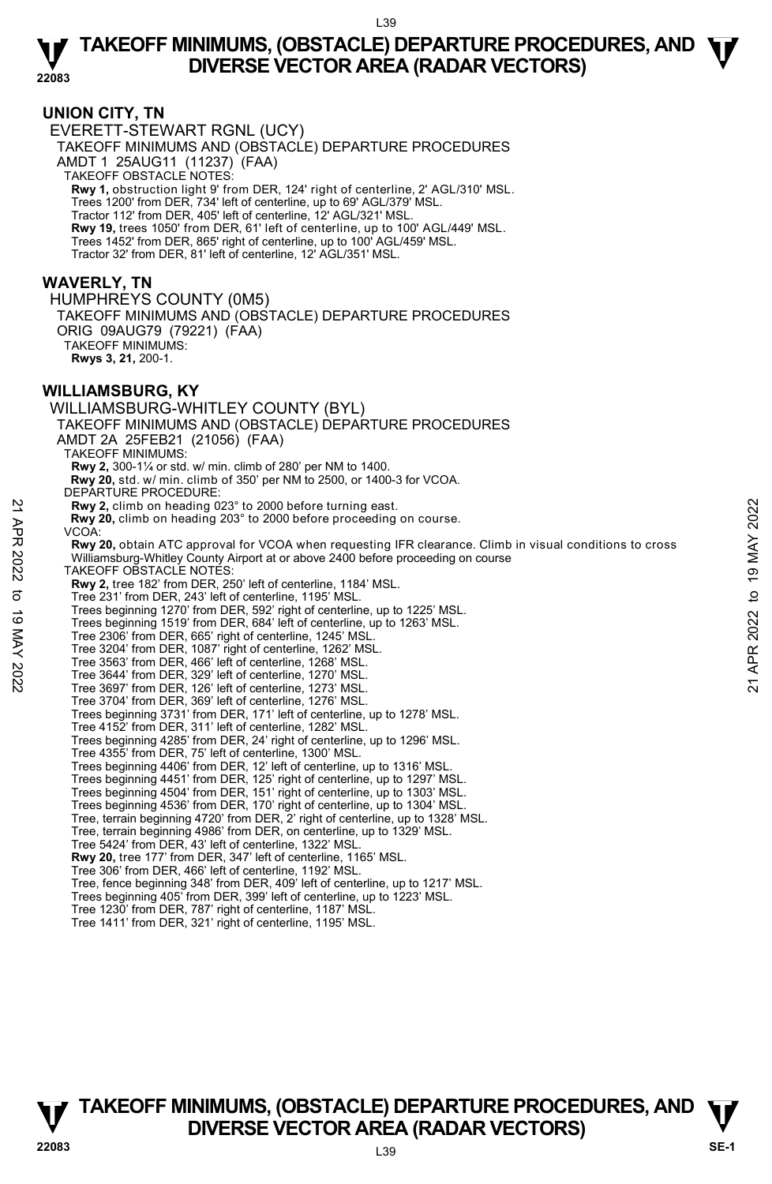## UNION CITY, TN

EVERETT-STEWART RGNL (UCY)

TAKEOFF MINIMUMS AND (OBSTACLE) DEPARTURE PROCEDURES

AMDT 1 25AUG11 (11237) (FAA)

TAKEOFF OBSTACLE NOTES:

**Rwy 1,** obstruction light 9' from DER, 124' right of centerline, 2' AGL/310' MSL.
Trees 1200' from DER, 734' left of centerline, up to 69' AGL/379' MSL.
Tractor 112' from DER, 405' left of centerline, 12' AGL/321' MSL.
**Rwy 19,** trees 1050' from DER, 61' left of centerline, up to 100' AGL/449' MSL.
Trees 1452' from DER, 865' right of centerline, up to 100' AGL/459' MSL.
Tractor 32' from DER, 81' left of centerline, 12' AGL/351' MSL.

## WAVERLY, TN

HUMPHREYS COUNTY (0M5)

TAKEOFF MINIMUMS AND (OBSTACLE) DEPARTURE PROCEDURES

ORIG 09AUG79 (79221) (FAA)

TAKEOFF MINIMUMS:

**Rwys 3, 21,** 200-1.

## WILLIAMSBURG, KY

WILLIAMSBURG-WHITLEY COUNTY (BYL)

TAKEOFF MINIMUMS AND (OBSTACLE) DEPARTURE PROCEDURES

AMDT 2A 25FEB21 (21056) (FAA)

TAKEOFF MINIMUMS:

**Rwy 2,** 300-1¼ or std. w/ min. climb of 280' per NM to 1400.
**Rwy 20,** std. w/ min. climb of 350' per NM to 2500, or 1400-3 for VCOA.

DEPARTURE PROCEDURE:

**Rwy 2,** climb on heading 023° to 2000 before turning east.
**Rwy 20,** climb on heading 203° to 2000 before proceeding on course.

VCOA:

**Rwy 20,** obtain ATC approval for VCOA when requesting IFR clearance. Climb in visual conditions to cross Williamsburg-Whitley County Airport at or above 2400 before proceeding on course

TAKEOFF OBSTACLE NOTES:

**Rwy 2,** tree 182' from DER, 250' left of centerline, 1184' MSL.
Tree 231' from DER, 243' left of centerline, 1195' MSL.
Trees beginning 1270' from DER, 592' right of centerline, up to 1225' MSL.
Trees beginning 1519' from DER, 684' left of centerline, up to 1263' MSL.
Tree 2306' from DER, 665' right of centerline, 1245' MSL.
Tree 3204' from DER, 1087' right of centerline, 1262' MSL.
Tree 3563' from DER, 466' left of centerline, 1268' MSL.
Tree 3644' from DER, 329' left of centerline, 1270' MSL.
Tree 3697' from DER, 126' left of centerline, 1273' MSL.
Tree 3704' from DER, 369' left of centerline, 1276' MSL.
Trees beginning 3731' from DER, 171' left of centerline, up to 1278' MSL.
Tree 4152' from DER, 311' left of centerline, 1282' MSL.
Trees beginning 4285' from DER, 24' right of centerline, up to 1296' MSL.
Tree 4355' from DER, 75' left of centerline, 1300' MSL.
Trees beginning 4406' from DER, 12' left of centerline, up to 1316' MSL.
Trees beginning 4451' from DER, 125' right of centerline, up to 1297' MSL.
Trees beginning 4504' from DER, 151' right of centerline, up to 1303' MSL.
Trees beginning 4536' from DER, 170' right of centerline, up to 1304' MSL.
Tree, terrain beginning 4720' from DER, 2' right of centerline, up to 1328' MSL.
Tree, terrain beginning 4986' from DER, on centerline, up to 1329' MSL.
Tree 5424' from DER, 43' left of centerline, 1322' MSL.
**Rwy 20,** tree 177' from DER, 347' left of centerline, 1165' MSL.
Tree 306' from DER, 466' left of centerline, 1192' MSL.
Tree, fence beginning 348' from DER, 409' left of centerline, up to 1217' MSL.
Trees beginning 405' from DER, 399' left of centerline, up to 1223' MSL.
Tree 1230' from DER, 787' right of centerline, 1187' MSL.
Tree 1411' from DER, 321' right of centerline, 1195' MSL.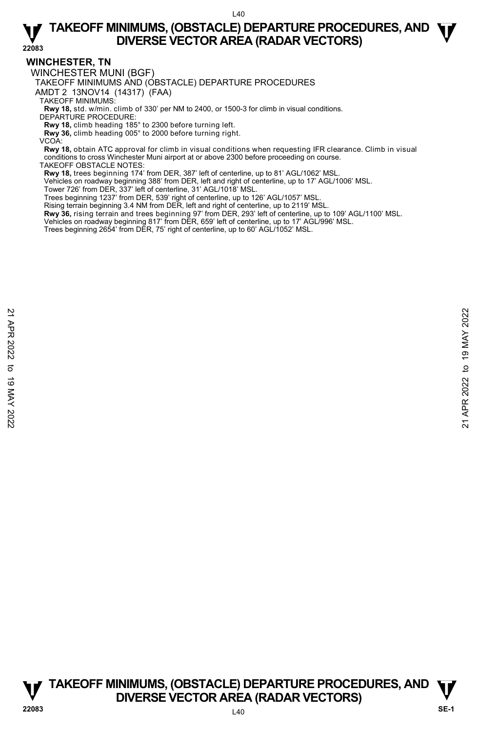# TAKEOFF MINIMUMS, (OBSTACLE) DEPARTURE PROCEDURES, AND DIVERSE VECTOR AREA (RADAR VECTORS)

## WINCHESTER, TN

WINCHESTER MUNI (BGF)

TAKEOFF MINIMUMS AND (OBSTACLE) DEPARTURE PROCEDURES

AMDT 2 13NOV14 (14317) (FAA)

TAKEOFF MINIMUMS:

**Rwy 18,** std. w/min. climb of 330' per NM to 2400, or 1500-3 for climb in visual conditions.

DEPARTURE PROCEDURE:

**Rwy 18,** climb heading 185° to 2300 before turning left.

**Rwy 36,** climb heading 005° to 2000 before turning right.

VCOA:

**Rwy 18,** obtain ATC approval for climb in visual conditions when requesting IFR clearance. Climb in visual conditions to cross Winchester Muni airport at or above 2300 before proceeding on course.

TAKEOFF OBSTACLE NOTES:

**Rwy 18,** trees beginning 174' from DER, 387' left of centerline, up to 81' AGL/1062' MSL.
Vehicles on roadway beginning 388' from DER, left and right of centerline, up to 17' AGL/1006' MSL.
Tower 726' from DER, 337' left of centerline, 31' AGL/1018' MSL.
Trees beginning 1237' from DER, 539' right of centerline, up to 126' AGL/1057' MSL.
Rising terrain beginning 3.4 NM from DER, left and right of centerline, up to 2119' MSL.

**Rwy 36,** rising terrain and trees beginning 97' from DER, 293' left of centerline, up to 109' AGL/1100' MSL.
Vehicles on roadway beginning 817' from DER, 659' left of centerline, up to 17' AGL/996' MSL.
Trees beginning 2654' from DER, 75' right of centerline, up to 60' AGL/1052' MSL.